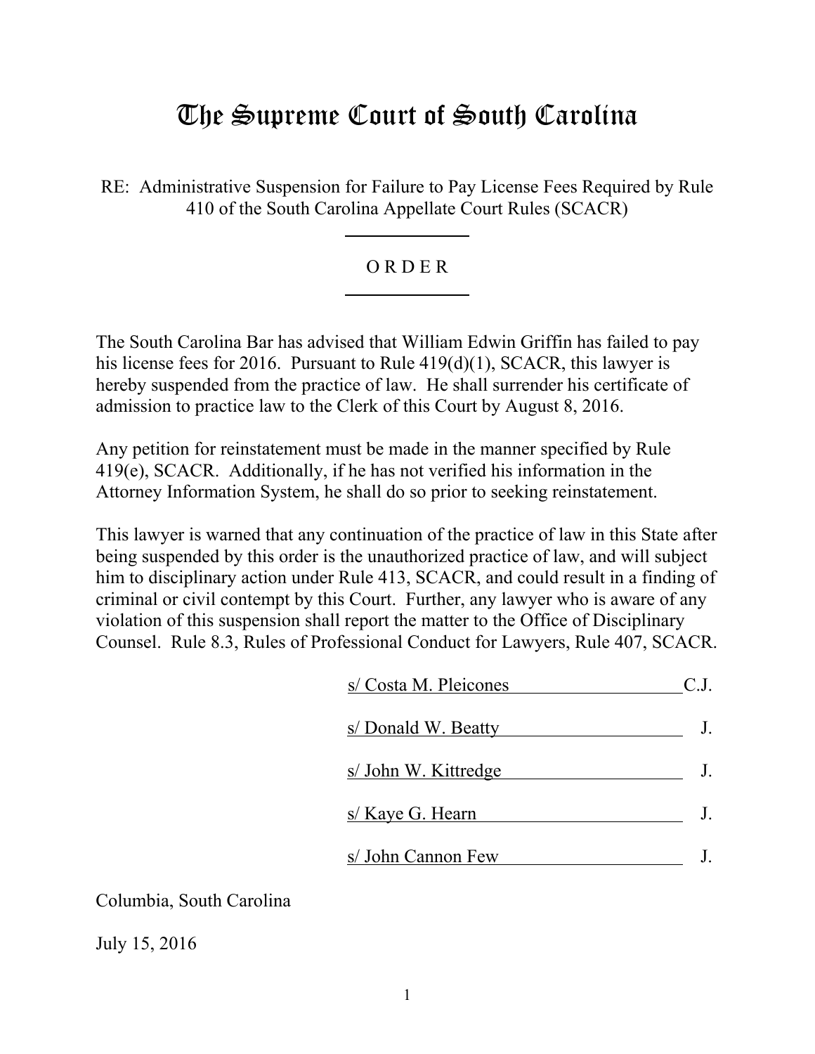# The Supreme Court of South Carolina

RE: Administrative Suspension for Failure to Pay License Fees Required by Rule 410 of the South Carolina Appellate Court Rules (SCACR)

## O R D E R

The South Carolina Bar has advised that William Edwin Griffin has failed to pay his license fees for 2016. Pursuant to Rule 419(d)(1), SCACR, this lawyer is hereby suspended from the practice of law. He shall surrender his certificate of admission to practice law to the Clerk of this Court by August 8, 2016.

Any petition for reinstatement must be made in the manner specified by Rule 419(e), SCACR. Additionally, if he has not verified his information in the Attorney Information System, he shall do so prior to seeking reinstatement.

This lawyer is warned that any continuation of the practice of law in this State after being suspended by this order is the unauthorized practice of law, and will subject him to disciplinary action under Rule 413, SCACR, and could result in a finding of criminal or civil contempt by this Court. Further, any lawyer who is aware of any violation of this suspension shall report the matter to the Office of Disciplinary Counsel. Rule 8.3, Rules of Professional Conduct for Lawyers, Rule 407, SCACR.

s/ Costa M. Pleicones C.J.

s/ Donald W. Beatty J.

s/ John W. Kittredge J.

s/ Kaye G. Hearn J.

s/ John Cannon Few J.

Columbia, South Carolina

July 15, 2016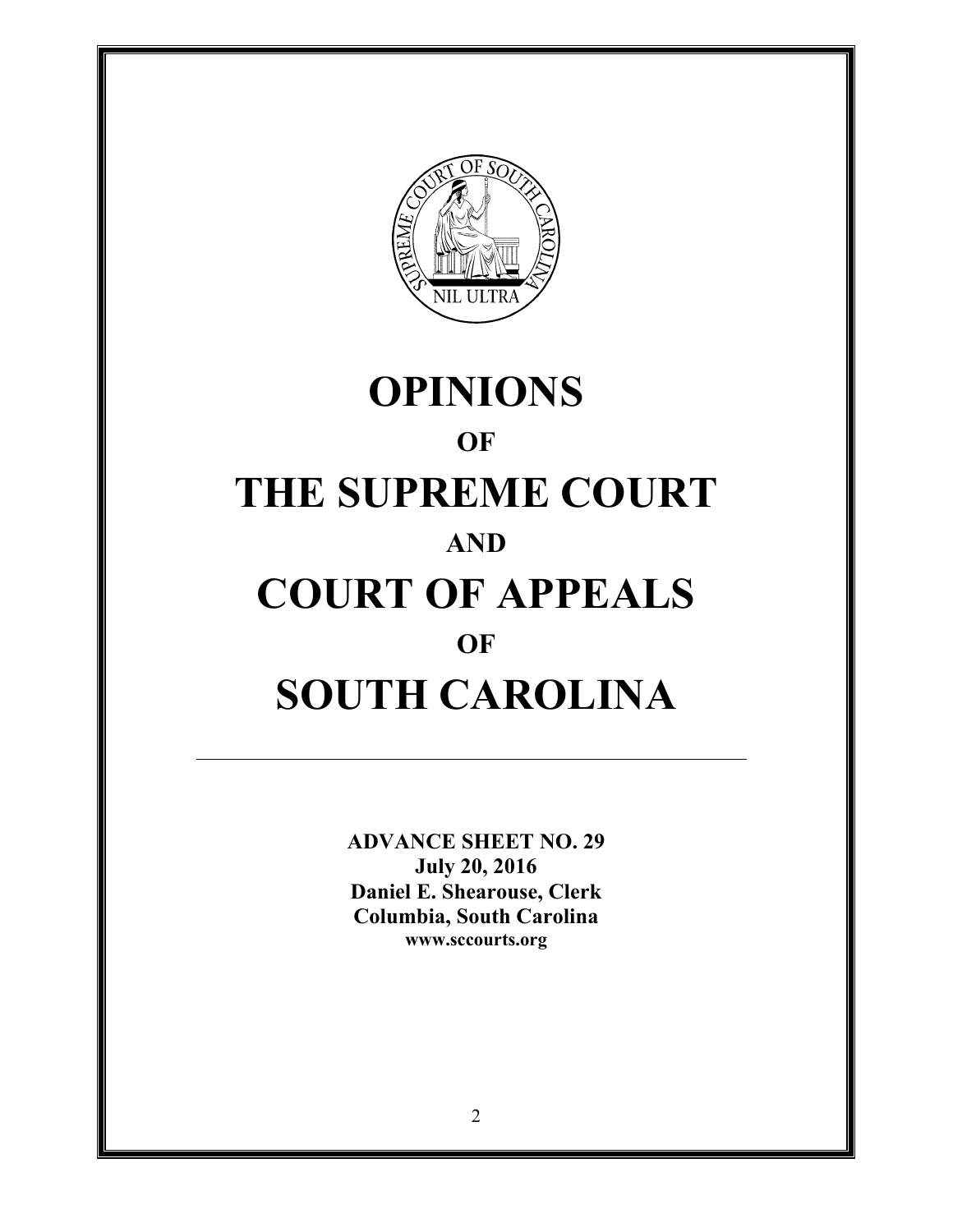# OPINIONS

## OF

# THE SUPREME COURT

## AND

# COURT OF APPEALS

## OF

# SOUTH CAROLINA

---

**ADVANCE SHEET NO. 29**
**July 20, 2016**
**Daniel E. Shearouse, Clerk**
**Columbia, South Carolina**
**www.sccourts.org**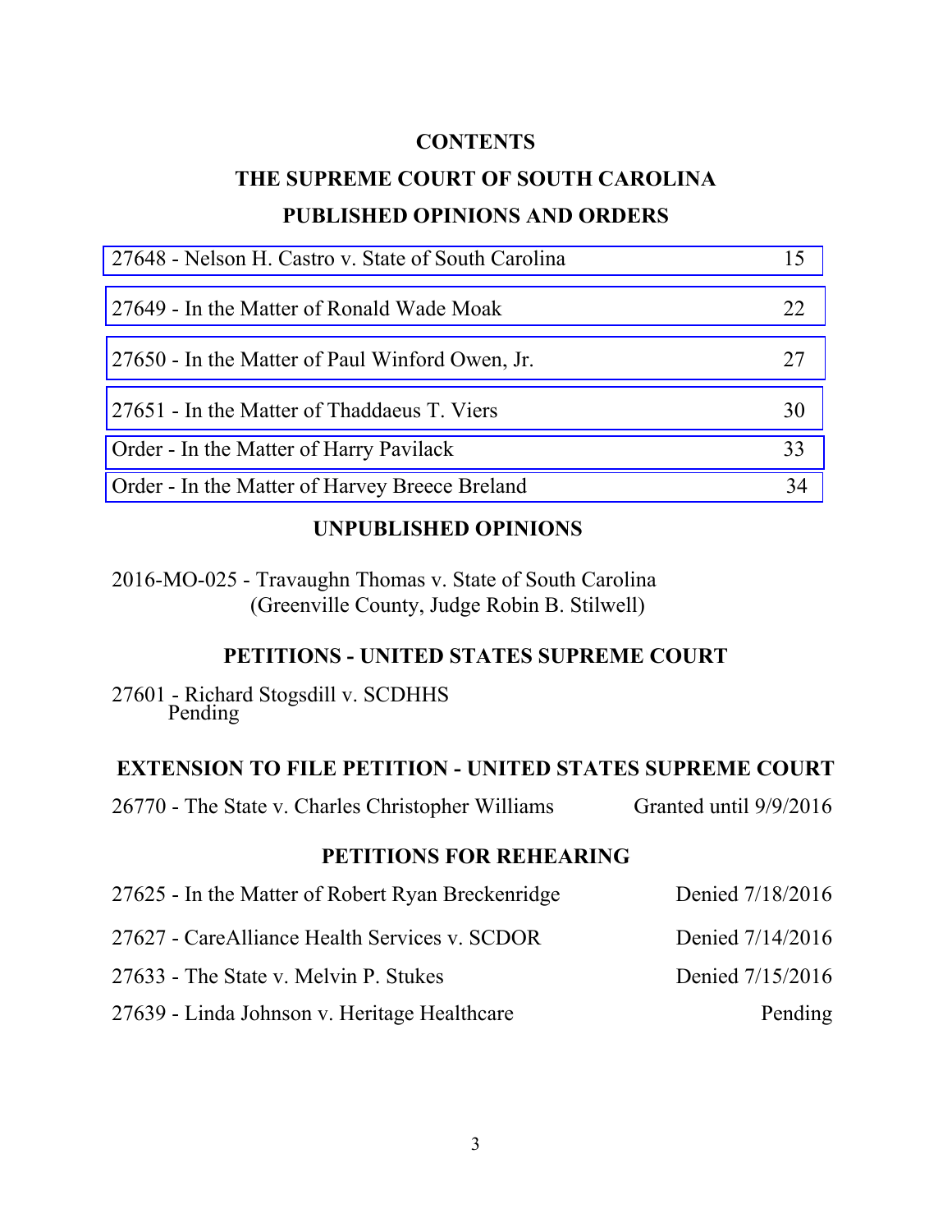# CONTENTS

## THE SUPREME COURT OF SOUTH CAROLINA

## PUBLISHED OPINIONS AND ORDERS

| | |
|---|---|
| 27648 - Nelson H. Castro v. State of South Carolina | 15 |
| 27649 - In the Matter of Ronald Wade Moak | 22 |
| 27650 - In the Matter of Paul Winford Owen, Jr. | 27 |
| 27651 - In the Matter of Thaddeus T. Viers | 30 |
| Order - In the Matter of Harry Pavilack | 33 |
| Order - In the Matter of Harvey Breece Breland | 34 |

## UNPUBLISHED OPINIONS

2016-MO-025 - Travaughn Thomas v. State of South Carolina
(Greenville County, Judge Robin B. Stilwell)

## PETITIONS - UNITED STATES SUPREME COURT

27601 - Richard Stogsdill v. SCDHHS
Pending

## EXTENSION TO FILE PETITION - UNITED STATES SUPREME COURT

| | |
|---|---|
| 26770 - The State v. Charles Christopher Williams | Granted until 9/9/2016 |

## PETITIONS FOR REHEARING

| | |
|---|---|
| 27625 - In the Matter of Robert Ryan Breckenridge | Denied 7/18/2016 |
| 27627 - CareAlliance Health Services v. SCDOR | Denied 7/14/2016 |
| 27633 - The State v. Melvin P. Stukes | Denied 7/15/2016 |
| 27639 - Linda Johnson v. Heritage Healthcare | Pending |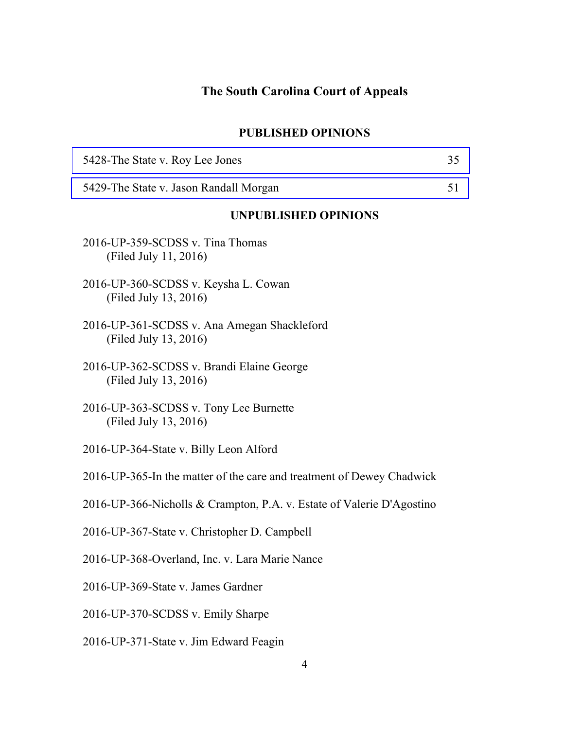## The South Carolina Court of Appeals

### PUBLISHED OPINIONS

| | |
|---|---|
| 5428-The State v. Roy Lee Jones | 35 |
| 5429-The State v. Jason Randall Morgan | 51 |

### UNPUBLISHED OPINIONS

2016-UP-359-SCDSS v. Tina Thomas
(Filed July 11, 2016)

2016-UP-360-SCDSS v. Keysha L. Cowan
(Filed July 13, 2016)

2016-UP-361-SCDSS v. Ana Amegan Shackleford
(Filed July 13, 2016)

2016-UP-362-SCDSS v. Brandi Elaine George
(Filed July 13, 2016)

2016-UP-363-SCDSS v. Tony Lee Burnette
(Filed July 13, 2016)

2016-UP-364-State v. Billy Leon Alford

2016-UP-365-In the matter of the care and treatment of Dewey Chadwick

2016-UP-366-Nicholls & Crampton, P.A. v. Estate of Valerie D'Agostino

2016-UP-367-State v. Christopher D. Campbell

2016-UP-368-Overland, Inc. v. Lara Marie Nance

2016-UP-369-State v. James Gardner

2016-UP-370-SCDSS v. Emily Sharpe

2016-UP-371-State v. Jim Edward Feagin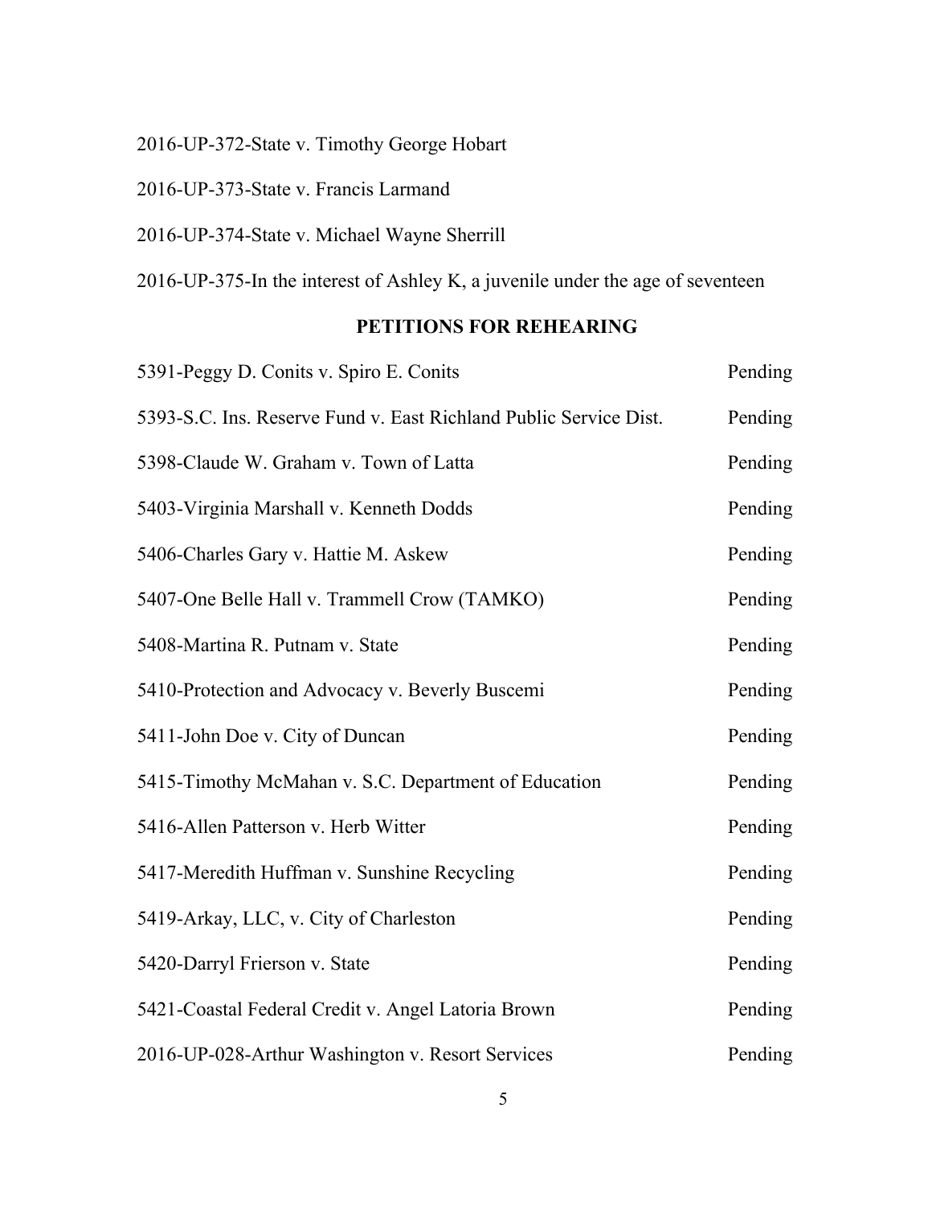2016-UP-372-State v. Timothy George Hobart

2016-UP-373-State v. Francis Larmand

2016-UP-374-State v. Michael Wayne Sherrill

2016-UP-375-In the interest of Ashley K, a juvenile under the age of seventeen

## PETITIONS FOR REHEARING

| | |
|---|---|
| 5391-Peggy D. Conits v. Spiro E. Conits | Pending |
| 5393-S.C. Ins. Reserve Fund v. East Richland Public Service Dist. | Pending |
| 5398-Claude W. Graham v. Town of Latta | Pending |
| 5403-Virginia Marshall v. Kenneth Dodds | Pending |
| 5406-Charles Gary v. Hattie M. Askew | Pending |
| 5407-One Belle Hall v. Trammell Crow (TAMKO) | Pending |
| 5408-Martina R. Putnam v. State | Pending |
| 5410-Protection and Advocacy v. Beverly Buscemi | Pending |
| 5411-John Doe v. City of Duncan | Pending |
| 5415-Timothy McMahan v. S.C. Department of Education | Pending |
| 5416-Allen Patterson v. Herb Witter | Pending |
| 5417-Meredith Huffman v. Sunshine Recycling | Pending |
| 5419-Arkay, LLC, v. City of Charleston | Pending |
| 5420-Darryl Frierson v. State | Pending |
| 5421-Coastal Federal Credit v. Angel Latoria Brown | Pending |
| 2016-UP-028-Arthur Washington v. Resort Services | Pending |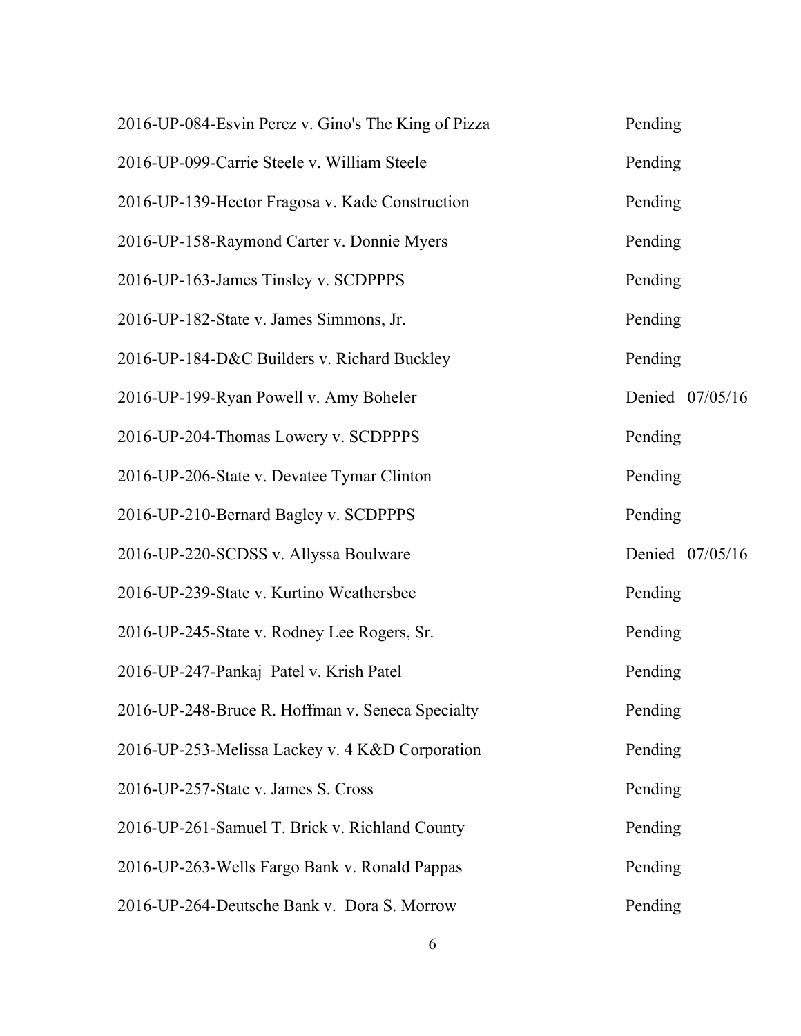| | |
|---|---|
| 2016-UP-084-Esvin Perez v. Gino's The King of Pizza | Pending |
| 2016-UP-099-Carrie Steele v. William Steele | Pending |
| 2016-UP-139-Hector Fragosa v. Kade Construction | Pending |
| 2016-UP-158-Raymond Carter v. Donnie Myers | Pending |
| 2016-UP-163-James Tinsley v. SCDPPPS | Pending |
| 2016-UP-182-State v. James Simmons, Jr. | Pending |
| 2016-UP-184-D&C Builders v. Richard Buckley | Pending |
| 2016-UP-199-Ryan Powell v. Amy Boheler | Denied 07/05/16 |
| 2016-UP-204-Thomas Lowery v. SCDPPPS | Pending |
| 2016-UP-206-State v. Devatee Tymar Clinton | Pending |
| 2016-UP-210-Bernard Bagley v. SCDPPPS | Pending |
| 2016-UP-220-SCDSS v. Allyssa Boulware | Denied 07/05/16 |
| 2016-UP-239-State v. Kurtino Weathersbee | Pending |
| 2016-UP-245-State v. Rodney Lee Rogers, Sr. | Pending |
| 2016-UP-247-Pankaj Patel v. Krish Patel | Pending |
| 2016-UP-248-Bruce R. Hoffman v. Seneca Specialty | Pending |
| 2016-UP-253-Melissa Lackey v. 4 K&D Corporation | Pending |
| 2016-UP-257-State v. James S. Cross | Pending |
| 2016-UP-261-Samuel T. Brick v. Richland County | Pending |
| 2016-UP-263-Wells Fargo Bank v. Ronald Pappas | Pending |
| 2016-UP-264-Deutsche Bank v. Dora S. Morrow | Pending |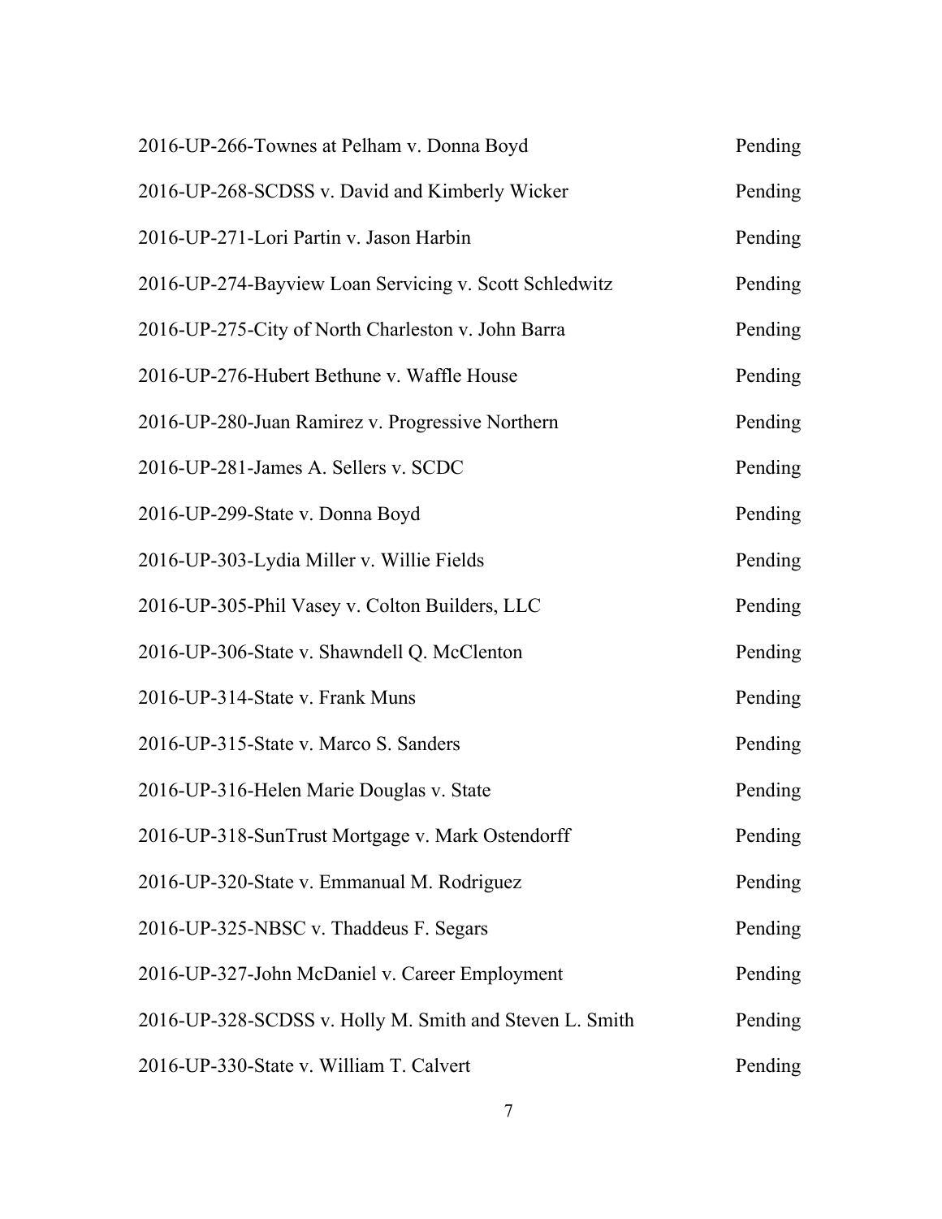| | |
|---|---|
| 2016-UP-266-Townes at Pelham v. Donna Boyd | Pending |
| 2016-UP-268-SCDSS v. David and Kimberly Wicker | Pending |
| 2016-UP-271-Lori Partin v. Jason Harbin | Pending |
| 2016-UP-274-Bayview Loan Servicing v. Scott Schledwitz | Pending |
| 2016-UP-275-City of North Charleston v. John Barra | Pending |
| 2016-UP-276-Hubert Bethune v. Waffle House | Pending |
| 2016-UP-280-Juan Ramirez v. Progressive Northern | Pending |
| 2016-UP-281-James A. Sellers v. SCDC | Pending |
| 2016-UP-299-State v. Donna Boyd | Pending |
| 2016-UP-303-Lydia Miller v. Willie Fields | Pending |
| 2016-UP-305-Phil Vasey v. Colton Builders, LLC | Pending |
| 2016-UP-306-State v. Shawndell Q. McClenton | Pending |
| 2016-UP-314-State v. Frank Muns | Pending |
| 2016-UP-315-State v. Marco S. Sanders | Pending |
| 2016-UP-316-Helen Marie Douglas v. State | Pending |
| 2016-UP-318-SunTrust Mortgage v. Mark Ostendorff | Pending |
| 2016-UP-320-State v. Emmanual M. Rodriguez | Pending |
| 2016-UP-325-NBSC v. Thaddeus F. Segars | Pending |
| 2016-UP-327-John McDaniel v. Career Employment | Pending |
| 2016-UP-328-SCDSS v. Holly M. Smith and Steven L. Smith | Pending |
| 2016-UP-330-State v. William T. Calvert | Pending |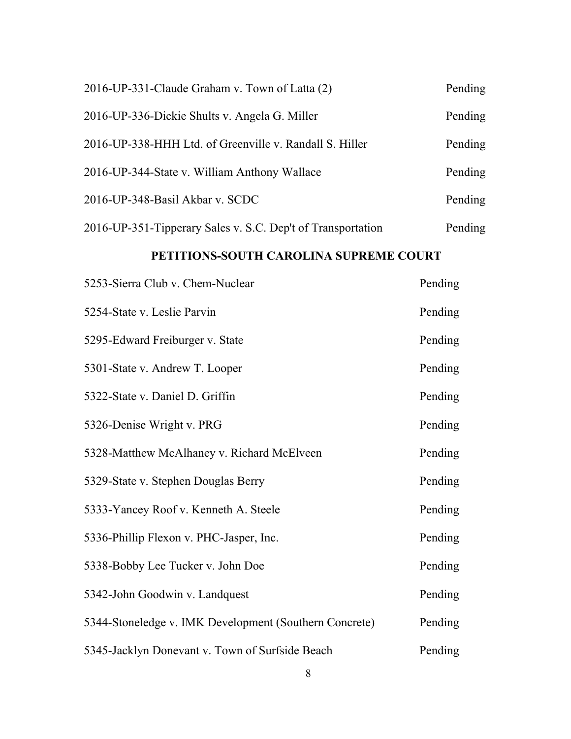| | |
|---|---|
| 2016-UP-331-Claude Graham v. Town of Latta (2) | Pending |
| 2016-UP-336-Dickie Shults v. Angela G. Miller | Pending |
| 2016-UP-338-HHH Ltd. of Greenville v. Randall S. Hiller | Pending |
| 2016-UP-344-State v. William Anthony Wallace | Pending |
| 2016-UP-348-Basil Akbar v. SCDC | Pending |
| 2016-UP-351-Tipperary Sales v. S.C. Dep't of Transportation | Pending |

## PETITIONS-SOUTH CAROLINA SUPREME COURT

| | |
|---|---|
| 5253-Sierra Club v. Chem-Nuclear | Pending |
| 5254-State v. Leslie Parvin | Pending |
| 5295-Edward Freiburger v. State | Pending |
| 5301-State v. Andrew T. Looper | Pending |
| 5322-State v. Daniel D. Griffin | Pending |
| 5326-Denise Wright v. PRG | Pending |
| 5328-Matthew McAlhaney v. Richard McElveen | Pending |
| 5329-State v. Stephen Douglas Berry | Pending |
| 5333-Yancey Roof v. Kenneth A. Steele | Pending |
| 5336-Phillip Flexon v. PHC-Jasper, Inc. | Pending |
| 5338-Bobby Lee Tucker v. John Doe | Pending |
| 5342-John Goodwin v. Landquest | Pending |
| 5344-Stoneledge v. IMK Development (Southern Concrete) | Pending |
| 5345-Jacklyn Donevant v. Town of Surfside Beach | Pending |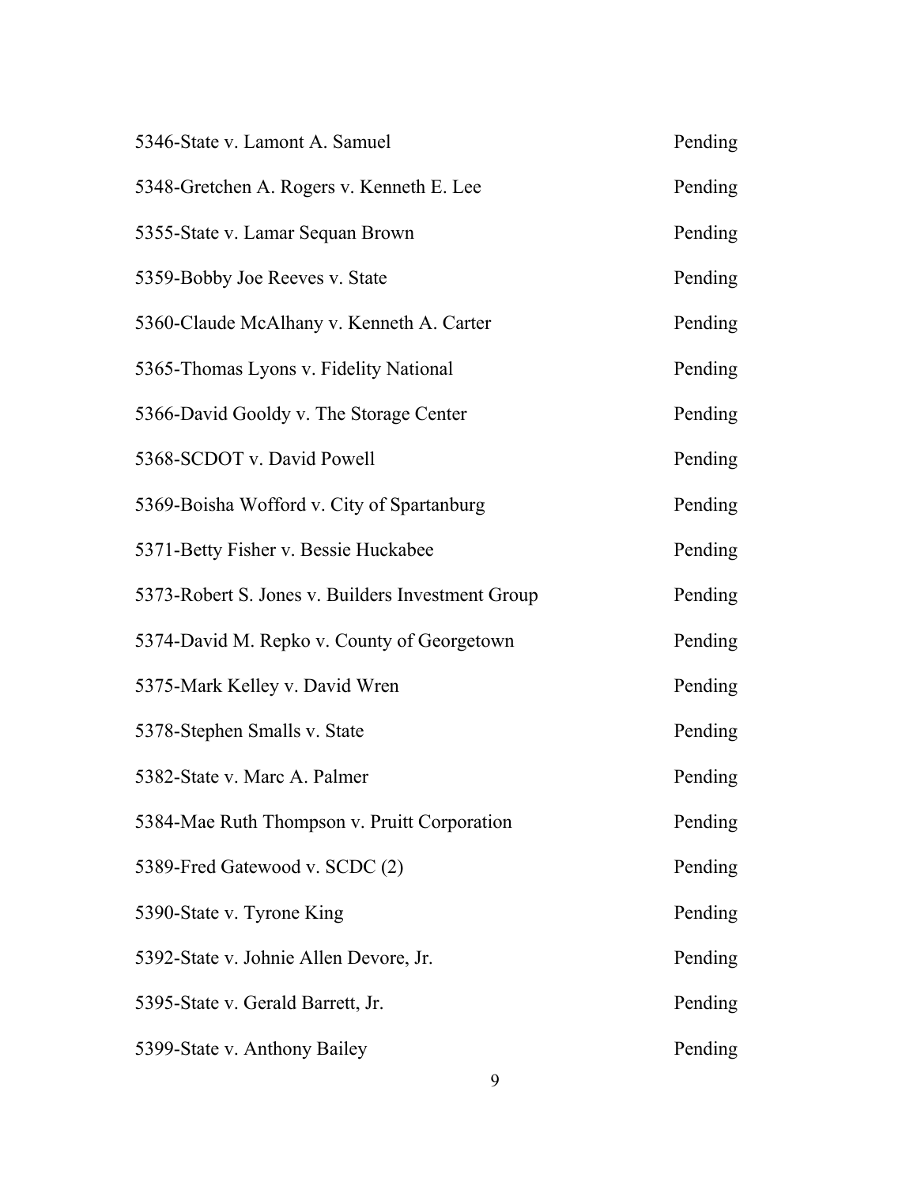| | |
|---|---|
| 5346-State v. Lamont A. Samuel | Pending |
| 5348-Gretchen A. Rogers v. Kenneth E. Lee | Pending |
| 5355-State v. Lamar Sequan Brown | Pending |
| 5359-Bobby Joe Reeves v. State | Pending |
| 5360-Claude McAlhany v. Kenneth A. Carter | Pending |
| 5365-Thomas Lyons v. Fidelity National | Pending |
| 5366-David Gooldy v. The Storage Center | Pending |
| 5368-SCDOT v. David Powell | Pending |
| 5369-Boisha Wofford v. City of Spartanburg | Pending |
| 5371-Betty Fisher v. Bessie Huckabee | Pending |
| 5373-Robert S. Jones v. Builders Investment Group | Pending |
| 5374-David M. Repko v. County of Georgetown | Pending |
| 5375-Mark Kelley v. David Wren | Pending |
| 5378-Stephen Smalls v. State | Pending |
| 5382-State v. Marc A. Palmer | Pending |
| 5384-Mae Ruth Thompson v. Pruitt Corporation | Pending |
| 5389-Fred Gatewood v. SCDC (2) | Pending |
| 5390-State v. Tyrone King | Pending |
| 5392-State v. Johnie Allen Devore, Jr. | Pending |
| 5395-State v. Gerald Barrett, Jr. | Pending |
| 5399-State v. Anthony Bailey | Pending |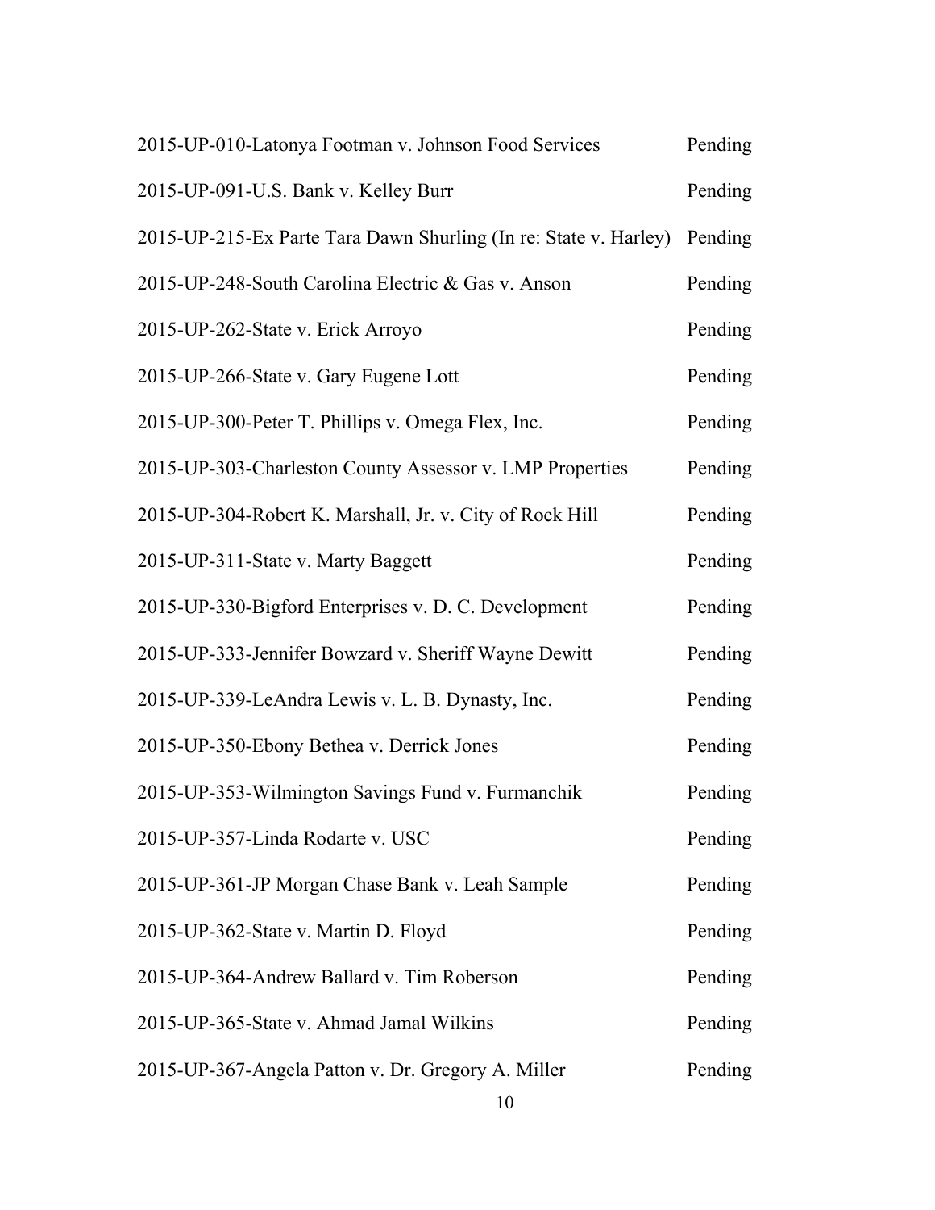| | |
|---|---|
| 2015-UP-010-Latonya Footman v. Johnson Food Services | Pending |
| 2015-UP-091-U.S. Bank v. Kelley Burr | Pending |
| 2015-UP-215-Ex Parte Tara Dawn Shurling (In re: State v. Harley) | Pending |
| 2015-UP-248-South Carolina Electric & Gas v. Anson | Pending |
| 2015-UP-262-State v. Erick Arroyo | Pending |
| 2015-UP-266-State v. Gary Eugene Lott | Pending |
| 2015-UP-300-Peter T. Phillips v. Omega Flex, Inc. | Pending |
| 2015-UP-303-Charleston County Assessor v. LMP Properties | Pending |
| 2015-UP-304-Robert K. Marshall, Jr. v. City of Rock Hill | Pending |
| 2015-UP-311-State v. Marty Baggett | Pending |
| 2015-UP-330-Bigford Enterprises v. D. C. Development | Pending |
| 2015-UP-333-Jennifer Bowzard v. Sheriff Wayne Dewitt | Pending |
| 2015-UP-339-LeAndra Lewis v. L. B. Dynasty, Inc. | Pending |
| 2015-UP-350-Ebony Bethea v. Derrick Jones | Pending |
| 2015-UP-353-Wilmington Savings Fund v. Furmanchik | Pending |
| 2015-UP-357-Linda Rodarte v. USC | Pending |
| 2015-UP-361-JP Morgan Chase Bank v. Leah Sample | Pending |
| 2015-UP-362-State v. Martin D. Floyd | Pending |
| 2015-UP-364-Andrew Ballard v. Tim Roberson | Pending |
| 2015-UP-365-State v. Ahmad Jamal Wilkins | Pending |
| 2015-UP-367-Angela Patton v. Dr. Gregory A. Miller | Pending |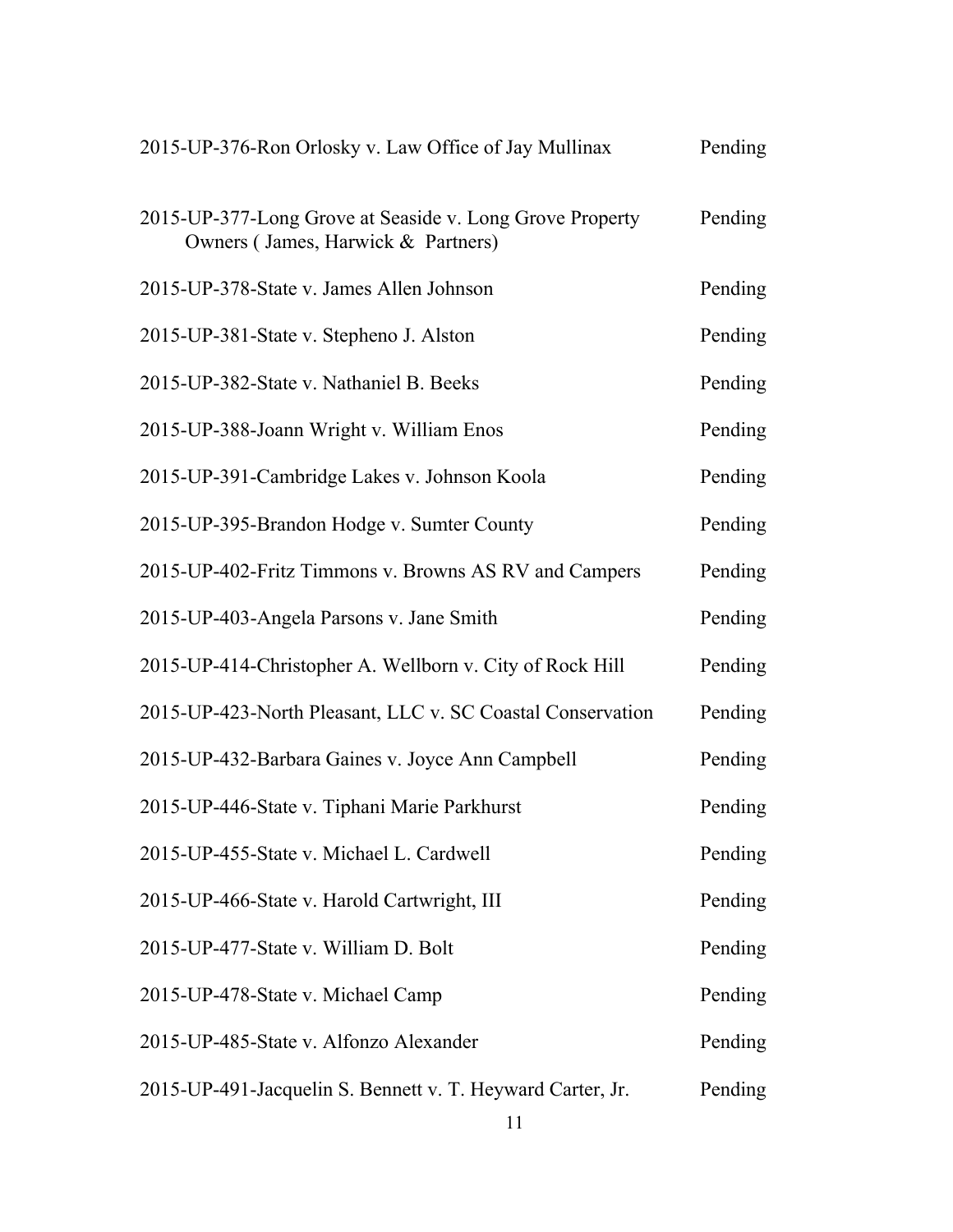| | |
|---|---|
| 2015-UP-376-Ron Orlosky v. Law Office of Jay Mullinax | Pending |
| 2015-UP-377-Long Grove at Seaside v. Long Grove Property Owners ( James, Harwick & Partners) | Pending |
| 2015-UP-378-State v. James Allen Johnson | Pending |
| 2015-UP-381-State v. Stepheno J. Alston | Pending |
| 2015-UP-382-State v. Nathaniel B. Beeks | Pending |
| 2015-UP-388-Joann Wright v. William Enos | Pending |
| 2015-UP-391-Cambridge Lakes v. Johnson Koola | Pending |
| 2015-UP-395-Brandon Hodge v. Sumter County | Pending |
| 2015-UP-402-Fritz Timmons v. Browns AS RV and Campers | Pending |
| 2015-UP-403-Angela Parsons v. Jane Smith | Pending |
| 2015-UP-414-Christopher A. Wellborn v. City of Rock Hill | Pending |
| 2015-UP-423-North Pleasant, LLC v. SC Coastal Conservation | Pending |
| 2015-UP-432-Barbara Gaines v. Joyce Ann Campbell | Pending |
| 2015-UP-446-State v. Tiphani Marie Parkhurst | Pending |
| 2015-UP-455-State v. Michael L. Cardwell | Pending |
| 2015-UP-466-State v. Harold Cartwright, III | Pending |
| 2015-UP-477-State v. William D. Bolt | Pending |
| 2015-UP-478-State v. Michael Camp | Pending |
| 2015-UP-485-State v. Alfonzo Alexander | Pending |
| 2015-UP-491-Jacquelin S. Bennett v. T. Heyward Carter, Jr. | Pending |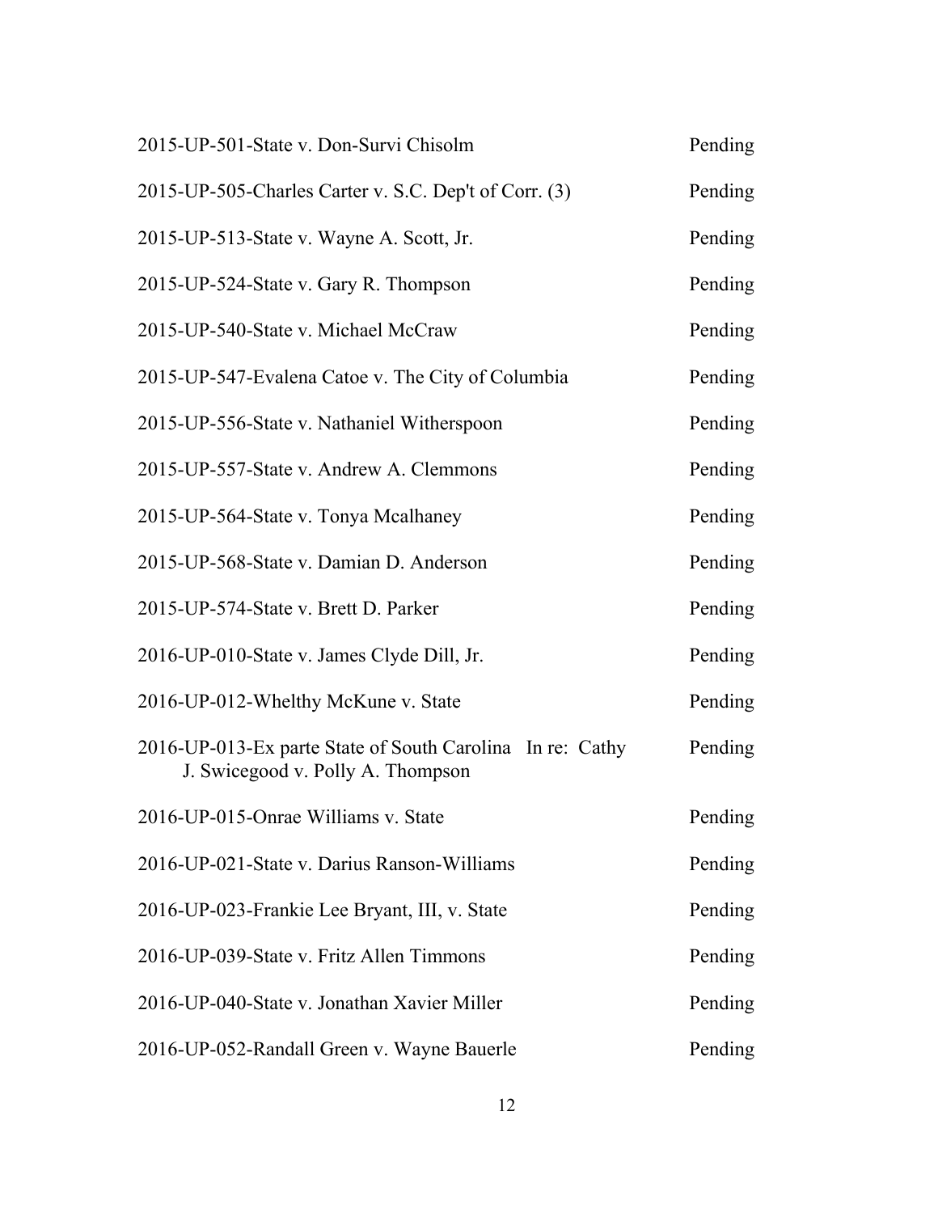| | |
|---|---|
| 2015-UP-501-State v. Don-Survi Chisolm | Pending |
| 2015-UP-505-Charles Carter v. S.C. Dep't of Corr. (3) | Pending |
| 2015-UP-513-State v. Wayne A. Scott, Jr. | Pending |
| 2015-UP-524-State v. Gary R. Thompson | Pending |
| 2015-UP-540-State v. Michael McCraw | Pending |
| 2015-UP-547-Evalena Catoe v. The City of Columbia | Pending |
| 2015-UP-556-State v. Nathaniel Witherspoon | Pending |
| 2015-UP-557-State v. Andrew A. Clemmons | Pending |
| 2015-UP-564-State v. Tonya Mcalhaney | Pending |
| 2015-UP-568-State v. Damian D. Anderson | Pending |
| 2015-UP-574-State v. Brett D. Parker | Pending |
| 2016-UP-010-State v. James Clyde Dill, Jr. | Pending |
| 2016-UP-012-Whelthy McKune v. State | Pending |
| 2016-UP-013-Ex parte State of South Carolina In re: Cathy J. Swicegood v. Polly A. Thompson | Pending |
| 2016-UP-015-Onrae Williams v. State | Pending |
| 2016-UP-021-State v. Darius Ranson-Williams | Pending |
| 2016-UP-023-Frankie Lee Bryant, III, v. State | Pending |
| 2016-UP-039-State v. Fritz Allen Timmons | Pending |
| 2016-UP-040-State v. Jonathan Xavier Miller | Pending |
| 2016-UP-052-Randall Green v. Wayne Bauerle | Pending |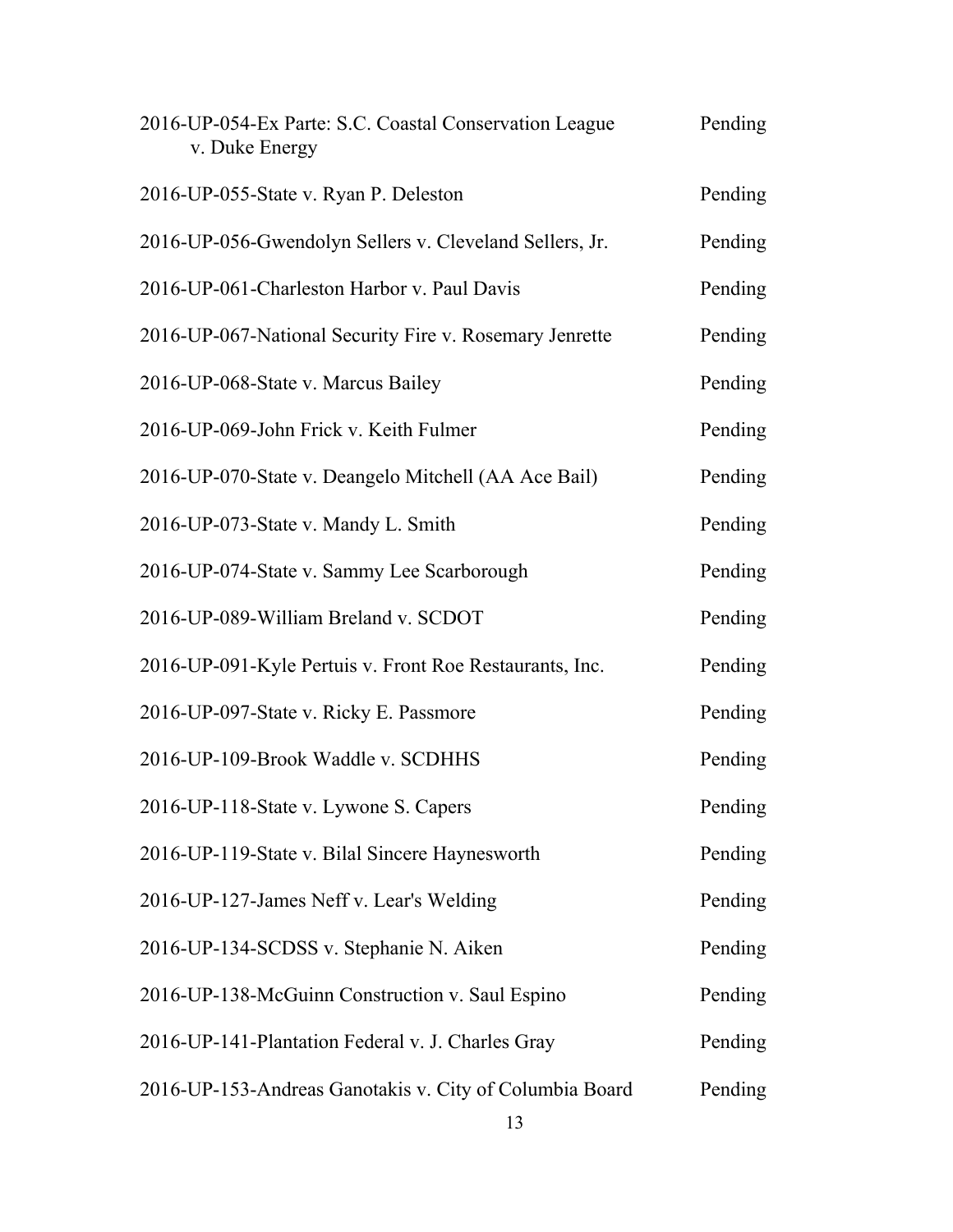| Case | Status |
|---|---|
| 2016-UP-054-Ex Parte: S.C. Coastal Conservation League v. Duke Energy | Pending |
| 2016-UP-055-State v. Ryan P. Deleston | Pending |
| 2016-UP-056-Gwendolyn Sellers v. Cleveland Sellers, Jr. | Pending |
| 2016-UP-061-Charleston Harbor v. Paul Davis | Pending |
| 2016-UP-067-National Security Fire v. Rosemary Jenrette | Pending |
| 2016-UP-068-State v. Marcus Bailey | Pending |
| 2016-UP-069-John Frick v. Keith Fulmer | Pending |
| 2016-UP-070-State v. Deangelo Mitchell (AA Ace Bail) | Pending |
| 2016-UP-073-State v. Mandy L. Smith | Pending |
| 2016-UP-074-State v. Sammy Lee Scarborough | Pending |
| 2016-UP-089-William Breland v. SCDOT | Pending |
| 2016-UP-091-Kyle Pertuis v. Front Roe Restaurants, Inc. | Pending |
| 2016-UP-097-State v. Ricky E. Passmore | Pending |
| 2016-UP-109-Brook Waddle v. SCDHHS | Pending |
| 2016-UP-118-State v. Lywone S. Capers | Pending |
| 2016-UP-119-State v. Bilal Sincere Haynesworth | Pending |
| 2016-UP-127-James Neff v. Lear's Welding | Pending |
| 2016-UP-134-SCDSS v. Stephanie N. Aiken | Pending |
| 2016-UP-138-McGuinn Construction v. Saul Espino | Pending |
| 2016-UP-141-Plantation Federal v. J. Charles Gray | Pending |
| 2016-UP-153-Andreas Ganotakis v. City of Columbia Board | Pending |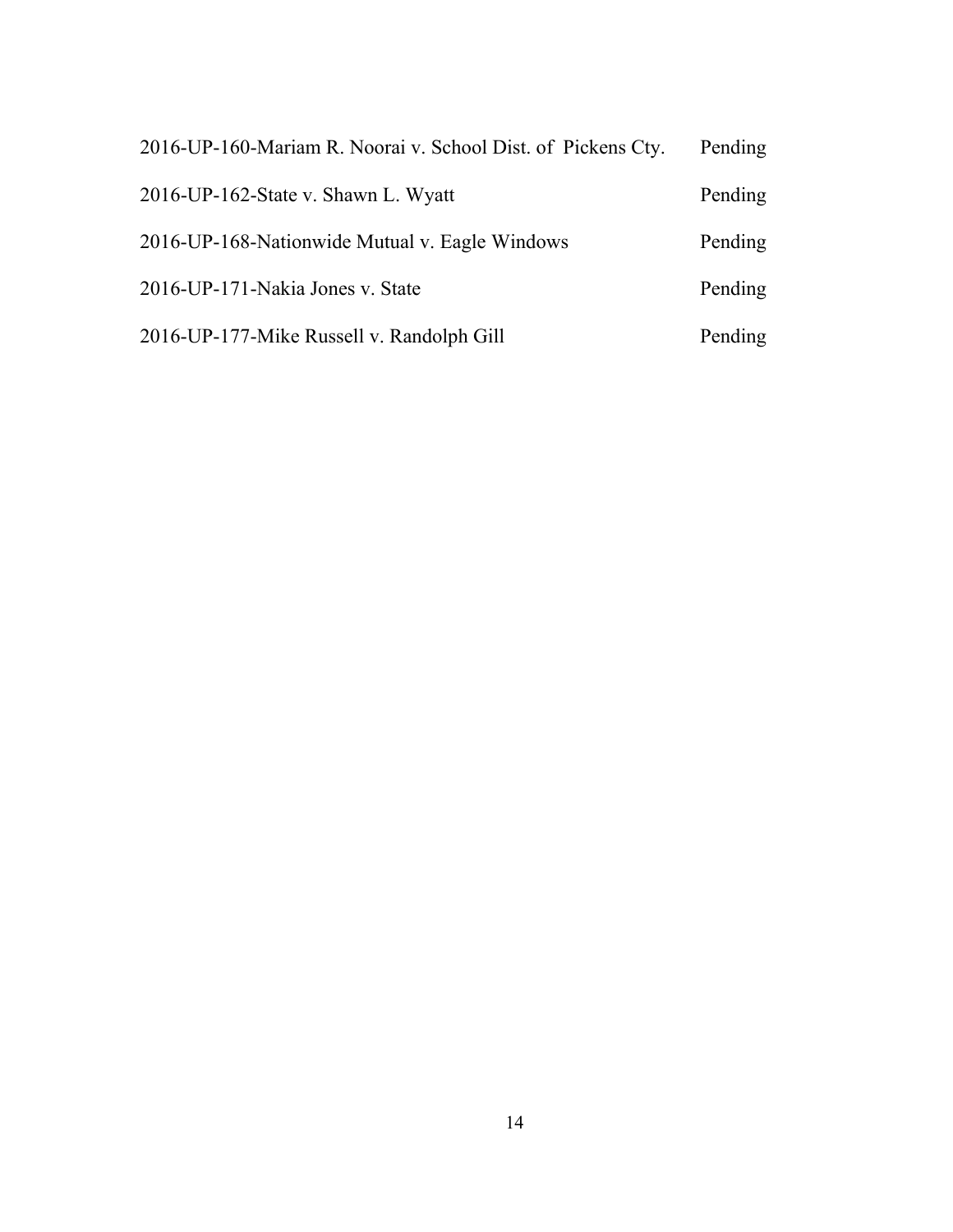| | |
|---|---|
| 2016-UP-160-Mariam R. Noorai v. School Dist. of Pickens Cty. | Pending |
| 2016-UP-162-State v. Shawn L. Wyatt | Pending |
| 2016-UP-168-Nationwide Mutual v. Eagle Windows | Pending |
| 2016-UP-171-Nakia Jones v. State | Pending |
| 2016-UP-177-Mike Russell v. Randolph Gill | Pending |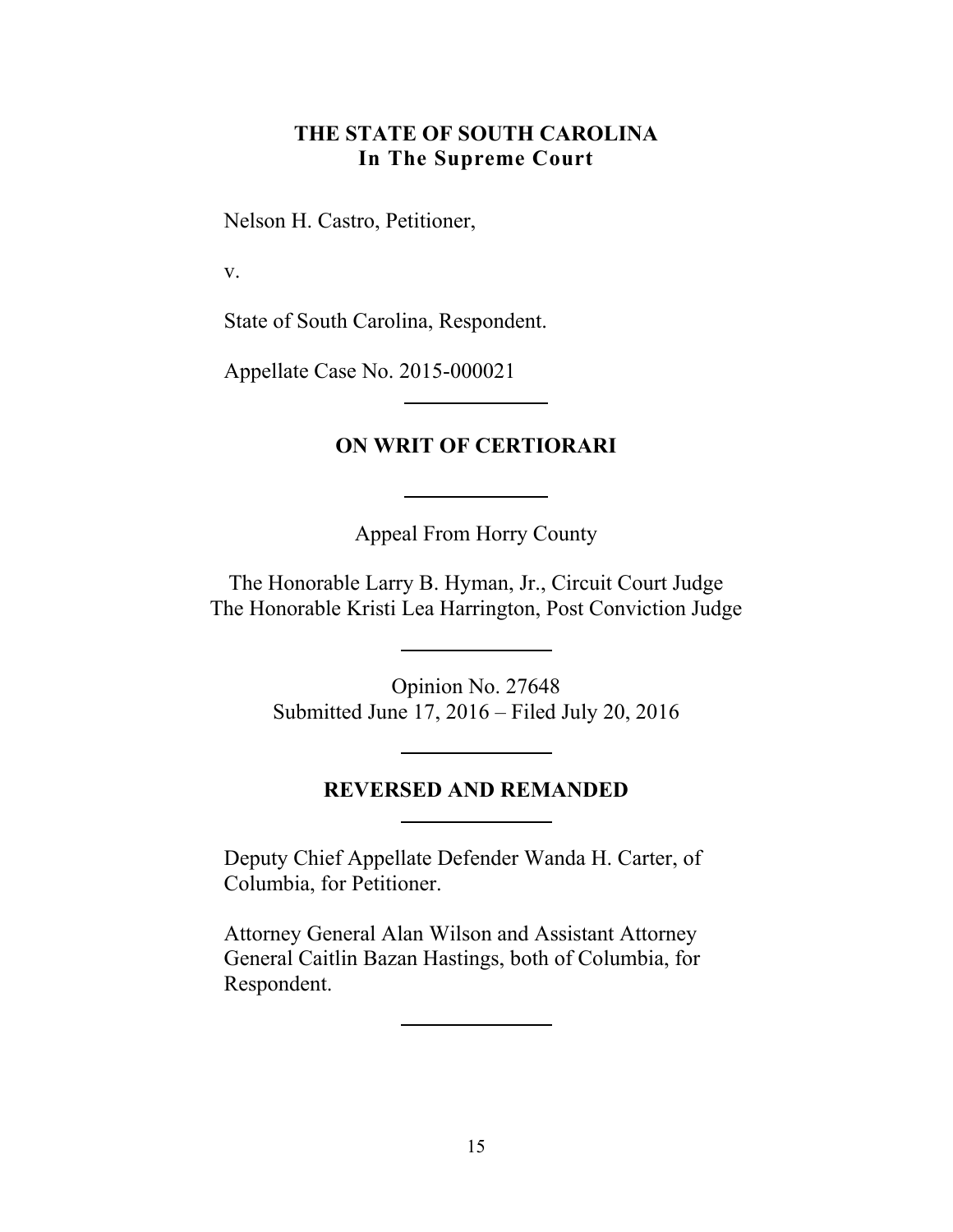**THE STATE OF SOUTH CAROLINA**
**In The Supreme Court**

Nelson H. Castro, Petitioner,

v.

State of South Carolina, Respondent.

Appellate Case No. 2015-000021

---

**ON WRIT OF CERTIORARI**

---

Appeal From Horry County

The Honorable Larry B. Hyman, Jr., Circuit Court Judge
The Honorable Kristi Lea Harrington, Post Conviction Judge

---

Opinion No. 27648
Submitted June 17, 2016 – Filed July 20, 2016

---

**REVERSED AND REMANDED**

---

Deputy Chief Appellate Defender Wanda H. Carter, of Columbia, for Petitioner.

Attorney General Alan Wilson and Assistant Attorney General Caitlin Bazan Hastings, both of Columbia, for Respondent.

---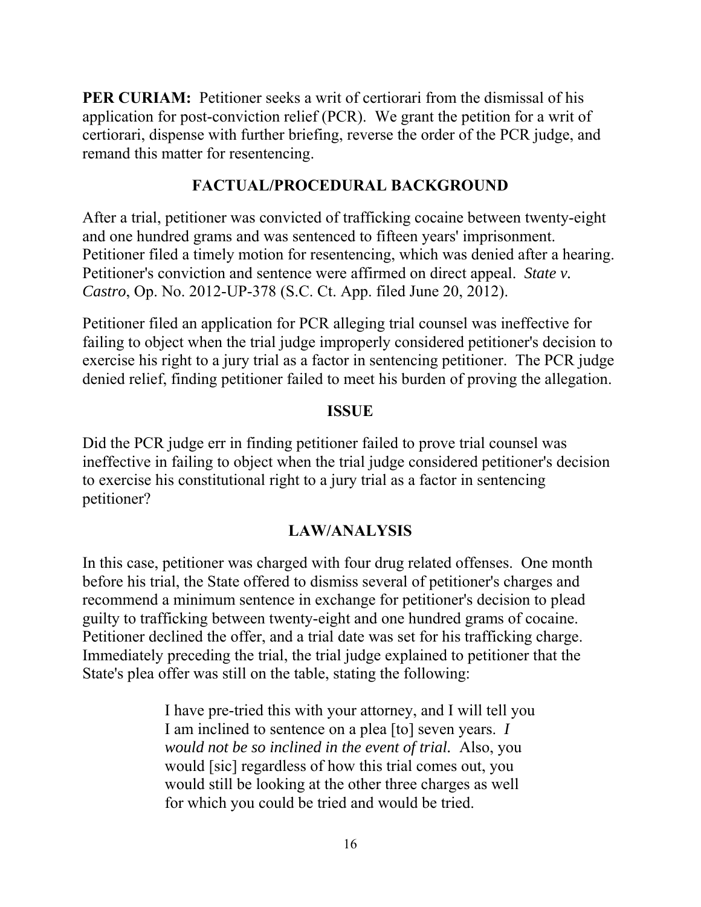**PER CURIAM:** Petitioner seeks a writ of certiorari from the dismissal of his application for post-conviction relief (PCR). We grant the petition for a writ of certiorari, dispense with further briefing, reverse the order of the PCR judge, and remand this matter for resentencing.

## FACTUAL/PROCEDURAL BACKGROUND

After a trial, petitioner was convicted of trafficking cocaine between twenty-eight and one hundred grams and was sentenced to fifteen years' imprisonment. Petitioner filed a timely motion for resentencing, which was denied after a hearing. Petitioner's conviction and sentence were affirmed on direct appeal. *State v. Castro*, Op. No. 2012-UP-378 (S.C. Ct. App. filed June 20, 2012).

Petitioner filed an application for PCR alleging trial counsel was ineffective for failing to object when the trial judge improperly considered petitioner's decision to exercise his right to a jury trial as a factor in sentencing petitioner. The PCR judge denied relief, finding petitioner failed to meet his burden of proving the allegation.

## ISSUE

Did the PCR judge err in finding petitioner failed to prove trial counsel was ineffective in failing to object when the trial judge considered petitioner's decision to exercise his constitutional right to a jury trial as a factor in sentencing petitioner?

## LAW/ANALYSIS

In this case, petitioner was charged with four drug related offenses. One month before his trial, the State offered to dismiss several of petitioner's charges and recommend a minimum sentence in exchange for petitioner's decision to plead guilty to trafficking between twenty-eight and one hundred grams of cocaine. Petitioner declined the offer, and a trial date was set for his trafficking charge. Immediately preceding the trial, the trial judge explained to petitioner that the State's plea offer was still on the table, stating the following:

> I have pre-tried this with your attorney, and I will tell you I am inclined to sentence on a plea [to] seven years. *I would not be so inclined in the event of trial.* Also, you would [sic] regardless of how this trial comes out, you would still be looking at the other three charges as well for which you could be tried and would be tried.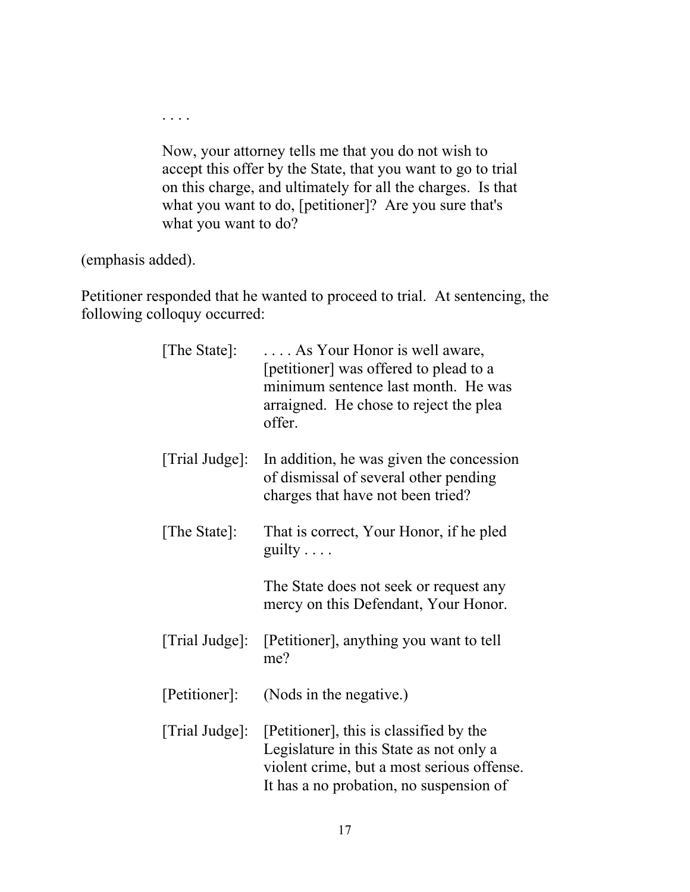> . . . .
>
> Now, your attorney tells me that you do not wish to accept this offer by the State, that you want to go to trial on this charge, and ultimately for all the charges. Is that what you want to do, [petitioner]? Are you sure that's what you want to do?

(emphasis added).

Petitioner responded that he wanted to proceed to trial. At sentencing, the following colloquy occurred:

> [The State]: . . . . As Your Honor is well aware, [petitioner] was offered to plead to a minimum sentence last month. He was arraigned. He chose to reject the plea offer.
>
> [Trial Judge]: In addition, he was given the concession of dismissal of several other pending charges that have not been tried?
>
> [The State]: That is correct, Your Honor, if he pled guilty . . . .
>
> The State does not seek or request any mercy on this Defendant, Your Honor.
>
> [Trial Judge]: [Petitioner], anything you want to tell me?
>
> [Petitioner]: (Nods in the negative.)
>
> [Trial Judge]: [Petitioner], this is classified by the Legislature in this State as not only a violent crime, but a most serious offense. It has a no probation, no suspension of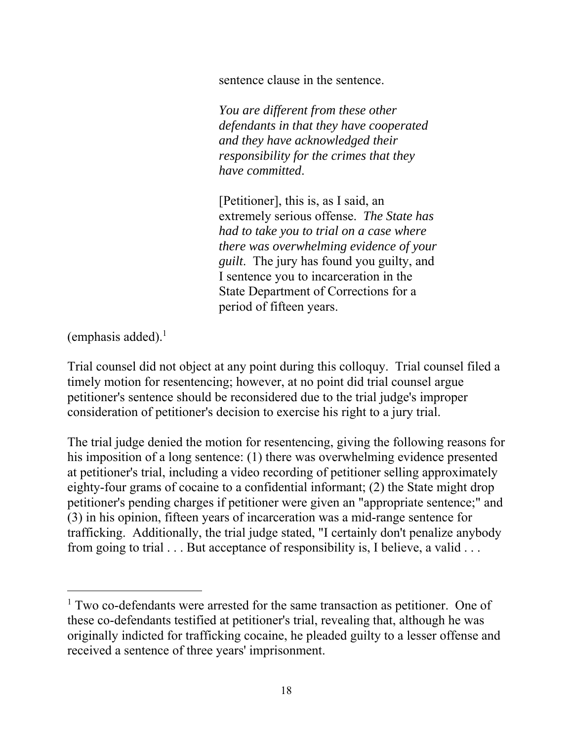> sentence clause in the sentence.
>
> *You are different from these other defendants in that they have cooperated and they have acknowledged their responsibility for the crimes that they have committed*.
>
> [Petitioner], this is, as I said, an extremely serious offense. *The State has had to take you to trial on a case where there was overwhelming evidence of your guilt*. The jury has found you guilty, and I sentence you to incarceration in the State Department of Corrections for a period of fifteen years.

(emphasis added).[1]

Trial counsel did not object at any point during this colloquy. Trial counsel filed a timely motion for resentencing; however, at no point did trial counsel argue petitioner's sentence should be reconsidered due to the trial judge's improper consideration of petitioner's decision to exercise his right to a jury trial.

The trial judge denied the motion for resentencing, giving the following reasons for his imposition of a long sentence: (1) there was overwhelming evidence presented at petitioner's trial, including a video recording of petitioner selling approximately eighty-four grams of cocaine to a confidential informant; (2) the State might drop petitioner's pending charges if petitioner were given an "appropriate sentence;" and (3) in his opinion, fifteen years of incarceration was a mid-range sentence for trafficking. Additionally, the trial judge stated, "I certainly don't penalize anybody from going to trial . . . But acceptance of responsibility is, I believe, a valid . . .

[1] Two co-defendants were arrested for the same transaction as petitioner. One of these co-defendants testified at petitioner's trial, revealing that, although he was originally indicted for trafficking cocaine, he pleaded guilty to a lesser offense and received a sentence of three years' imprisonment.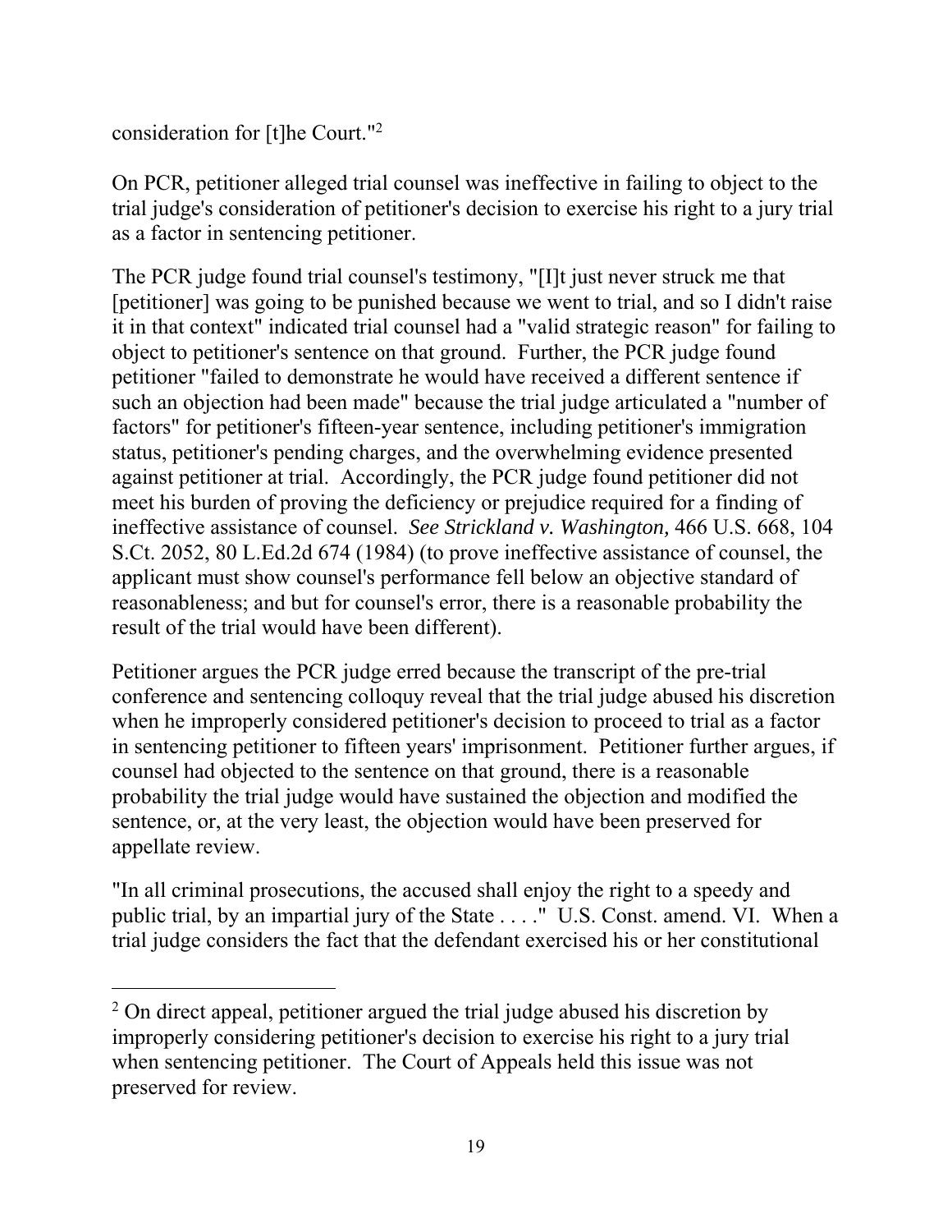consideration for [t]he Court."[2]

On PCR, petitioner alleged trial counsel was ineffective in failing to object to the trial judge's consideration of petitioner's decision to exercise his right to a jury trial as a factor in sentencing petitioner.

The PCR judge found trial counsel's testimony, "[I]t just never struck me that [petitioner] was going to be punished because we went to trial, and so I didn't raise it in that context" indicated trial counsel had a "valid strategic reason" for failing to object to petitioner's sentence on that ground. Further, the PCR judge found petitioner "failed to demonstrate he would have received a different sentence if such an objection had been made" because the trial judge articulated a "number of factors" for petitioner's fifteen-year sentence, including petitioner's immigration status, petitioner's pending charges, and the overwhelming evidence presented against petitioner at trial. Accordingly, the PCR judge found petitioner did not meet his burden of proving the deficiency or prejudice required for a finding of ineffective assistance of counsel. *See Strickland v. Washington,* 466 U.S. 668, 104 S.Ct. 2052, 80 L.Ed.2d 674 (1984) (to prove ineffective assistance of counsel, the applicant must show counsel's performance fell below an objective standard of reasonableness; and but for counsel's error, there is a reasonable probability the result of the trial would have been different).

Petitioner argues the PCR judge erred because the transcript of the pre-trial conference and sentencing colloquy reveal that the trial judge abused his discretion when he improperly considered petitioner's decision to proceed to trial as a factor in sentencing petitioner to fifteen years' imprisonment. Petitioner further argues, if counsel had objected to the sentence on that ground, there is a reasonable probability the trial judge would have sustained the objection and modified the sentence, or, at the very least, the objection would have been preserved for appellate review.

"In all criminal prosecutions, the accused shall enjoy the right to a speedy and public trial, by an impartial jury of the State . . . ." U.S. Const. amend. VI. When a trial judge considers the fact that the defendant exercised his or her constitutional

[2] On direct appeal, petitioner argued the trial judge abused his discretion by improperly considering petitioner's decision to exercise his right to a jury trial when sentencing petitioner. The Court of Appeals held this issue was not preserved for review.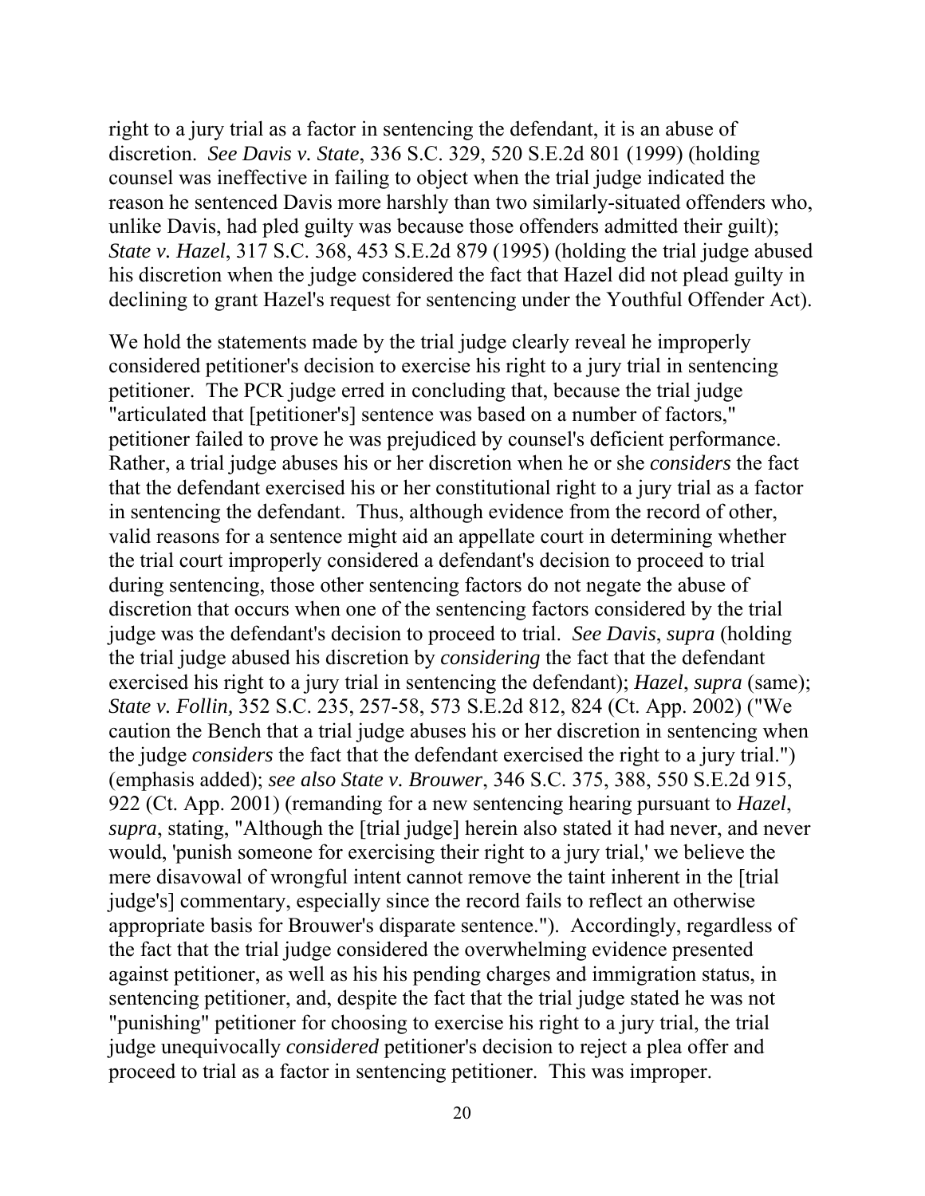right to a jury trial as a factor in sentencing the defendant, it is an abuse of discretion. *See Davis v. State*, 336 S.C. 329, 520 S.E.2d 801 (1999) (holding counsel was ineffective in failing to object when the trial judge indicated the reason he sentenced Davis more harshly than two similarly-situated offenders who, unlike Davis, had pled guilty was because those offenders admitted their guilt); *State v. Hazel*, 317 S.C. 368, 453 S.E.2d 879 (1995) (holding the trial judge abused his discretion when the judge considered the fact that Hazel did not plead guilty in declining to grant Hazel's request for sentencing under the Youthful Offender Act).

We hold the statements made by the trial judge clearly reveal he improperly considered petitioner's decision to exercise his right to a jury trial in sentencing petitioner. The PCR judge erred in concluding that, because the trial judge "articulated that [petitioner's] sentence was based on a number of factors," petitioner failed to prove he was prejudiced by counsel's deficient performance. Rather, a trial judge abuses his or her discretion when he or she *considers* the fact that the defendant exercised his or her constitutional right to a jury trial as a factor in sentencing the defendant. Thus, although evidence from the record of other, valid reasons for a sentence might aid an appellate court in determining whether the trial court improperly considered a defendant's decision to proceed to trial during sentencing, those other sentencing factors do not negate the abuse of discretion that occurs when one of the sentencing factors considered by the trial judge was the defendant's decision to proceed to trial. *See Davis*, *supra* (holding the trial judge abused his discretion by *considering* the fact that the defendant exercised his right to a jury trial in sentencing the defendant); *Hazel*, *supra* (same); *State v. Follin,* 352 S.C. 235, 257-58, 573 S.E.2d 812, 824 (Ct. App. 2002) ("We caution the Bench that a trial judge abuses his or her discretion in sentencing when the judge *considers* the fact that the defendant exercised the right to a jury trial.") (emphasis added); *see also State v. Brouwer*, 346 S.C. 375, 388, 550 S.E.2d 915, 922 (Ct. App. 2001) (remanding for a new sentencing hearing pursuant to *Hazel*, *supra*, stating, "Although the [trial judge] herein also stated it had never, and never would, 'punish someone for exercising their right to a jury trial,' we believe the mere disavowal of wrongful intent cannot remove the taint inherent in the [trial judge's] commentary, especially since the record fails to reflect an otherwise appropriate basis for Brouwer's disparate sentence."). Accordingly, regardless of the fact that the trial judge considered the overwhelming evidence presented against petitioner, as well as his his pending charges and immigration status, in sentencing petitioner, and, despite the fact that the trial judge stated he was not "punishing" petitioner for choosing to exercise his right to a jury trial, the trial judge unequivocally *considered* petitioner's decision to reject a plea offer and proceed to trial as a factor in sentencing petitioner. This was improper.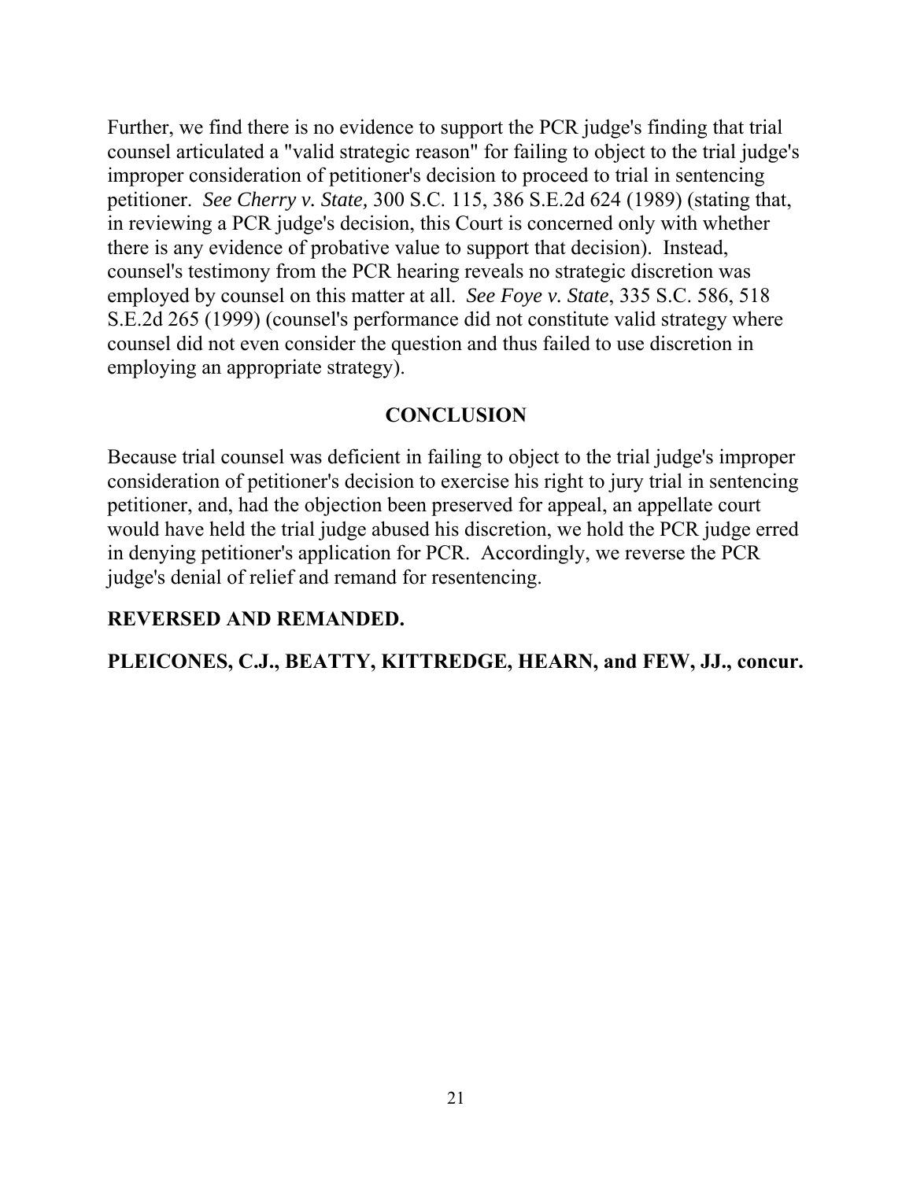Further, we find there is no evidence to support the PCR judge's finding that trial counsel articulated a "valid strategic reason" for failing to object to the trial judge's improper consideration of petitioner's decision to proceed to trial in sentencing petitioner. *See Cherry v. State,* 300 S.C. 115, 386 S.E.2d 624 (1989) (stating that, in reviewing a PCR judge's decision, this Court is concerned only with whether there is any evidence of probative value to support that decision). Instead, counsel's testimony from the PCR hearing reveals no strategic discretion was employed by counsel on this matter at all. *See Foye v. State*, 335 S.C. 586, 518 S.E.2d 265 (1999) (counsel's performance did not constitute valid strategy where counsel did not even consider the question and thus failed to use discretion in employing an appropriate strategy).

## CONCLUSION

Because trial counsel was deficient in failing to object to the trial judge's improper consideration of petitioner's decision to exercise his right to jury trial in sentencing petitioner, and, had the objection been preserved for appeal, an appellate court would have held the trial judge abused his discretion, we hold the PCR judge erred in denying petitioner's application for PCR. Accordingly, we reverse the PCR judge's denial of relief and remand for resentencing.

**REVERSED AND REMANDED.**

**PLEICONES, C.J., BEATTY, KITTREDGE, HEARN, and FEW, JJ., concur.**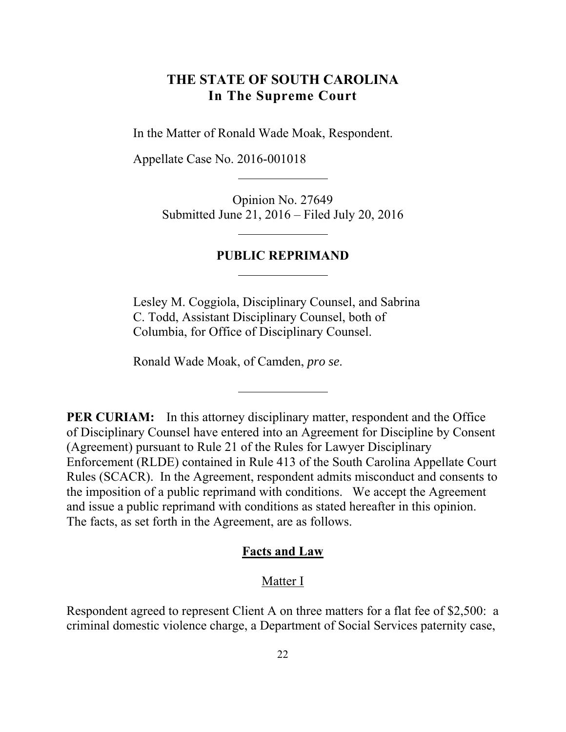# THE STATE OF SOUTH CAROLINA
## In The Supreme Court

In the Matter of Ronald Wade Moak, Respondent.

Appellate Case No. 2016-001018

---

Opinion No. 27649
Submitted June 21, 2016 – Filed July 20, 2016

---

**PUBLIC REPRIMAND**

---

Lesley M. Coggiola, Disciplinary Counsel, and Sabrina C. Todd, Assistant Disciplinary Counsel, both of Columbia, for Office of Disciplinary Counsel.

Ronald Wade Moak, of Camden, *pro se*.

---

**PER CURIAM:** In this attorney disciplinary matter, respondent and the Office of Disciplinary Counsel have entered into an Agreement for Discipline by Consent (Agreement) pursuant to Rule 21 of the Rules for Lawyer Disciplinary Enforcement (RLDE) contained in Rule 413 of the South Carolina Appellate Court Rules (SCACR). In the Agreement, respondent admits misconduct and consents to the imposition of a public reprimand with conditions. We accept the Agreement and issue a public reprimand with conditions as stated hereafter in this opinion. The facts, as set forth in the Agreement, are as follows.

## Facts and Law

### Matter I

Respondent agreed to represent Client A on three matters for a flat fee of $2,500: a criminal domestic violence charge, a Department of Social Services paternity case,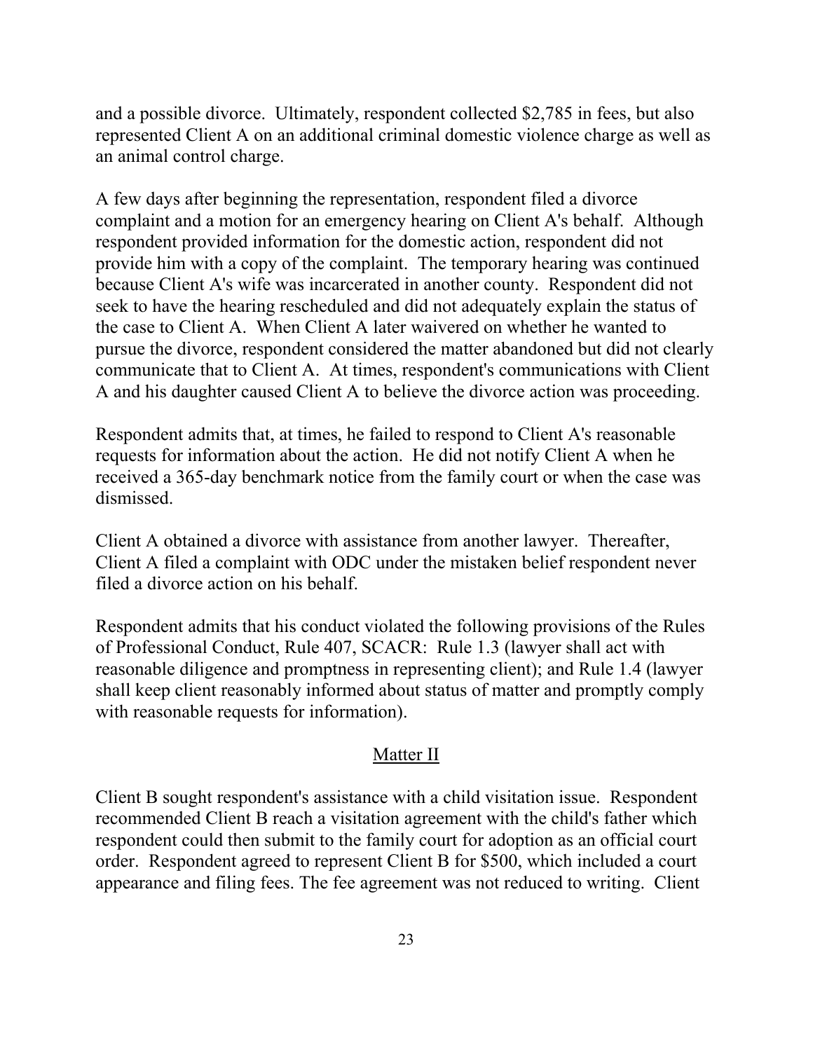and a possible divorce. Ultimately, respondent collected $2,785 in fees, but also represented Client A on an additional criminal domestic violence charge as well as an animal control charge.

A few days after beginning the representation, respondent filed a divorce complaint and a motion for an emergency hearing on Client A's behalf. Although respondent provided information for the domestic action, respondent did not provide him with a copy of the complaint. The temporary hearing was continued because Client A's wife was incarcerated in another county. Respondent did not seek to have the hearing rescheduled and did not adequately explain the status of the case to Client A. When Client A later waivered on whether he wanted to pursue the divorce, respondent considered the matter abandoned but did not clearly communicate that to Client A. At times, respondent's communications with Client A and his daughter caused Client A to believe the divorce action was proceeding.

Respondent admits that, at times, he failed to respond to Client A's reasonable requests for information about the action. He did not notify Client A when he received a 365-day benchmark notice from the family court or when the case was dismissed.

Client A obtained a divorce with assistance from another lawyer. Thereafter, Client A filed a complaint with ODC under the mistaken belief respondent never filed a divorce action on his behalf.

Respondent admits that his conduct violated the following provisions of the Rules of Professional Conduct, Rule 407, SCACR: Rule 1.3 (lawyer shall act with reasonable diligence and promptness in representing client); and Rule 1.4 (lawyer shall keep client reasonably informed about status of matter and promptly comply with reasonable requests for information).

## Matter II

Client B sought respondent's assistance with a child visitation issue. Respondent recommended Client B reach a visitation agreement with the child's father which respondent could then submit to the family court for adoption as an official court order. Respondent agreed to represent Client B for $500, which included a court appearance and filing fees. The fee agreement was not reduced to writing. Client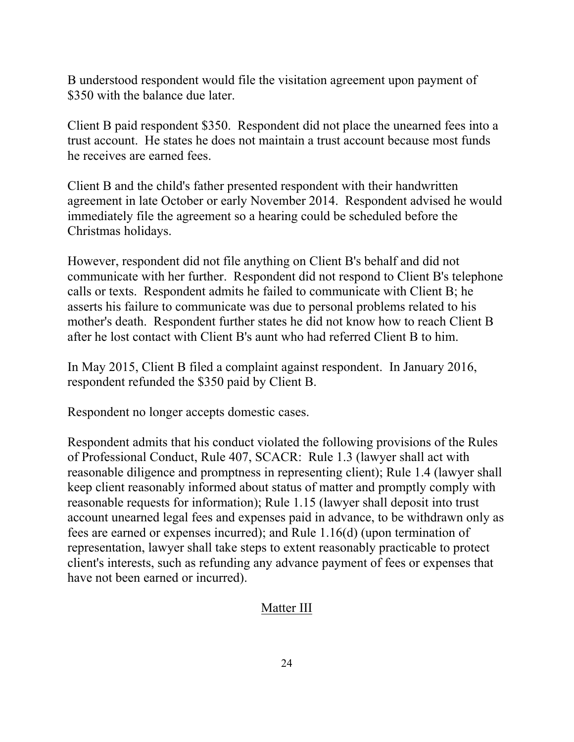B understood respondent would file the visitation agreement upon payment of $350 with the balance due later.

Client B paid respondent $350. Respondent did not place the unearned fees into a trust account. He states he does not maintain a trust account because most funds he receives are earned fees.

Client B and the child's father presented respondent with their handwritten agreement in late October or early November 2014. Respondent advised he would immediately file the agreement so a hearing could be scheduled before the Christmas holidays.

However, respondent did not file anything on Client B's behalf and did not communicate with her further. Respondent did not respond to Client B's telephone calls or texts. Respondent admits he failed to communicate with Client B; he asserts his failure to communicate was due to personal problems related to his mother's death. Respondent further states he did not know how to reach Client B after he lost contact with Client B's aunt who had referred Client B to him.

In May 2015, Client B filed a complaint against respondent. In January 2016, respondent refunded the $350 paid by Client B.

Respondent no longer accepts domestic cases.

Respondent admits that his conduct violated the following provisions of the Rules of Professional Conduct, Rule 407, SCACR: Rule 1.3 (lawyer shall act with reasonable diligence and promptness in representing client); Rule 1.4 (lawyer shall keep client reasonably informed about status of matter and promptly comply with reasonable requests for information); Rule 1.15 (lawyer shall deposit into trust account unearned legal fees and expenses paid in advance, to be withdrawn only as fees are earned or expenses incurred); and Rule 1.16(d) (upon termination of representation, lawyer shall take steps to extent reasonably practicable to protect client's interests, such as refunding any advance payment of fees or expenses that have not been earned or incurred).

## Matter III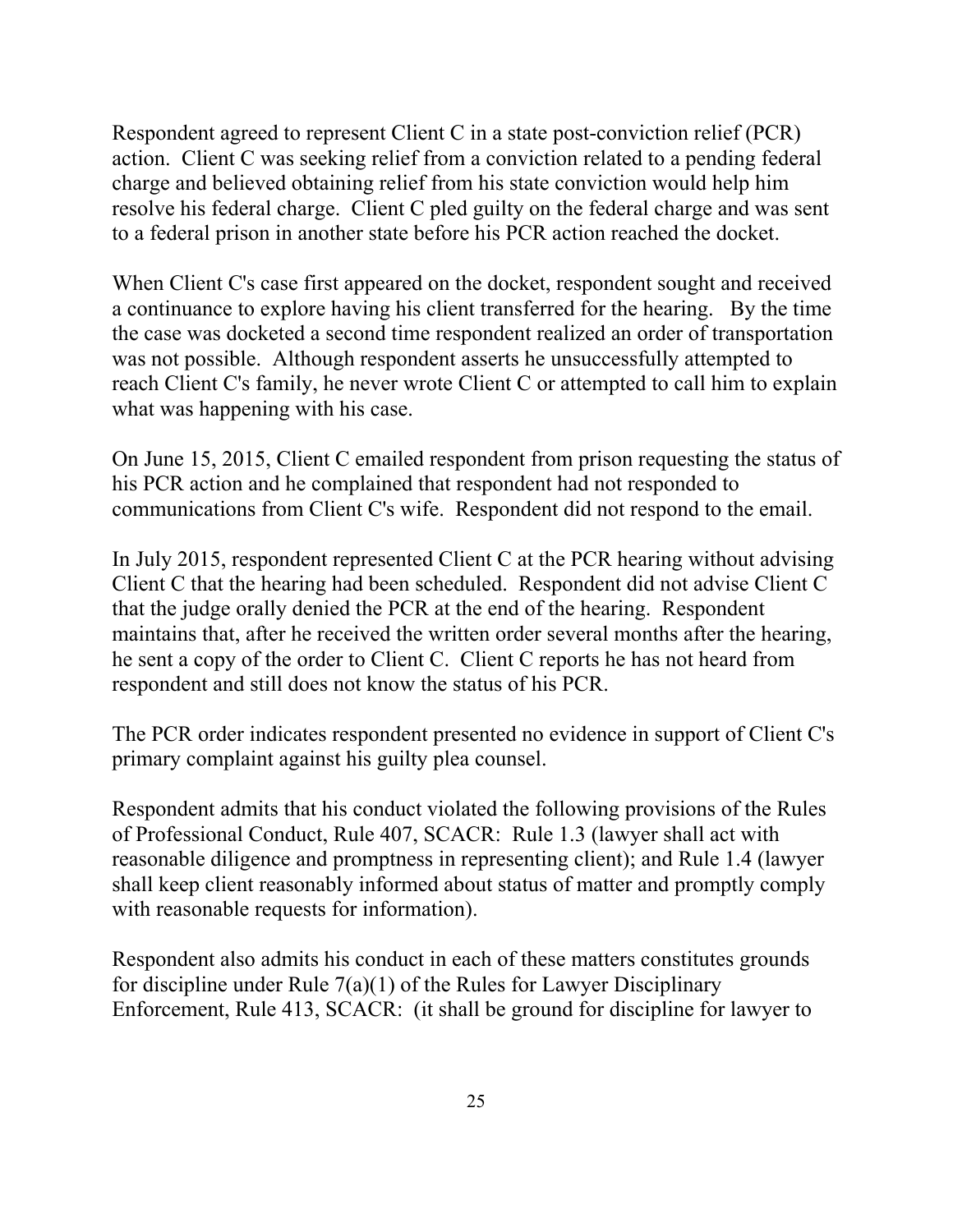Respondent agreed to represent Client C in a state post-conviction relief (PCR) action. Client C was seeking relief from a conviction related to a pending federal charge and believed obtaining relief from his state conviction would help him resolve his federal charge. Client C pled guilty on the federal charge and was sent to a federal prison in another state before his PCR action reached the docket.

When Client C's case first appeared on the docket, respondent sought and received a continuance to explore having his client transferred for the hearing. By the time the case was docketed a second time respondent realized an order of transportation was not possible. Although respondent asserts he unsuccessfully attempted to reach Client C's family, he never wrote Client C or attempted to call him to explain what was happening with his case.

On June 15, 2015, Client C emailed respondent from prison requesting the status of his PCR action and he complained that respondent had not responded to communications from Client C's wife. Respondent did not respond to the email.

In July 2015, respondent represented Client C at the PCR hearing without advising Client C that the hearing had been scheduled. Respondent did not advise Client C that the judge orally denied the PCR at the end of the hearing. Respondent maintains that, after he received the written order several months after the hearing, he sent a copy of the order to Client C. Client C reports he has not heard from respondent and still does not know the status of his PCR.

The PCR order indicates respondent presented no evidence in support of Client C's primary complaint against his guilty plea counsel.

Respondent admits that his conduct violated the following provisions of the Rules of Professional Conduct, Rule 407, SCACR: Rule 1.3 (lawyer shall act with reasonable diligence and promptness in representing client); and Rule 1.4 (lawyer shall keep client reasonably informed about status of matter and promptly comply with reasonable requests for information).

Respondent also admits his conduct in each of these matters constitutes grounds for discipline under Rule 7(a)(1) of the Rules for Lawyer Disciplinary Enforcement, Rule 413, SCACR: (it shall be ground for discipline for lawyer to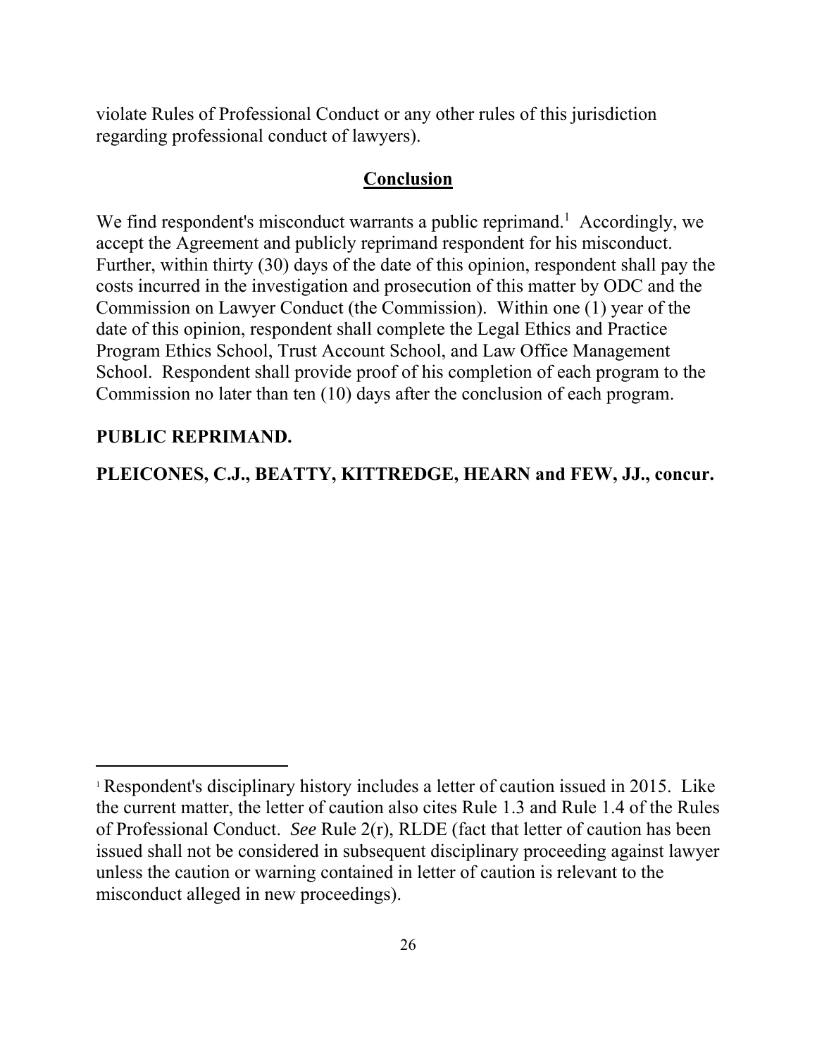violate Rules of Professional Conduct or any other rules of this jurisdiction regarding professional conduct of lawyers).

## Conclusion

We find respondent's misconduct warrants a public reprimand.[1] Accordingly, we accept the Agreement and publicly reprimand respondent for his misconduct. Further, within thirty (30) days of the date of this opinion, respondent shall pay the costs incurred in the investigation and prosecution of this matter by ODC and the Commission on Lawyer Conduct (the Commission). Within one (1) year of the date of this opinion, respondent shall complete the Legal Ethics and Practice Program Ethics School, Trust Account School, and Law Office Management School. Respondent shall provide proof of his completion of each program to the Commission no later than ten (10) days after the conclusion of each program.

**PUBLIC REPRIMAND.**

**PLEICONES, C.J., BEATTY, KITTREDGE, HEARN and FEW, JJ., concur.**

---

[1] Respondent's disciplinary history includes a letter of caution issued in 2015. Like the current matter, the letter of caution also cites Rule 1.3 and Rule 1.4 of the Rules of Professional Conduct. *See* Rule 2(r), RLDE (fact that letter of caution has been issued shall not be considered in subsequent disciplinary proceeding against lawyer unless the caution or warning contained in letter of caution is relevant to the misconduct alleged in new proceedings).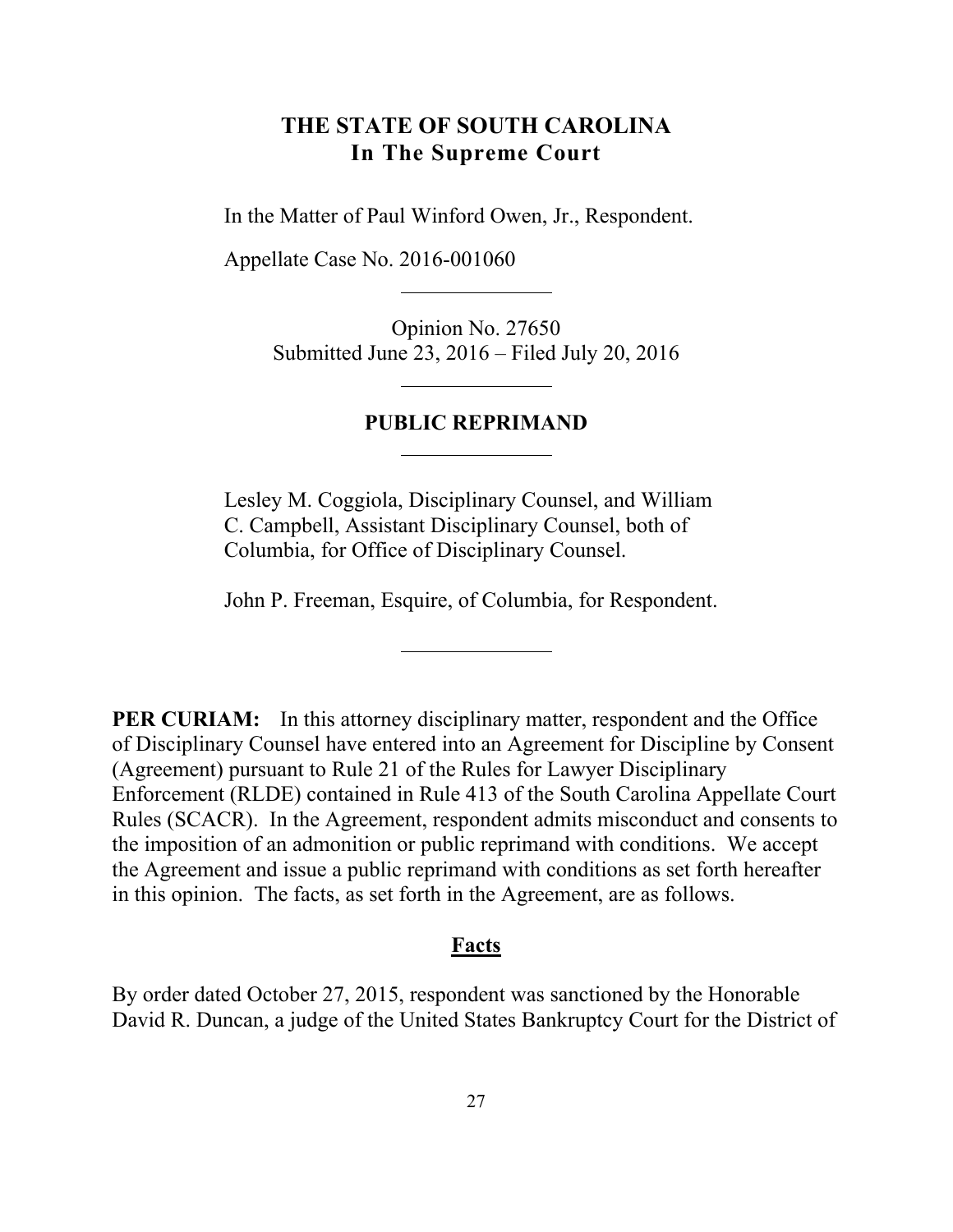# THE STATE OF SOUTH CAROLINA
## In The Supreme Court

In the Matter of Paul Winford Owen, Jr., Respondent.

Appellate Case No. 2016-001060

---

Opinion No. 27650
Submitted June 23, 2016 – Filed July 20, 2016

---

**PUBLIC REPRIMAND**

---

Lesley M. Coggiola, Disciplinary Counsel, and William C. Campbell, Assistant Disciplinary Counsel, both of Columbia, for Office of Disciplinary Counsel.

John P. Freeman, Esquire, of Columbia, for Respondent.

---

**PER CURIAM:** In this attorney disciplinary matter, respondent and the Office of Disciplinary Counsel have entered into an Agreement for Discipline by Consent (Agreement) pursuant to Rule 21 of the Rules for Lawyer Disciplinary Enforcement (RLDE) contained in Rule 413 of the South Carolina Appellate Court Rules (SCACR). In the Agreement, respondent admits misconduct and consents to the imposition of an admonition or public reprimand with conditions. We accept the Agreement and issue a public reprimand with conditions as set forth hereafter in this opinion. The facts, as set forth in the Agreement, are as follows.

**Facts**

By order dated October 27, 2015, respondent was sanctioned by the Honorable David R. Duncan, a judge of the United States Bankruptcy Court for the District of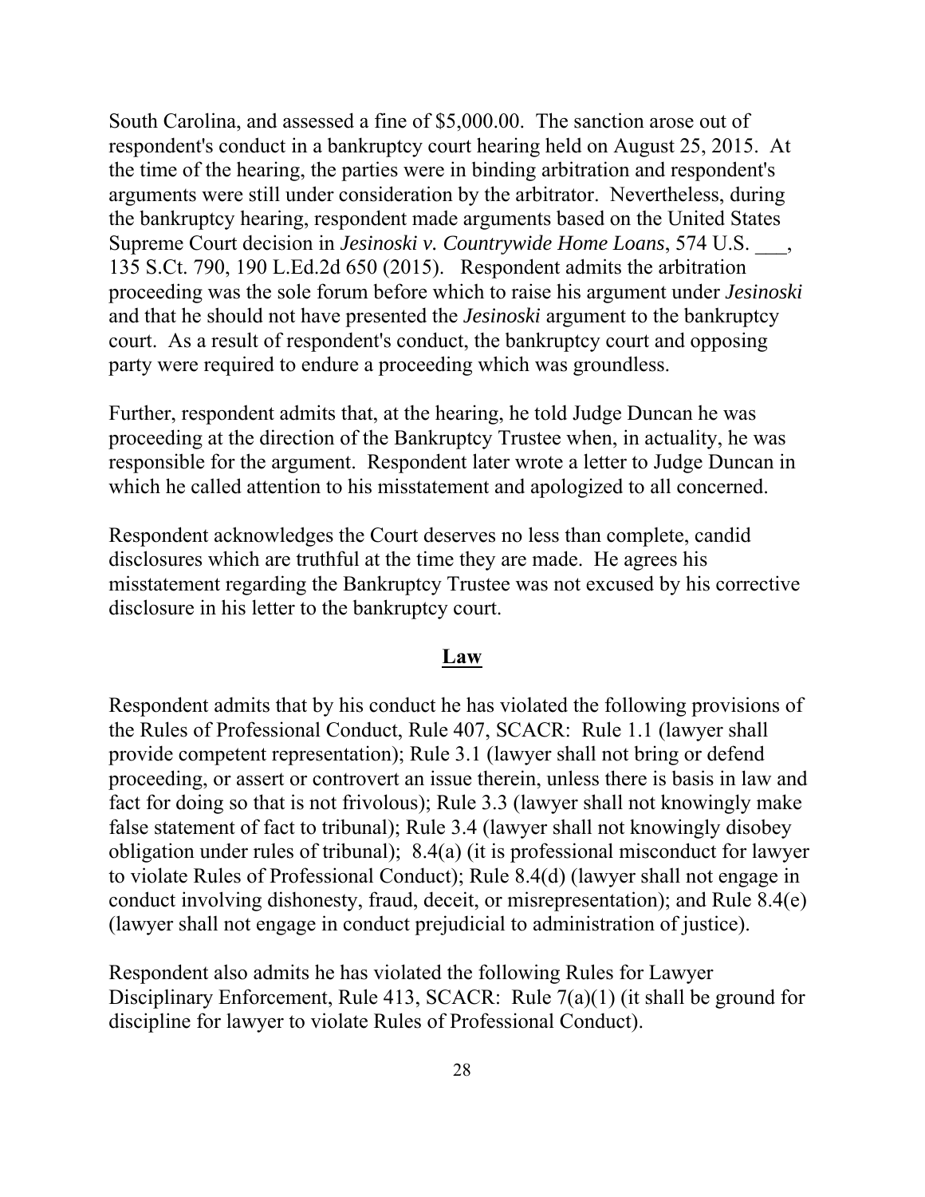South Carolina, and assessed a fine of $5,000.00. The sanction arose out of respondent's conduct in a bankruptcy court hearing held on August 25, 2015. At the time of the hearing, the parties were in binding arbitration and respondent's arguments were still under consideration by the arbitrator. Nevertheless, during the bankruptcy hearing, respondent made arguments based on the United States Supreme Court decision in *Jesinoski v. Countrywide Home Loans*, 574 U.S. ___, 135 S.Ct. 790, 190 L.Ed.2d 650 (2015). Respondent admits the arbitration proceeding was the sole forum before which to raise his argument under *Jesinoski* and that he should not have presented the *Jesinoski* argument to the bankruptcy court. As a result of respondent's conduct, the bankruptcy court and opposing party were required to endure a proceeding which was groundless.

Further, respondent admits that, at the hearing, he told Judge Duncan he was proceeding at the direction of the Bankruptcy Trustee when, in actuality, he was responsible for the argument. Respondent later wrote a letter to Judge Duncan in which he called attention to his misstatement and apologized to all concerned.

Respondent acknowledges the Court deserves no less than complete, candid disclosures which are truthful at the time they are made. He agrees his misstatement regarding the Bankruptcy Trustee was not excused by his corrective disclosure in his letter to the bankruptcy court.

## **Law**

Respondent admits that by his conduct he has violated the following provisions of the Rules of Professional Conduct, Rule 407, SCACR: Rule 1.1 (lawyer shall provide competent representation); Rule 3.1 (lawyer shall not bring or defend proceeding, or assert or controvert an issue therein, unless there is basis in law and fact for doing so that is not frivolous); Rule 3.3 (lawyer shall not knowingly make false statement of fact to tribunal); Rule 3.4 (lawyer shall not knowingly disobey obligation under rules of tribunal); 8.4(a) (it is professional misconduct for lawyer to violate Rules of Professional Conduct); Rule 8.4(d) (lawyer shall not engage in conduct involving dishonesty, fraud, deceit, or misrepresentation); and Rule 8.4(e) (lawyer shall not engage in conduct prejudicial to administration of justice).

Respondent also admits he has violated the following Rules for Lawyer Disciplinary Enforcement, Rule 413, SCACR: Rule 7(a)(1) (it shall be ground for discipline for lawyer to violate Rules of Professional Conduct).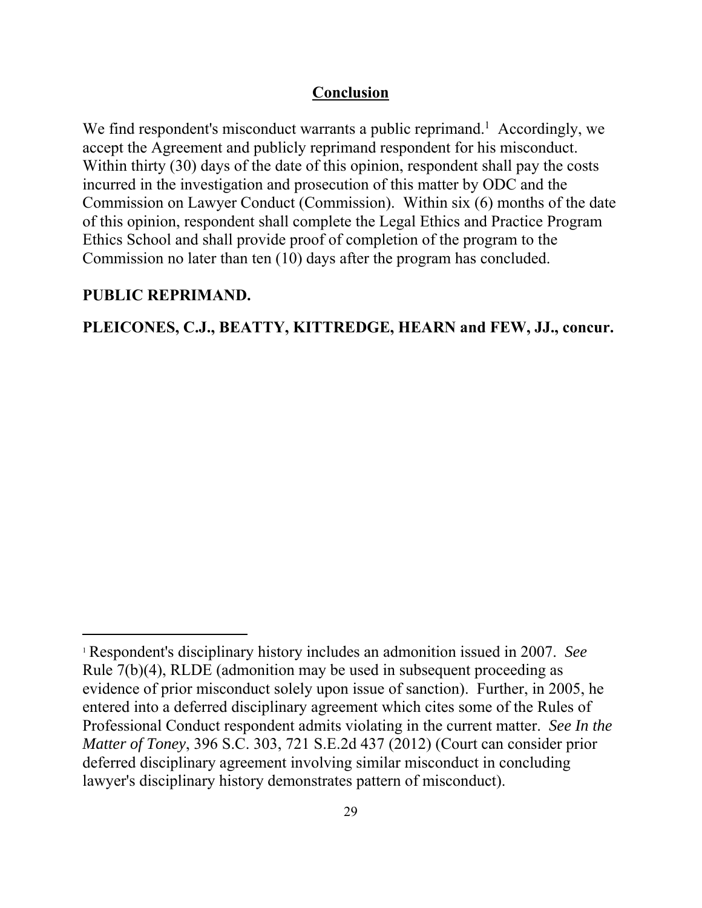## Conclusion

We find respondent's misconduct warrants a public reprimand.[1] Accordingly, we accept the Agreement and publicly reprimand respondent for his misconduct. Within thirty (30) days of the date of this opinion, respondent shall pay the costs incurred in the investigation and prosecution of this matter by ODC and the Commission on Lawyer Conduct (Commission). Within six (6) months of the date of this opinion, respondent shall complete the Legal Ethics and Practice Program Ethics School and shall provide proof of completion of the program to the Commission no later than ten (10) days after the program has concluded.

**PUBLIC REPRIMAND.**

**PLEICONES, C.J., BEATTY, KITTREDGE, HEARN and FEW, JJ., concur.**

---

[1] Respondent's disciplinary history includes an admonition issued in 2007. *See* Rule 7(b)(4), RLDE (admonition may be used in subsequent proceeding as evidence of prior misconduct solely upon issue of sanction). Further, in 2005, he entered into a deferred disciplinary agreement which cites some of the Rules of Professional Conduct respondent admits violating in the current matter. *See In the Matter of Toney*, 396 S.C. 303, 721 S.E.2d 437 (2012) (Court can consider prior deferred disciplinary agreement involving similar misconduct in concluding lawyer's disciplinary history demonstrates pattern of misconduct).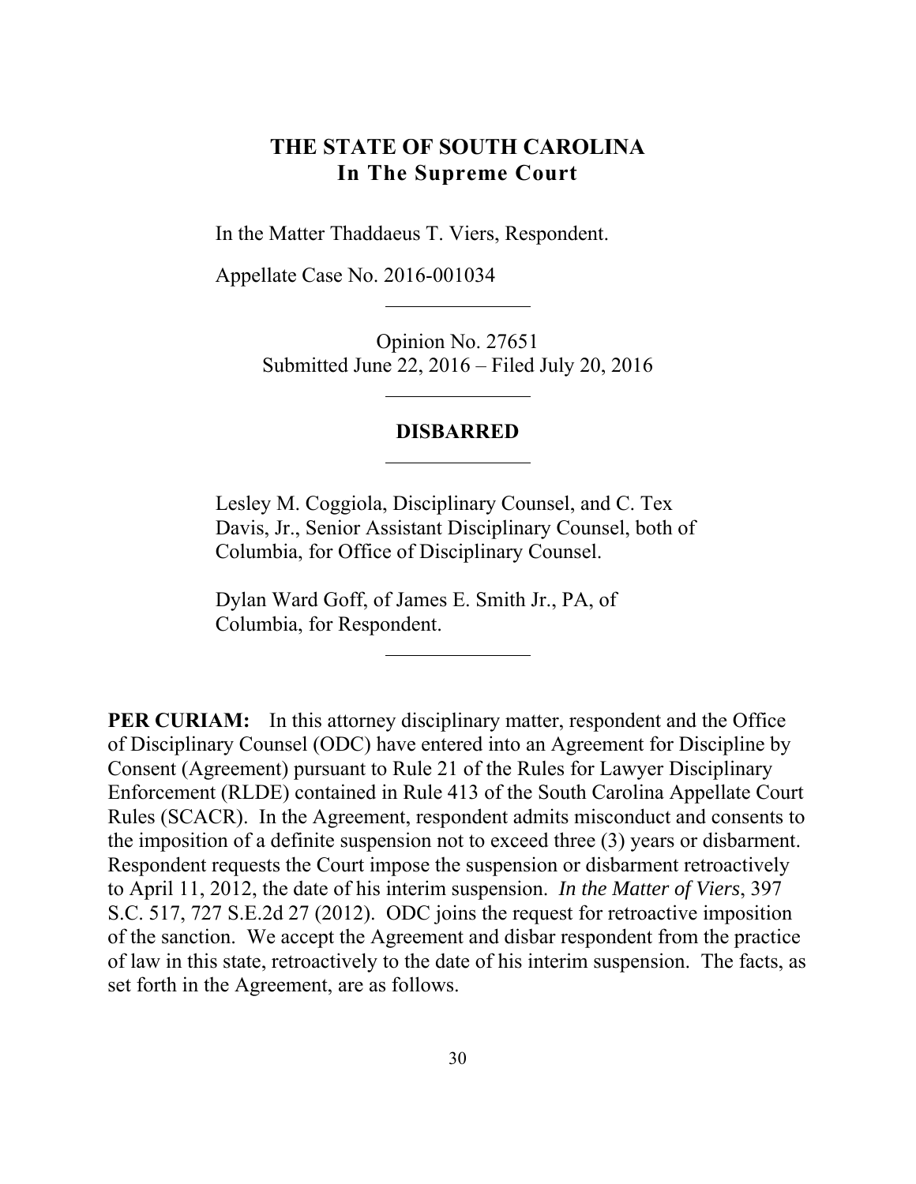# THE STATE OF SOUTH CAROLINA
## In The Supreme Court

In the Matter Thaddaeus T. Viers, Respondent.

Appellate Case No. 2016-001034

---

Opinion No. 27651
Submitted June 22, 2016 – Filed July 20, 2016

---

**DISBARRED**

---

Lesley M. Coggiola, Disciplinary Counsel, and C. Tex Davis, Jr., Senior Assistant Disciplinary Counsel, both of Columbia, for Office of Disciplinary Counsel.

Dylan Ward Goff, of James E. Smith Jr., PA, of Columbia, for Respondent.

---

**PER CURIAM:** In this attorney disciplinary matter, respondent and the Office of Disciplinary Counsel (ODC) have entered into an Agreement for Discipline by Consent (Agreement) pursuant to Rule 21 of the Rules for Lawyer Disciplinary Enforcement (RLDE) contained in Rule 413 of the South Carolina Appellate Court Rules (SCACR). In the Agreement, respondent admits misconduct and consents to the imposition of a definite suspension not to exceed three (3) years or disbarment. Respondent requests the Court impose the suspension or disbarment retroactively to April 11, 2012, the date of his interim suspension. *In the Matter of Viers*, 397 S.C. 517, 727 S.E.2d 27 (2012). ODC joins the request for retroactive imposition of the sanction. We accept the Agreement and disbar respondent from the practice of law in this state, retroactively to the date of his interim suspension. The facts, as set forth in the Agreement, are as follows.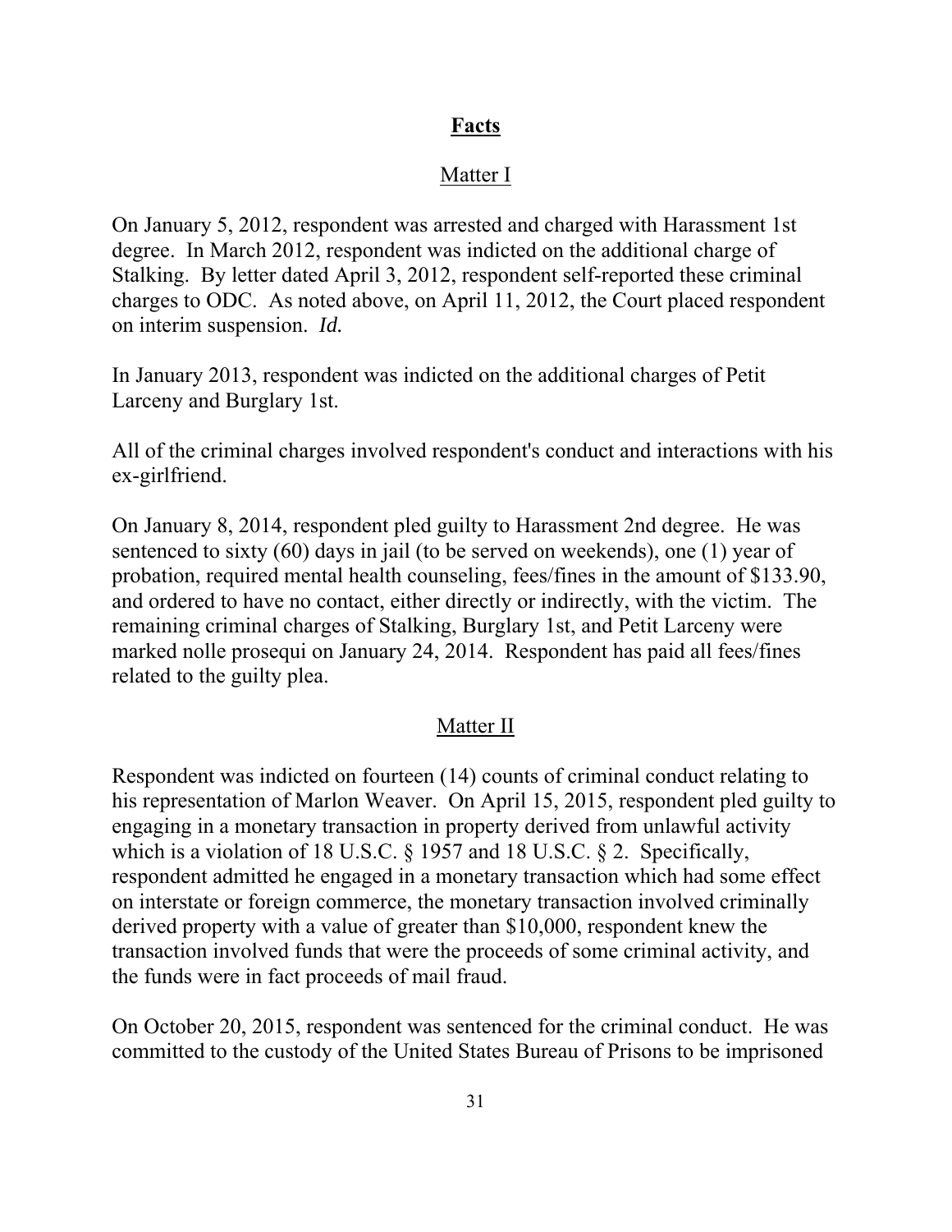## **Facts**

### Matter I

On January 5, 2012, respondent was arrested and charged with Harassment 1st degree. In March 2012, respondent was indicted on the additional charge of Stalking. By letter dated April 3, 2012, respondent self-reported these criminal charges to ODC. As noted above, on April 11, 2012, the Court placed respondent on interim suspension. *Id.*

In January 2013, respondent was indicted on the additional charges of Petit Larceny and Burglary 1st.

All of the criminal charges involved respondent's conduct and interactions with his ex-girlfriend.

On January 8, 2014, respondent pled guilty to Harassment 2nd degree. He was sentenced to sixty (60) days in jail (to be served on weekends), one (1) year of probation, required mental health counseling, fees/fines in the amount of $133.90, and ordered to have no contact, either directly or indirectly, with the victim. The remaining criminal charges of Stalking, Burglary 1st, and Petit Larceny were marked nolle prosequi on January 24, 2014. Respondent has paid all fees/fines related to the guilty plea.

### Matter II

Respondent was indicted on fourteen (14) counts of criminal conduct relating to his representation of Marlon Weaver. On April 15, 2015, respondent pled guilty to engaging in a monetary transaction in property derived from unlawful activity which is a violation of 18 U.S.C. § 1957 and 18 U.S.C. § 2. Specifically, respondent admitted he engaged in a monetary transaction which had some effect on interstate or foreign commerce, the monetary transaction involved criminally derived property with a value of greater than $10,000, respondent knew the transaction involved funds that were the proceeds of some criminal activity, and the funds were in fact proceeds of mail fraud.

On October 20, 2015, respondent was sentenced for the criminal conduct. He was committed to the custody of the United States Bureau of Prisons to be imprisoned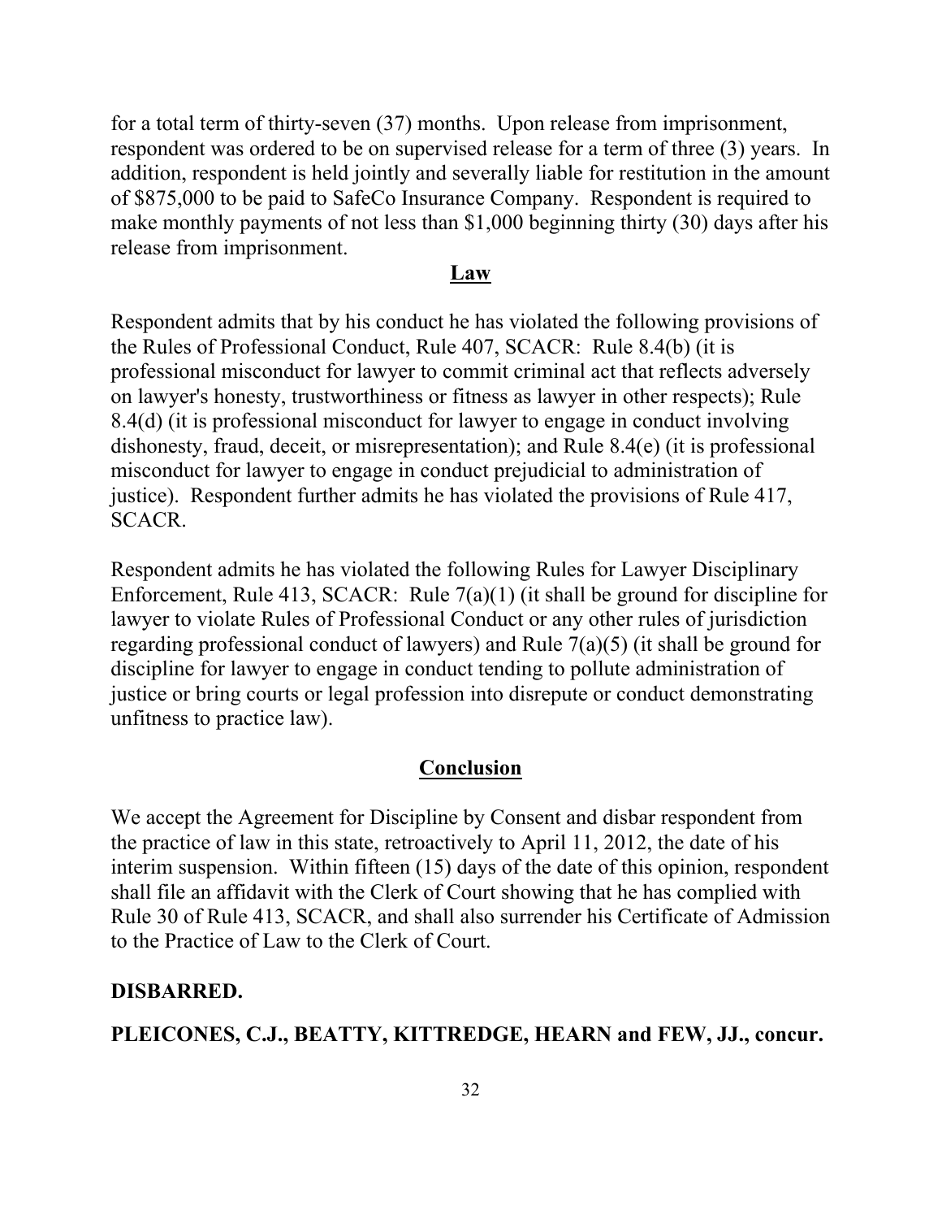for a total term of thirty-seven (37) months. Upon release from imprisonment, respondent was ordered to be on supervised release for a term of three (3) years. In addition, respondent is held jointly and severally liable for restitution in the amount of $875,000 to be paid to SafeCo Insurance Company. Respondent is required to make monthly payments of not less than $1,000 beginning thirty (30) days after his release from imprisonment.

## Law

Respondent admits that by his conduct he has violated the following provisions of the Rules of Professional Conduct, Rule 407, SCACR: Rule 8.4(b) (it is professional misconduct for lawyer to commit criminal act that reflects adversely on lawyer's honesty, trustworthiness or fitness as lawyer in other respects); Rule 8.4(d) (it is professional misconduct for lawyer to engage in conduct involving dishonesty, fraud, deceit, or misrepresentation); and Rule 8.4(e) (it is professional misconduct for lawyer to engage in conduct prejudicial to administration of justice). Respondent further admits he has violated the provisions of Rule 417, SCACR.

Respondent admits he has violated the following Rules for Lawyer Disciplinary Enforcement, Rule 413, SCACR: Rule 7(a)(1) (it shall be ground for discipline for lawyer to violate Rules of Professional Conduct or any other rules of jurisdiction regarding professional conduct of lawyers) and Rule 7(a)(5) (it shall be ground for discipline for lawyer to engage in conduct tending to pollute administration of justice or bring courts or legal profession into disrepute or conduct demonstrating unfitness to practice law).

## Conclusion

We accept the Agreement for Discipline by Consent and disbar respondent from the practice of law in this state, retroactively to April 11, 2012, the date of his interim suspension. Within fifteen (15) days of the date of this opinion, respondent shall file an affidavit with the Clerk of Court showing that he has complied with Rule 30 of Rule 413, SCACR, and shall also surrender his Certificate of Admission to the Practice of Law to the Clerk of Court.

**DISBARRED.**

**PLEICONES, C.J., BEATTY, KITTREDGE, HEARN and FEW, JJ., concur.**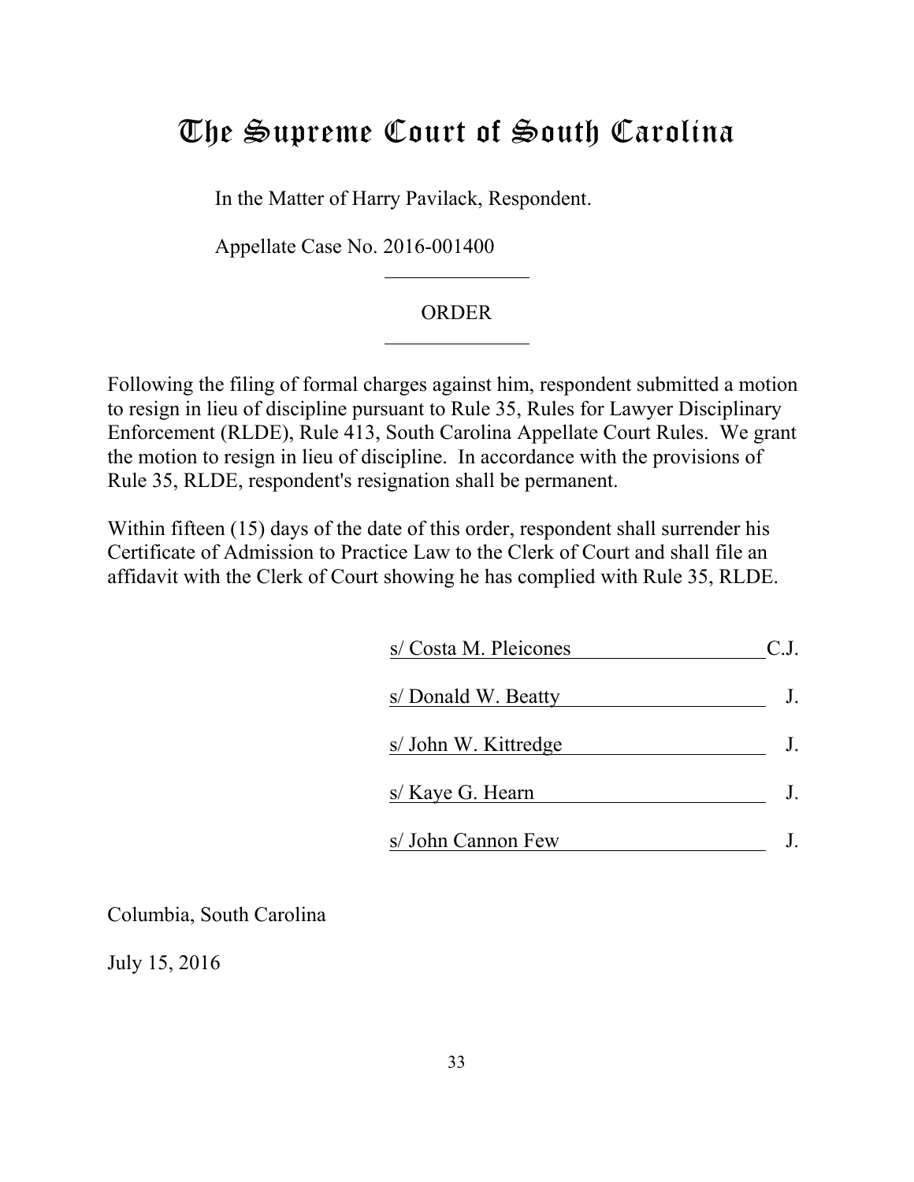# The Supreme Court of South Carolina

In the Matter of Harry Pavilack, Respondent.

Appellate Case No. 2016-001400

## ORDER

Following the filing of formal charges against him, respondent submitted a motion to resign in lieu of discipline pursuant to Rule 35, Rules for Lawyer Disciplinary Enforcement (RLDE), Rule 413, South Carolina Appellate Court Rules. We grant the motion to resign in lieu of discipline. In accordance with the provisions of Rule 35, RLDE, respondent's resignation shall be permanent.

Within fifteen (15) days of the date of this order, respondent shall surrender his Certificate of Admission to Practice Law to the Clerk of Court and shall file an affidavit with the Clerk of Court showing he has complied with Rule 35, RLDE.

s/ Costa M. Pleicones C.J.

s/ Donald W. Beatty J.

s/ John W. Kittredge J.

s/ Kaye G. Hearn J.

s/ John Cannon Few J.

Columbia, South Carolina

July 15, 2016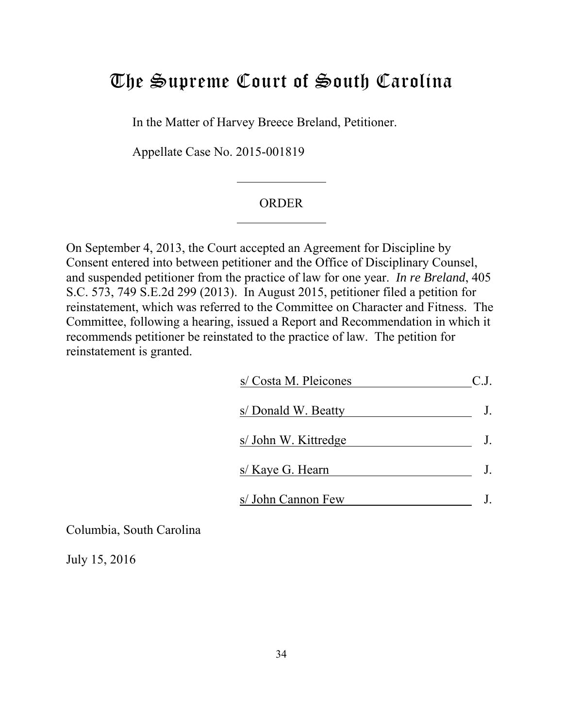# The Supreme Court of South Carolina

In the Matter of Harvey Breece Breland, Petitioner.

Appellate Case No. 2015-001819

---

ORDER

---

On September 4, 2013, the Court accepted an Agreement for Discipline by Consent entered into between petitioner and the Office of Disciplinary Counsel, and suspended petitioner from the practice of law for one year. *In re Breland*, 405 S.C. 573, 749 S.E.2d 299 (2013). In August 2015, petitioner filed a petition for reinstatement, which was referred to the Committee on Character and Fitness. The Committee, following a hearing, issued a Report and Recommendation in which it recommends petitioner be reinstated to the practice of law. The petition for reinstatement is granted.

s/ Costa M. Pleicones C.J.

s/ Donald W. Beatty J.

s/ John W. Kittredge J.

s/ Kaye G. Hearn J.

s/ John Cannon Few J.

Columbia, South Carolina

July 15, 2016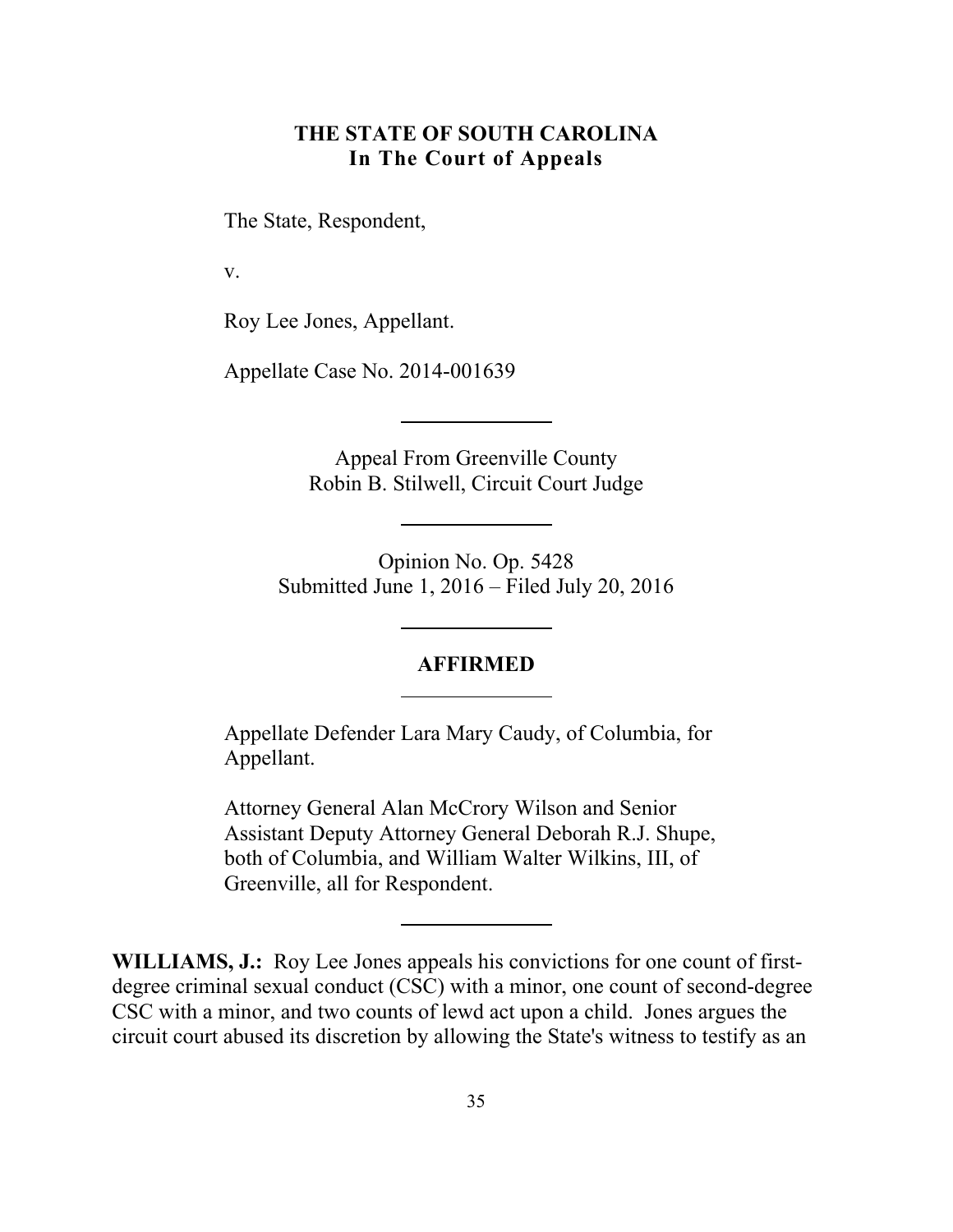**THE STATE OF SOUTH CAROLINA**
**In The Court of Appeals**

The State, Respondent,

v.

Roy Lee Jones, Appellant.

Appellate Case No. 2014-001639

---

Appeal From Greenville County
Robin B. Stilwell, Circuit Court Judge

---

Opinion No. Op. 5428
Submitted June 1, 2016 – Filed July 20, 2016

---

**AFFIRMED**

---

Appellate Defender Lara Mary Caudy, of Columbia, for Appellant.

Attorney General Alan McCrory Wilson and Senior Assistant Deputy Attorney General Deborah R.J. Shupe, both of Columbia, and William Walter Wilkins, III, of Greenville, all for Respondent.

---

**WILLIAMS, J.:** Roy Lee Jones appeals his convictions for one count of first-degree criminal sexual conduct (CSC) with a minor, one count of second-degree CSC with a minor, and two counts of lewd act upon a child. Jones argues the circuit court abused its discretion by allowing the State's witness to testify as an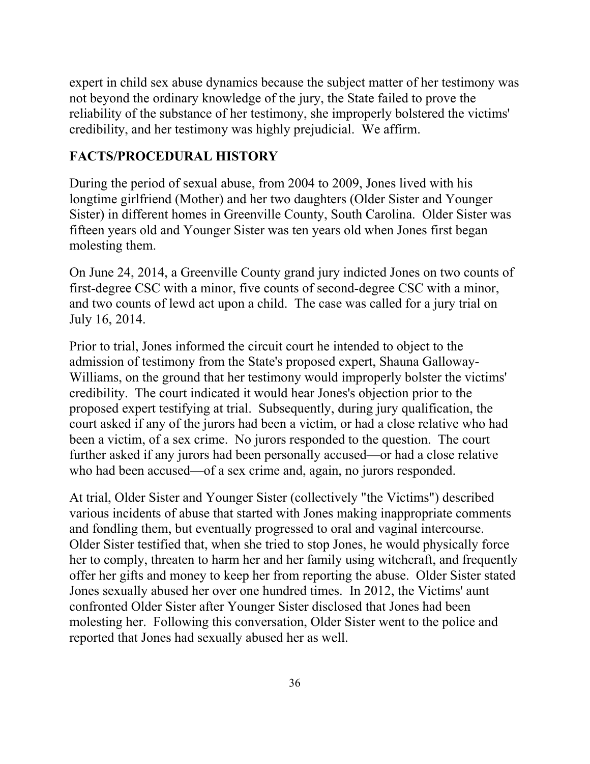expert in child sex abuse dynamics because the subject matter of her testimony was not beyond the ordinary knowledge of the jury, the State failed to prove the reliability of the substance of her testimony, she improperly bolstered the victims' credibility, and her testimony was highly prejudicial. We affirm.

## FACTS/PROCEDURAL HISTORY

During the period of sexual abuse, from 2004 to 2009, Jones lived with his longtime girlfriend (Mother) and her two daughters (Older Sister and Younger Sister) in different homes in Greenville County, South Carolina. Older Sister was fifteen years old and Younger Sister was ten years old when Jones first began molesting them.

On June 24, 2014, a Greenville County grand jury indicted Jones on two counts of first-degree CSC with a minor, five counts of second-degree CSC with a minor, and two counts of lewd act upon a child. The case was called for a jury trial on July 16, 2014.

Prior to trial, Jones informed the circuit court he intended to object to the admission of testimony from the State's proposed expert, Shauna Galloway-Williams, on the ground that her testimony would improperly bolster the victims' credibility. The court indicated it would hear Jones's objection prior to the proposed expert testifying at trial. Subsequently, during jury qualification, the court asked if any of the jurors had been a victim, or had a close relative who had been a victim, of a sex crime. No jurors responded to the question. The court further asked if any jurors had been personally accused—or had a close relative who had been accused—of a sex crime and, again, no jurors responded.

At trial, Older Sister and Younger Sister (collectively "the Victims") described various incidents of abuse that started with Jones making inappropriate comments and fondling them, but eventually progressed to oral and vaginal intercourse. Older Sister testified that, when she tried to stop Jones, he would physically force her to comply, threaten to harm her and her family using witchcraft, and frequently offer her gifts and money to keep her from reporting the abuse. Older Sister stated Jones sexually abused her over one hundred times. In 2012, the Victims' aunt confronted Older Sister after Younger Sister disclosed that Jones had been molesting her. Following this conversation, Older Sister went to the police and reported that Jones had sexually abused her as well.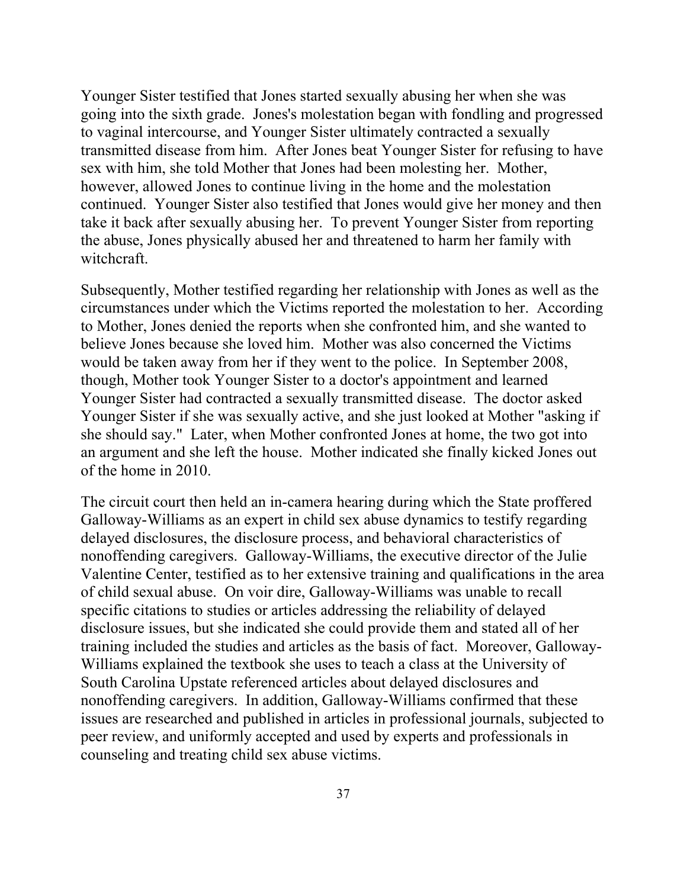Younger Sister testified that Jones started sexually abusing her when she was going into the sixth grade. Jones's molestation began with fondling and progressed to vaginal intercourse, and Younger Sister ultimately contracted a sexually transmitted disease from him. After Jones beat Younger Sister for refusing to have sex with him, she told Mother that Jones had been molesting her. Mother, however, allowed Jones to continue living in the home and the molestation continued. Younger Sister also testified that Jones would give her money and then take it back after sexually abusing her. To prevent Younger Sister from reporting the abuse, Jones physically abused her and threatened to harm her family with witchcraft.

Subsequently, Mother testified regarding her relationship with Jones as well as the circumstances under which the Victims reported the molestation to her. According to Mother, Jones denied the reports when she confronted him, and she wanted to believe Jones because she loved him. Mother was also concerned the Victims would be taken away from her if they went to the police. In September 2008, though, Mother took Younger Sister to a doctor's appointment and learned Younger Sister had contracted a sexually transmitted disease. The doctor asked Younger Sister if she was sexually active, and she just looked at Mother "asking if she should say." Later, when Mother confronted Jones at home, the two got into an argument and she left the house. Mother indicated she finally kicked Jones out of the home in 2010.

The circuit court then held an in-camera hearing during which the State proffered Galloway-Williams as an expert in child sex abuse dynamics to testify regarding delayed disclosures, the disclosure process, and behavioral characteristics of nonoffending caregivers. Galloway-Williams, the executive director of the Julie Valentine Center, testified as to her extensive training and qualifications in the area of child sexual abuse. On voir dire, Galloway-Williams was unable to recall specific citations to studies or articles addressing the reliability of delayed disclosure issues, but she indicated she could provide them and stated all of her training included the studies and articles as the basis of fact. Moreover, Galloway-Williams explained the textbook she uses to teach a class at the University of South Carolina Upstate referenced articles about delayed disclosures and nonoffending caregivers. In addition, Galloway-Williams confirmed that these issues are researched and published in articles in professional journals, subjected to peer review, and uniformly accepted and used by experts and professionals in counseling and treating child sex abuse victims.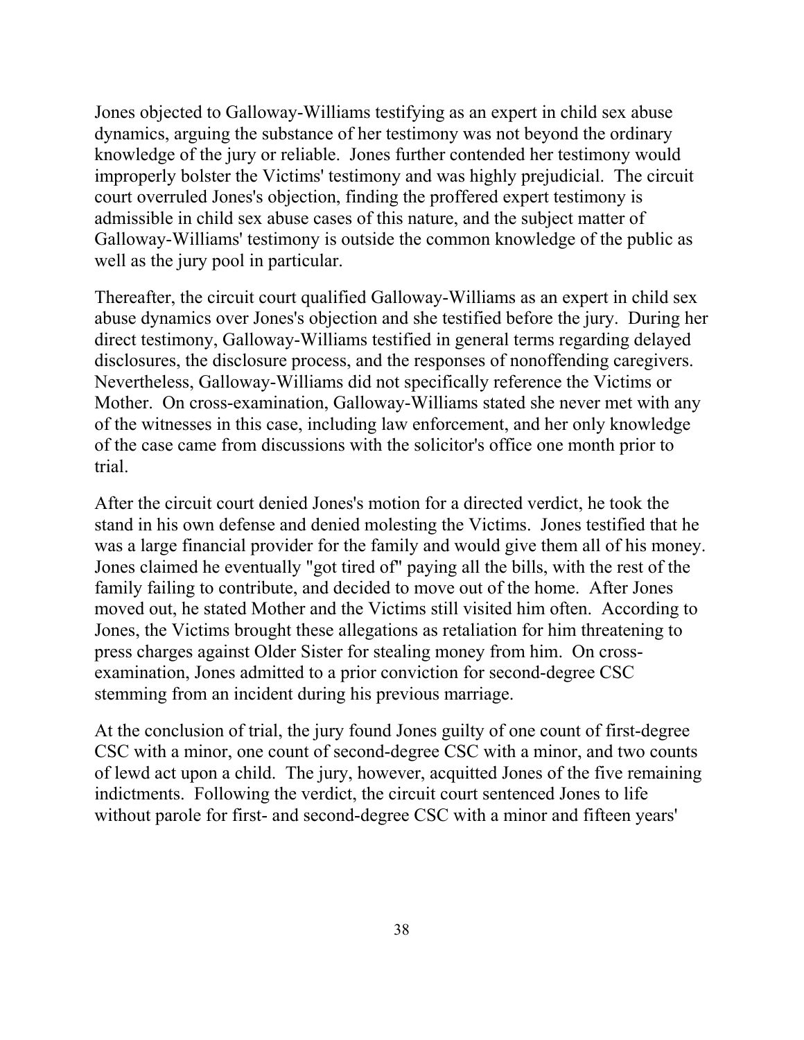Jones objected to Galloway-Williams testifying as an expert in child sex abuse dynamics, arguing the substance of her testimony was not beyond the ordinary knowledge of the jury or reliable. Jones further contended her testimony would improperly bolster the Victims' testimony and was highly prejudicial. The circuit court overruled Jones's objection, finding the proffered expert testimony is admissible in child sex abuse cases of this nature, and the subject matter of Galloway-Williams' testimony is outside the common knowledge of the public as well as the jury pool in particular.

Thereafter, the circuit court qualified Galloway-Williams as an expert in child sex abuse dynamics over Jones's objection and she testified before the jury. During her direct testimony, Galloway-Williams testified in general terms regarding delayed disclosures, the disclosure process, and the responses of nonoffending caregivers. Nevertheless, Galloway-Williams did not specifically reference the Victims or Mother. On cross-examination, Galloway-Williams stated she never met with any of the witnesses in this case, including law enforcement, and her only knowledge of the case came from discussions with the solicitor's office one month prior to trial.

After the circuit court denied Jones's motion for a directed verdict, he took the stand in his own defense and denied molesting the Victims. Jones testified that he was a large financial provider for the family and would give them all of his money. Jones claimed he eventually "got tired of" paying all the bills, with the rest of the family failing to contribute, and decided to move out of the home. After Jones moved out, he stated Mother and the Victims still visited him often. According to Jones, the Victims brought these allegations as retaliation for him threatening to press charges against Older Sister for stealing money from him. On cross-examination, Jones admitted to a prior conviction for second-degree CSC stemming from an incident during his previous marriage.

At the conclusion of trial, the jury found Jones guilty of one count of first-degree CSC with a minor, one count of second-degree CSC with a minor, and two counts of lewd act upon a child. The jury, however, acquitted Jones of the five remaining indictments. Following the verdict, the circuit court sentenced Jones to life without parole for first- and second-degree CSC with a minor and fifteen years'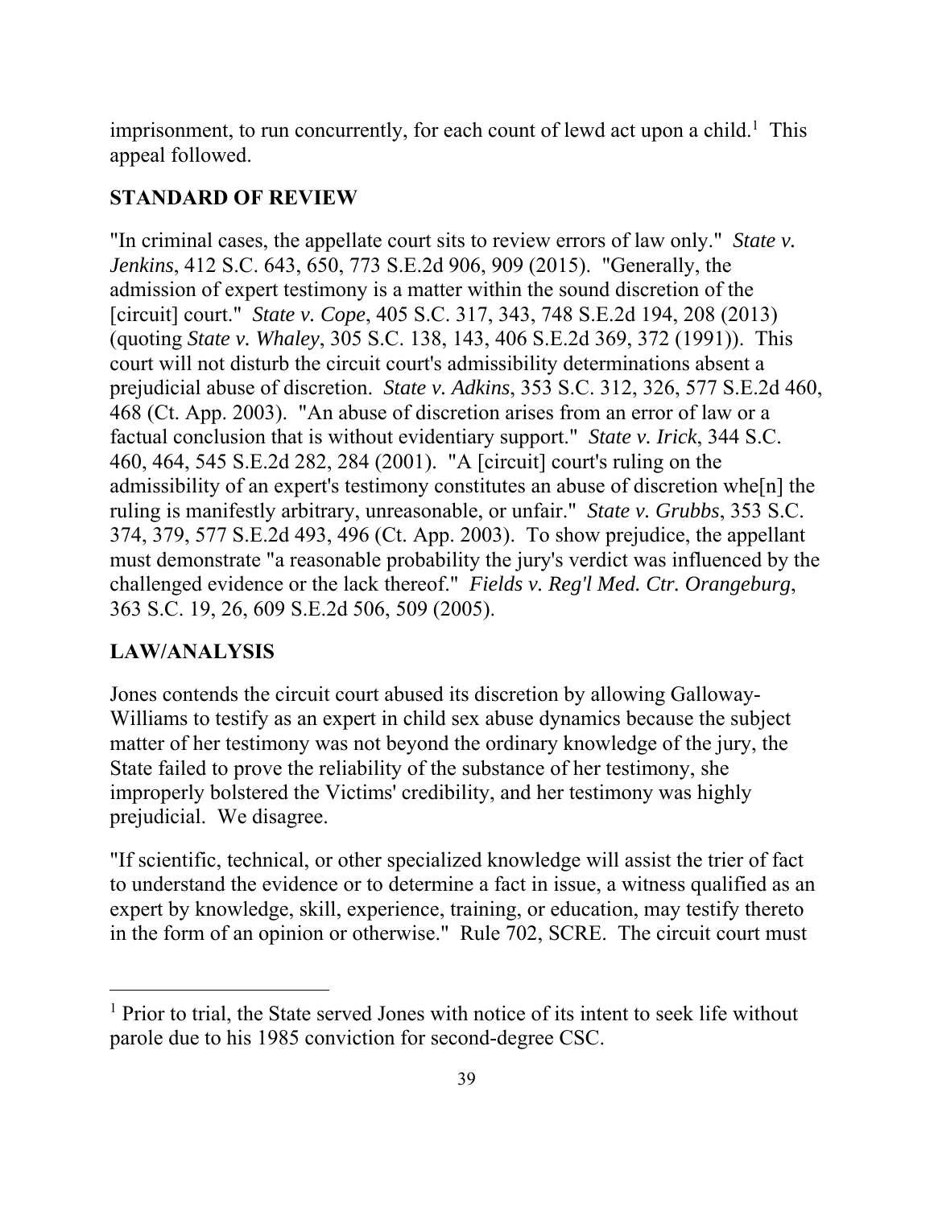imprisonment, to run concurrently, for each count of lewd act upon a child.[1] This appeal followed.

## STANDARD OF REVIEW

"In criminal cases, the appellate court sits to review errors of law only." *State v. Jenkins*, 412 S.C. 643, 650, 773 S.E.2d 906, 909 (2015). "Generally, the admission of expert testimony is a matter within the sound discretion of the [circuit] court." *State v. Cope*, 405 S.C. 317, 343, 748 S.E.2d 194, 208 (2013) (quoting *State v. Whaley*, 305 S.C. 138, 143, 406 S.E.2d 369, 372 (1991)). This court will not disturb the circuit court's admissibility determinations absent a prejudicial abuse of discretion. *State v. Adkins*, 353 S.C. 312, 326, 577 S.E.2d 460, 468 (Ct. App. 2003). "An abuse of discretion arises from an error of law or a factual conclusion that is without evidentiary support." *State v. Irick*, 344 S.C. 460, 464, 545 S.E.2d 282, 284 (2001). "A [circuit] court's ruling on the admissibility of an expert's testimony constitutes an abuse of discretion whe[n] the ruling is manifestly arbitrary, unreasonable, or unfair." *State v. Grubbs*, 353 S.C. 374, 379, 577 S.E.2d 493, 496 (Ct. App. 2003). To show prejudice, the appellant must demonstrate "a reasonable probability the jury's verdict was influenced by the challenged evidence or the lack thereof." *Fields v. Reg'l Med. Ctr. Orangeburg*, 363 S.C. 19, 26, 609 S.E.2d 506, 509 (2005).

## LAW/ANALYSIS

Jones contends the circuit court abused its discretion by allowing Galloway-Williams to testify as an expert in child sex abuse dynamics because the subject matter of her testimony was not beyond the ordinary knowledge of the jury, the State failed to prove the reliability of the substance of her testimony, she improperly bolstered the Victims' credibility, and her testimony was highly prejudicial. We disagree.

"If scientific, technical, or other specialized knowledge will assist the trier of fact to understand the evidence or to determine a fact in issue, a witness qualified as an expert by knowledge, skill, experience, training, or education, may testify thereto in the form of an opinion or otherwise." Rule 702, SCRE. The circuit court must

---

[1] Prior to trial, the State served Jones with notice of its intent to seek life without parole due to his 1985 conviction for second-degree CSC.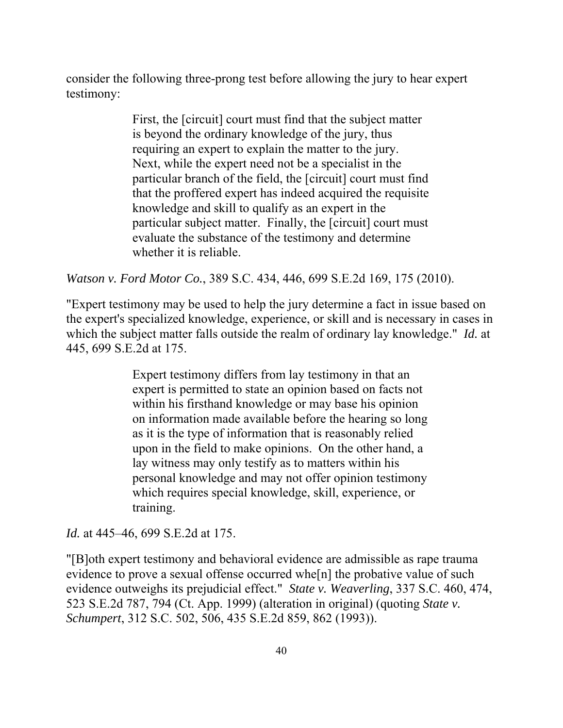consider the following three-prong test before allowing the jury to hear expert testimony:

> First, the [circuit] court must find that the subject matter is beyond the ordinary knowledge of the jury, thus requiring an expert to explain the matter to the jury. Next, while the expert need not be a specialist in the particular branch of the field, the [circuit] court must find that the proffered expert has indeed acquired the requisite knowledge and skill to qualify as an expert in the particular subject matter. Finally, the [circuit] court must evaluate the substance of the testimony and determine whether it is reliable.

*Watson v. Ford Motor Co.*, 389 S.C. 434, 446, 699 S.E.2d 169, 175 (2010).

"Expert testimony may be used to help the jury determine a fact in issue based on the expert's specialized knowledge, experience, or skill and is necessary in cases in which the subject matter falls outside the realm of ordinary lay knowledge." *Id.* at 445, 699 S.E.2d at 175.

> Expert testimony differs from lay testimony in that an expert is permitted to state an opinion based on facts not within his firsthand knowledge or may base his opinion on information made available before the hearing so long as it is the type of information that is reasonably relied upon in the field to make opinions. On the other hand, a lay witness may only testify as to matters within his personal knowledge and may not offer opinion testimony which requires special knowledge, skill, experience, or training.

*Id.* at 445–46, 699 S.E.2d at 175.

"[B]oth expert testimony and behavioral evidence are admissible as rape trauma evidence to prove a sexual offense occurred whe[n] the probative value of such evidence outweighs its prejudicial effect." *State v. Weaverling*, 337 S.C. 460, 474, 523 S.E.2d 787, 794 (Ct. App. 1999) (alteration in original) (quoting *State v. Schumpert*, 312 S.C. 502, 506, 435 S.E.2d 859, 862 (1993)).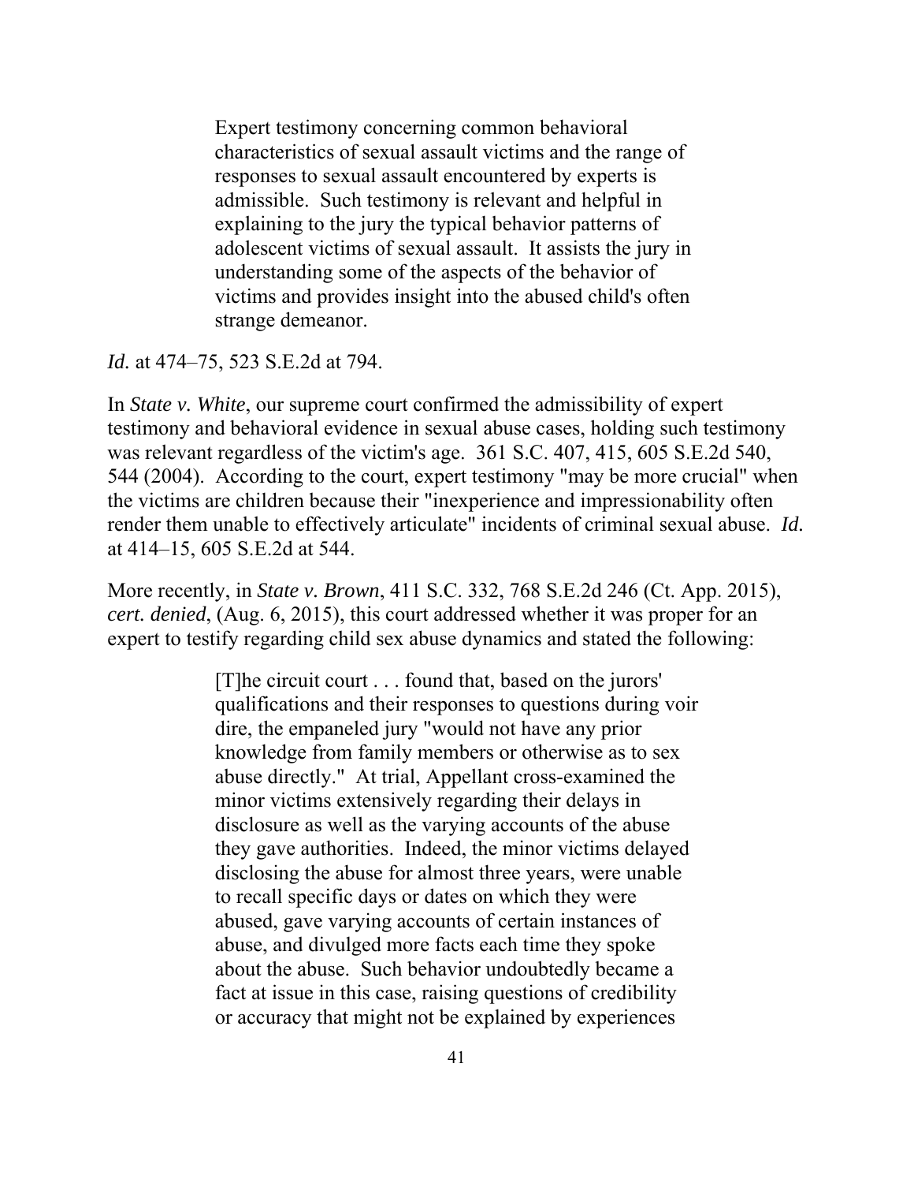> Expert testimony concerning common behavioral characteristics of sexual assault victims and the range of responses to sexual assault encountered by experts is admissible. Such testimony is relevant and helpful in explaining to the jury the typical behavior patterns of adolescent victims of sexual assault. It assists the jury in understanding some of the aspects of the behavior of victims and provides insight into the abused child's often strange demeanor.

*Id.* at 474–75, 523 S.E.2d at 794.

In *State v. White*, our supreme court confirmed the admissibility of expert testimony and behavioral evidence in sexual abuse cases, holding such testimony was relevant regardless of the victim's age. 361 S.C. 407, 415, 605 S.E.2d 540, 544 (2004). According to the court, expert testimony "may be more crucial" when the victims are children because their "inexperience and impressionability often render them unable to effectively articulate" incidents of criminal sexual abuse. *Id.* at 414–15, 605 S.E.2d at 544.

More recently, in *State v. Brown*, 411 S.C. 332, 768 S.E.2d 246 (Ct. App. 2015), *cert. denied*, (Aug. 6, 2015), this court addressed whether it was proper for an expert to testify regarding child sex abuse dynamics and stated the following:

> [T]he circuit court . . . found that, based on the jurors' qualifications and their responses to questions during voir dire, the empaneled jury "would not have any prior knowledge from family members or otherwise as to sex abuse directly." At trial, Appellant cross-examined the minor victims extensively regarding their delays in disclosure as well as the varying accounts of the abuse they gave authorities. Indeed, the minor victims delayed disclosing the abuse for almost three years, were unable to recall specific days or dates on which they were abused, gave varying accounts of certain instances of abuse, and divulged more facts each time they spoke about the abuse. Such behavior undoubtedly became a fact at issue in this case, raising questions of credibility or accuracy that might not be explained by experiences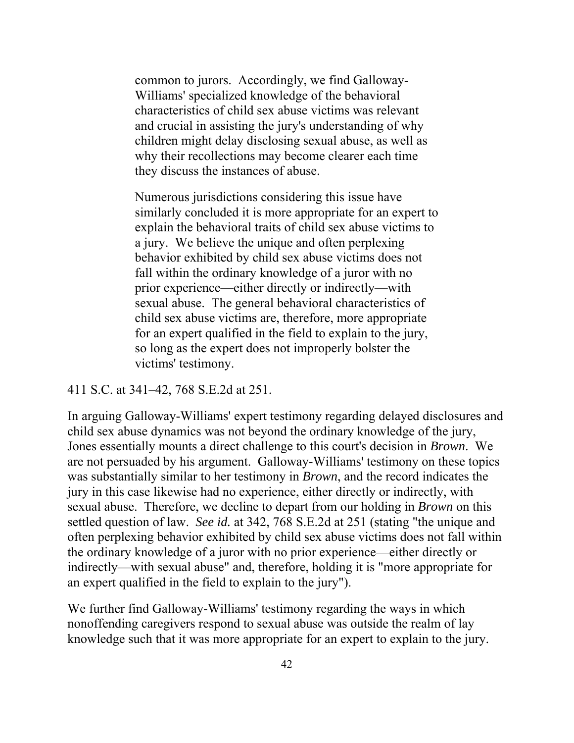> common to jurors. Accordingly, we find Galloway-Williams' specialized knowledge of the behavioral characteristics of child sex abuse victims was relevant and crucial in assisting the jury's understanding of why children might delay disclosing sexual abuse, as well as why their recollections may become clearer each time they discuss the instances of abuse.
>
> Numerous jurisdictions considering this issue have similarly concluded it is more appropriate for an expert to explain the behavioral traits of child sex abuse victims to a jury. We believe the unique and often perplexing behavior exhibited by child sex abuse victims does not fall within the ordinary knowledge of a juror with no prior experience—either directly or indirectly—with sexual abuse. The general behavioral characteristics of child sex abuse victims are, therefore, more appropriate for an expert qualified in the field to explain to the jury, so long as the expert does not improperly bolster the victims' testimony.

411 S.C. at 341–42, 768 S.E.2d at 251.

In arguing Galloway-Williams' expert testimony regarding delayed disclosures and child sex abuse dynamics was not beyond the ordinary knowledge of the jury, Jones essentially mounts a direct challenge to this court's decision in *Brown*. We are not persuaded by his argument. Galloway-Williams' testimony on these topics was substantially similar to her testimony in *Brown*, and the record indicates the jury in this case likewise had no experience, either directly or indirectly, with sexual abuse. Therefore, we decline to depart from our holding in *Brown* on this settled question of law. *See id.* at 342, 768 S.E.2d at 251 (stating "the unique and often perplexing behavior exhibited by child sex abuse victims does not fall within the ordinary knowledge of a juror with no prior experience—either directly or indirectly—with sexual abuse" and, therefore, holding it is "more appropriate for an expert qualified in the field to explain to the jury").

We further find Galloway-Williams' testimony regarding the ways in which nonoffending caregivers respond to sexual abuse was outside the realm of lay knowledge such that it was more appropriate for an expert to explain to the jury.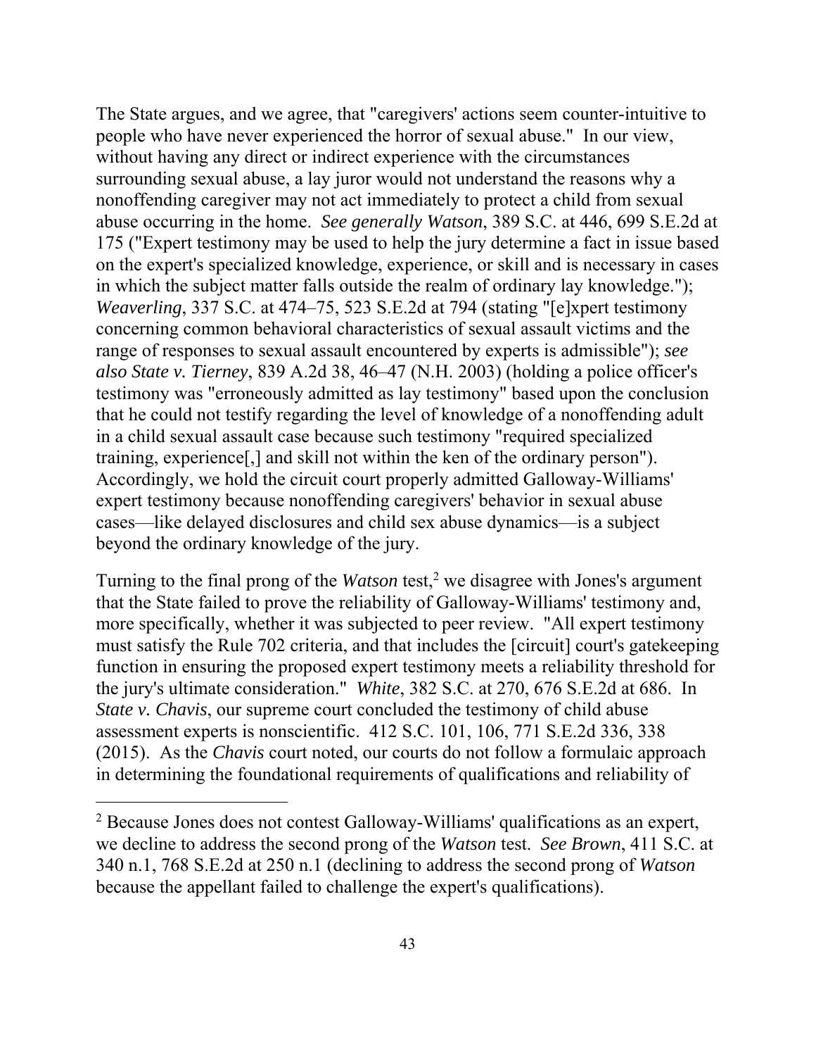The State argues, and we agree, that "caregivers' actions seem counter-intuitive to people who have never experienced the horror of sexual abuse." In our view, without having any direct or indirect experience with the circumstances surrounding sexual abuse, a lay juror would not understand the reasons why a nonoffending caregiver may not act immediately to protect a child from sexual abuse occurring in the home. *See generally Watson*, 389 S.C. at 446, 699 S.E.2d at 175 ("Expert testimony may be used to help the jury determine a fact in issue based on the expert's specialized knowledge, experience, or skill and is necessary in cases in which the subject matter falls outside the realm of ordinary lay knowledge."); *Weaverling*, 337 S.C. at 474–75, 523 S.E.2d at 794 (stating "[e]xpert testimony concerning common behavioral characteristics of sexual assault victims and the range of responses to sexual assault encountered by experts is admissible"); *see also State v. Tierney*, 839 A.2d 38, 46–47 (N.H. 2003) (holding a police officer's testimony was "erroneously admitted as lay testimony" based upon the conclusion that he could not testify regarding the level of knowledge of a nonoffending adult in a child sexual assault case because such testimony "required specialized training, experience[,] and skill not within the ken of the ordinary person"). Accordingly, we hold the circuit court properly admitted Galloway-Williams' expert testimony because nonoffending caregivers' behavior in sexual abuse cases—like delayed disclosures and child sex abuse dynamics—is a subject beyond the ordinary knowledge of the jury.

Turning to the final prong of the *Watson* test,[2] we disagree with Jones's argument that the State failed to prove the reliability of Galloway-Williams' testimony and, more specifically, whether it was subjected to peer review. "All expert testimony must satisfy the Rule 702 criteria, and that includes the [circuit] court's gatekeeping function in ensuring the proposed expert testimony meets a reliability threshold for the jury's ultimate consideration." *White*, 382 S.C. at 270, 676 S.E.2d at 686. In *State v. Chavis*, our supreme court concluded the testimony of child abuse assessment experts is nonscientific. 412 S.C. 101, 106, 771 S.E.2d 336, 338 (2015). As the *Chavis* court noted, our courts do not follow a formulaic approach in determining the foundational requirements of qualifications and reliability of

---

[2] Because Jones does not contest Galloway-Williams' qualifications as an expert, we decline to address the second prong of the *Watson* test. *See Brown*, 411 S.C. at 340 n.1, 768 S.E.2d at 250 n.1 (declining to address the second prong of *Watson* because the appellant failed to challenge the expert's qualifications).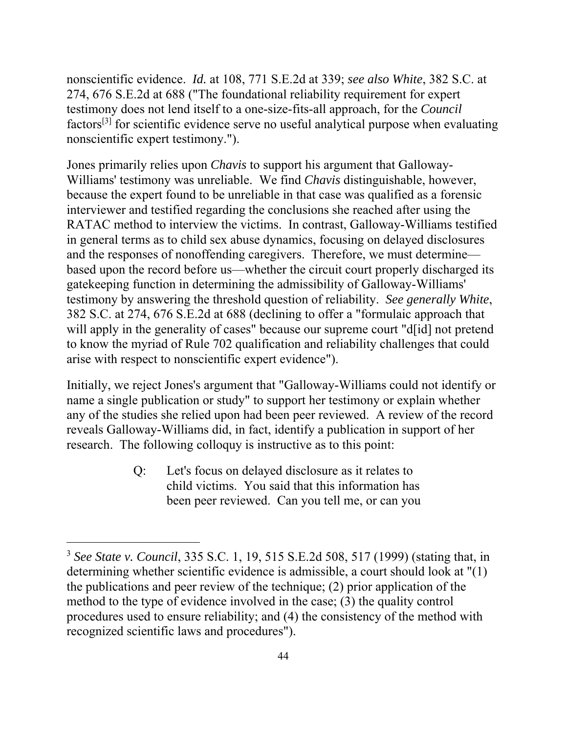nonscientific evidence. *Id.* at 108, 771 S.E.2d at 339; *see also White*, 382 S.C. at 274, 676 S.E.2d at 688 ("The foundational reliability requirement for expert testimony does not lend itself to a one-size-fits-all approach, for the *Council* factors[3] for scientific evidence serve no useful analytical purpose when evaluating nonscientific expert testimony.").

Jones primarily relies upon *Chavis* to support his argument that Galloway-Williams' testimony was unreliable. We find *Chavis* distinguishable, however, because the expert found to be unreliable in that case was qualified as a forensic interviewer and testified regarding the conclusions she reached after using the RATAC method to interview the victims. In contrast, Galloway-Williams testified in general terms as to child sex abuse dynamics, focusing on delayed disclosures and the responses of nonoffending caregivers. Therefore, we must determine—based upon the record before us—whether the circuit court properly discharged its gatekeeping function in determining the admissibility of Galloway-Williams' testimony by answering the threshold question of reliability. *See generally White*, 382 S.C. at 274, 676 S.E.2d at 688 (declining to offer a "formulaic approach that will apply in the generality of cases" because our supreme court "d[id] not pretend to know the myriad of Rule 702 qualification and reliability challenges that could arise with respect to nonscientific expert evidence").

Initially, we reject Jones's argument that "Galloway-Williams could not identify or name a single publication or study" to support her testimony or explain whether any of the studies she relied upon had been peer reviewed. A review of the record reveals Galloway-Williams did, in fact, identify a publication in support of her research. The following colloquy is instructive as to this point:

> Q: Let's focus on delayed disclosure as it relates to child victims. You said that this information has been peer reviewed. Can you tell me, or can you

---

[3] *See State v. Council*, 335 S.C. 1, 19, 515 S.E.2d 508, 517 (1999) (stating that, in determining whether scientific evidence is admissible, a court should look at "(1) the publications and peer review of the technique; (2) prior application of the method to the type of evidence involved in the case; (3) the quality control procedures used to ensure reliability; and (4) the consistency of the method with recognized scientific laws and procedures").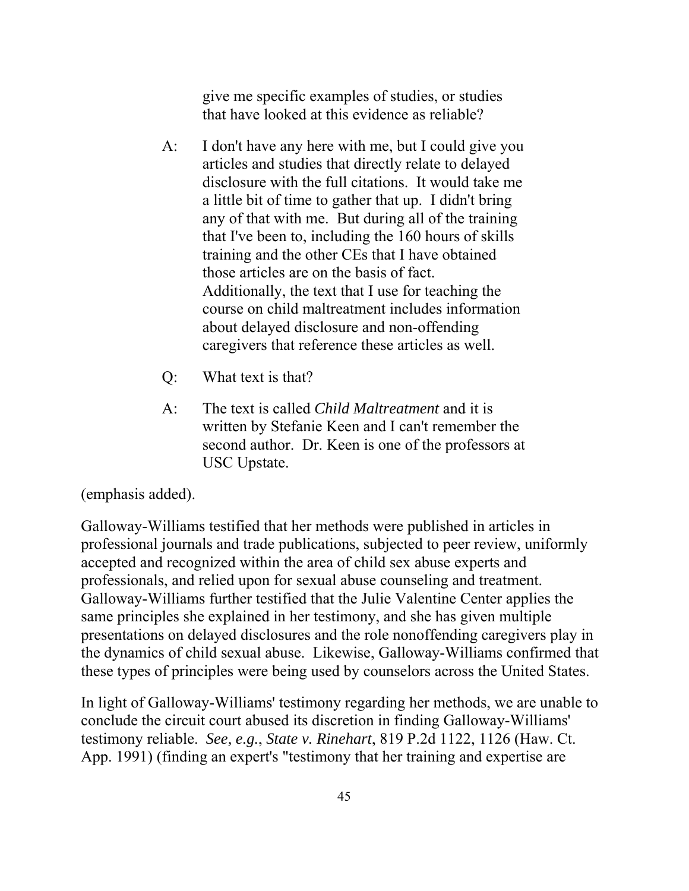> give me specific examples of studies, or studies that have looked at this evidence as reliable?
>
> A: I don't have any here with me, but I could give you articles and studies that directly relate to delayed disclosure with the full citations. It would take me a little bit of time to gather that up. I didn't bring any of that with me. But during all of the training that I've been to, including the 160 hours of skills training and the other CEs that I have obtained those articles are on the basis of fact. Additionally, the text that I use for teaching the course on child maltreatment includes information about delayed disclosure and non-offending caregivers that reference these articles as well.
>
> Q: What text is that?
>
> A: The text is called *Child Maltreatment* and it is written by Stefanie Keen and I can't remember the second author. Dr. Keen is one of the professors at USC Upstate.

(emphasis added).

Galloway-Williams testified that her methods were published in articles in professional journals and trade publications, subjected to peer review, uniformly accepted and recognized within the area of child sex abuse experts and professionals, and relied upon for sexual abuse counseling and treatment. Galloway-Williams further testified that the Julie Valentine Center applies the same principles she explained in her testimony, and she has given multiple presentations on delayed disclosures and the role nonoffending caregivers play in the dynamics of child sexual abuse. Likewise, Galloway-Williams confirmed that these types of principles were being used by counselors across the United States.

In light of Galloway-Williams' testimony regarding her methods, we are unable to conclude the circuit court abused its discretion in finding Galloway-Williams' testimony reliable. *See, e.g.*, *State v. Rinehart*, 819 P.2d 1122, 1126 (Haw. Ct. App. 1991) (finding an expert's "testimony that her training and expertise are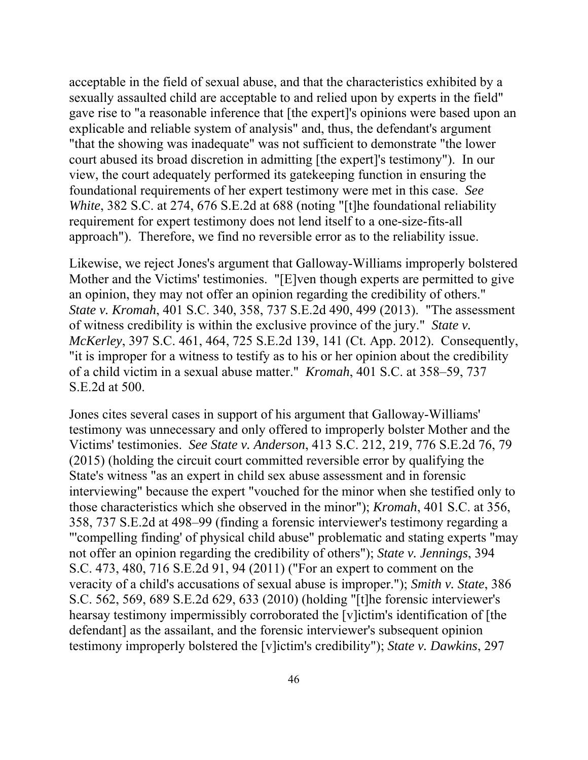acceptable in the field of sexual abuse, and that the characteristics exhibited by a sexually assaulted child are acceptable to and relied upon by experts in the field" gave rise to "a reasonable inference that [the expert]'s opinions were based upon an explicable and reliable system of analysis" and, thus, the defendant's argument "that the showing was inadequate" was not sufficient to demonstrate "the lower court abused its broad discretion in admitting [the expert]'s testimony"). In our view, the court adequately performed its gatekeeping function in ensuring the foundational requirements of her expert testimony were met in this case. *See White*, 382 S.C. at 274, 676 S.E.2d at 688 (noting "[t]he foundational reliability requirement for expert testimony does not lend itself to a one-size-fits-all approach"). Therefore, we find no reversible error as to the reliability issue.

Likewise, we reject Jones's argument that Galloway-Williams improperly bolstered Mother and the Victims' testimonies. "[E]ven though experts are permitted to give an opinion, they may not offer an opinion regarding the credibility of others." *State v. Kromah*, 401 S.C. 340, 358, 737 S.E.2d 490, 499 (2013). "The assessment of witness credibility is within the exclusive province of the jury." *State v. McKerley*, 397 S.C. 461, 464, 725 S.E.2d 139, 141 (Ct. App. 2012). Consequently, "it is improper for a witness to testify as to his or her opinion about the credibility of a child victim in a sexual abuse matter." *Kromah*, 401 S.C. at 358–59, 737 S.E.2d at 500.

Jones cites several cases in support of his argument that Galloway-Williams' testimony was unnecessary and only offered to improperly bolster Mother and the Victims' testimonies. *See State v. Anderson*, 413 S.C. 212, 219, 776 S.E.2d 76, 79 (2015) (holding the circuit court committed reversible error by qualifying the State's witness "as an expert in child sex abuse assessment and in forensic interviewing" because the expert "vouched for the minor when she testified only to those characteristics which she observed in the minor"); *Kromah*, 401 S.C. at 356, 358, 737 S.E.2d at 498–99 (finding a forensic interviewer's testimony regarding a "'compelling finding' of physical child abuse" problematic and stating experts "may not offer an opinion regarding the credibility of others"); *State v. Jennings*, 394 S.C. 473, 480, 716 S.E.2d 91, 94 (2011) ("For an expert to comment on the veracity of a child's accusations of sexual abuse is improper."); *Smith v. State*, 386 S.C. 562, 569, 689 S.E.2d 629, 633 (2010) (holding "[t]he forensic interviewer's hearsay testimony impermissibly corroborated the [v]ictim's identification of [the defendant] as the assailant, and the forensic interviewer's subsequent opinion testimony improperly bolstered the [v]ictim's credibility"); *State v. Dawkins*, 297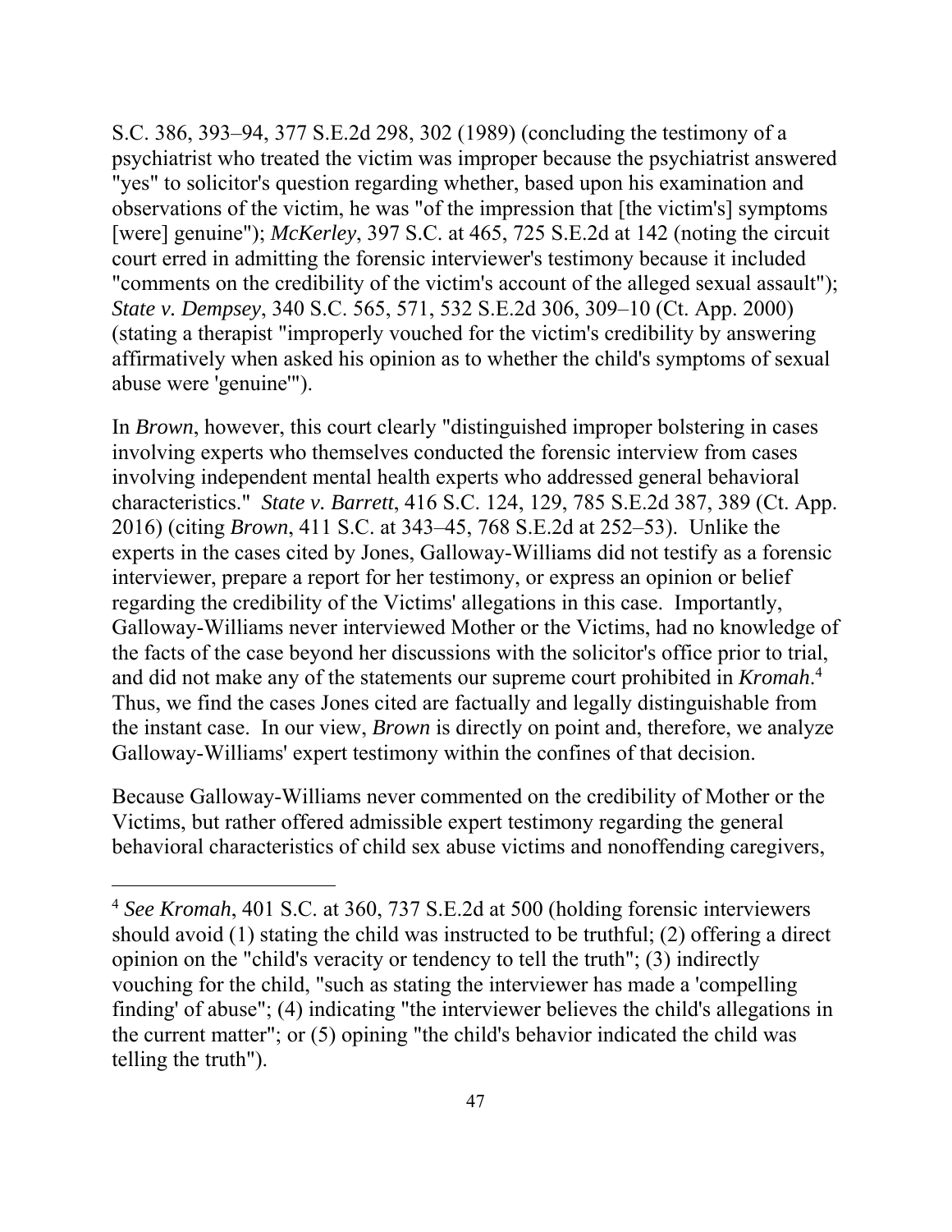S.C. 386, 393–94, 377 S.E.2d 298, 302 (1989) (concluding the testimony of a psychiatrist who treated the victim was improper because the psychiatrist answered "yes" to solicitor's question regarding whether, based upon his examination and observations of the victim, he was "of the impression that [the victim's] symptoms [were] genuine"); *McKerley*, 397 S.C. at 465, 725 S.E.2d at 142 (noting the circuit court erred in admitting the forensic interviewer's testimony because it included "comments on the credibility of the victim's account of the alleged sexual assault"); *State v. Dempsey*, 340 S.C. 565, 571, 532 S.E.2d 306, 309–10 (Ct. App. 2000) (stating a therapist "improperly vouched for the victim's credibility by answering affirmatively when asked his opinion as to whether the child's symptoms of sexual abuse were 'genuine'").

In *Brown*, however, this court clearly "distinguished improper bolstering in cases involving experts who themselves conducted the forensic interview from cases involving independent mental health experts who addressed general behavioral characteristics." *State v. Barrett*, 416 S.C. 124, 129, 785 S.E.2d 387, 389 (Ct. App. 2016) (citing *Brown*, 411 S.C. at 343–45, 768 S.E.2d at 252–53). Unlike the experts in the cases cited by Jones, Galloway-Williams did not testify as a forensic interviewer, prepare a report for her testimony, or express an opinion or belief regarding the credibility of the Victims' allegations in this case. Importantly, Galloway-Williams never interviewed Mother or the Victims, had no knowledge of the facts of the case beyond her discussions with the solicitor's office prior to trial, and did not make any of the statements our supreme court prohibited in *Kromah*.[4] Thus, we find the cases Jones cited are factually and legally distinguishable from the instant case. In our view, *Brown* is directly on point and, therefore, we analyze Galloway-Williams' expert testimony within the confines of that decision.

Because Galloway-Williams never commented on the credibility of Mother or the Victims, but rather offered admissible expert testimony regarding the general behavioral characteristics of child sex abuse victims and nonoffending caregivers,

---

[4] *See Kromah*, 401 S.C. at 360, 737 S.E.2d at 500 (holding forensic interviewers should avoid (1) stating the child was instructed to be truthful; (2) offering a direct opinion on the "child's veracity or tendency to tell the truth"; (3) indirectly vouching for the child, "such as stating the interviewer has made a 'compelling finding' of abuse"; (4) indicating "the interviewer believes the child's allegations in the current matter"; or (5) opining "the child's behavior indicated the child was telling the truth").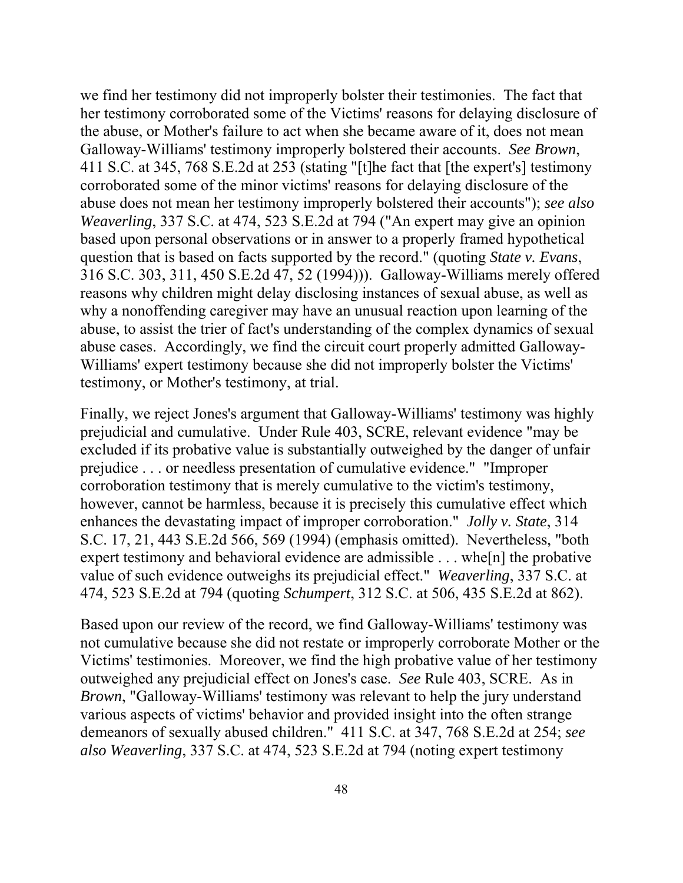we find her testimony did not improperly bolster their testimonies. The fact that her testimony corroborated some of the Victims' reasons for delaying disclosure of the abuse, or Mother's failure to act when she became aware of it, does not mean Galloway-Williams' testimony improperly bolstered their accounts. *See Brown*, 411 S.C. at 345, 768 S.E.2d at 253 (stating "[t]he fact that [the expert's] testimony corroborated some of the minor victims' reasons for delaying disclosure of the abuse does not mean her testimony improperly bolstered their accounts"); *see also Weaverling*, 337 S.C. at 474, 523 S.E.2d at 794 ("An expert may give an opinion based upon personal observations or in answer to a properly framed hypothetical question that is based on facts supported by the record." (quoting *State v. Evans*, 316 S.C. 303, 311, 450 S.E.2d 47, 52 (1994))). Galloway-Williams merely offered reasons why children might delay disclosing instances of sexual abuse, as well as why a nonoffending caregiver may have an unusual reaction upon learning of the abuse, to assist the trier of fact's understanding of the complex dynamics of sexual abuse cases. Accordingly, we find the circuit court properly admitted Galloway-Williams' expert testimony because she did not improperly bolster the Victims' testimony, or Mother's testimony, at trial.

Finally, we reject Jones's argument that Galloway-Williams' testimony was highly prejudicial and cumulative. Under Rule 403, SCRE, relevant evidence "may be excluded if its probative value is substantially outweighed by the danger of unfair prejudice . . . or needless presentation of cumulative evidence." "Improper corroboration testimony that is merely cumulative to the victim's testimony, however, cannot be harmless, because it is precisely this cumulative effect which enhances the devastating impact of improper corroboration." *Jolly v. State*, 314 S.C. 17, 21, 443 S.E.2d 566, 569 (1994) (emphasis omitted). Nevertheless, "both expert testimony and behavioral evidence are admissible . . . whe[n] the probative value of such evidence outweighs its prejudicial effect." *Weaverling*, 337 S.C. at 474, 523 S.E.2d at 794 (quoting *Schumpert*, 312 S.C. at 506, 435 S.E.2d at 862).

Based upon our review of the record, we find Galloway-Williams' testimony was not cumulative because she did not restate or improperly corroborate Mother or the Victims' testimonies. Moreover, we find the high probative value of her testimony outweighed any prejudicial effect on Jones's case. *See* Rule 403, SCRE. As in *Brown*, "Galloway-Williams' testimony was relevant to help the jury understand various aspects of victims' behavior and provided insight into the often strange demeanors of sexually abused children." 411 S.C. at 347, 768 S.E.2d at 254; *see also Weaverling*, 337 S.C. at 474, 523 S.E.2d at 794 (noting expert testimony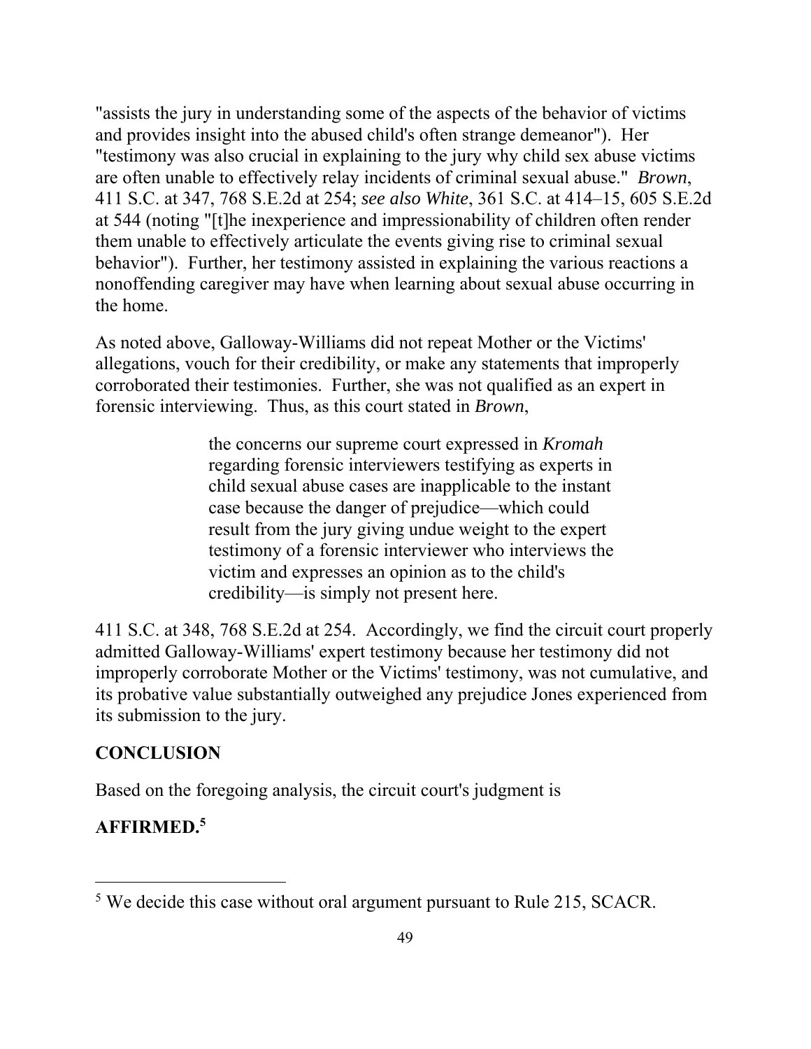"assists the jury in understanding some of the aspects of the behavior of victims and provides insight into the abused child's often strange demeanor"). Her "testimony was also crucial in explaining to the jury why child sex abuse victims are often unable to effectively relay incidents of criminal sexual abuse." *Brown*, 411 S.C. at 347, 768 S.E.2d at 254; *see also White*, 361 S.C. at 414–15, 605 S.E.2d at 544 (noting "[t]he inexperience and impressionability of children often render them unable to effectively articulate the events giving rise to criminal sexual behavior"). Further, her testimony assisted in explaining the various reactions a nonoffending caregiver may have when learning about sexual abuse occurring in the home.

As noted above, Galloway-Williams did not repeat Mother or the Victims' allegations, vouch for their credibility, or make any statements that improperly corroborated their testimonies. Further, she was not qualified as an expert in forensic interviewing. Thus, as this court stated in *Brown*,

> the concerns our supreme court expressed in *Kromah* regarding forensic interviewers testifying as experts in child sexual abuse cases are inapplicable to the instant case because the danger of prejudice—which could result from the jury giving undue weight to the expert testimony of a forensic interviewer who interviews the victim and expresses an opinion as to the child's credibility—is simply not present here.

411 S.C. at 348, 768 S.E.2d at 254. Accordingly, we find the circuit court properly admitted Galloway-Williams' expert testimony because her testimony did not improperly corroborate Mother or the Victims' testimony, was not cumulative, and its probative value substantially outweighed any prejudice Jones experienced from its submission to the jury.

## CONCLUSION

Based on the foregoing analysis, the circuit court's judgment is

**AFFIRMED.**[5]

---

[5] We decide this case without oral argument pursuant to Rule 215, SCACR.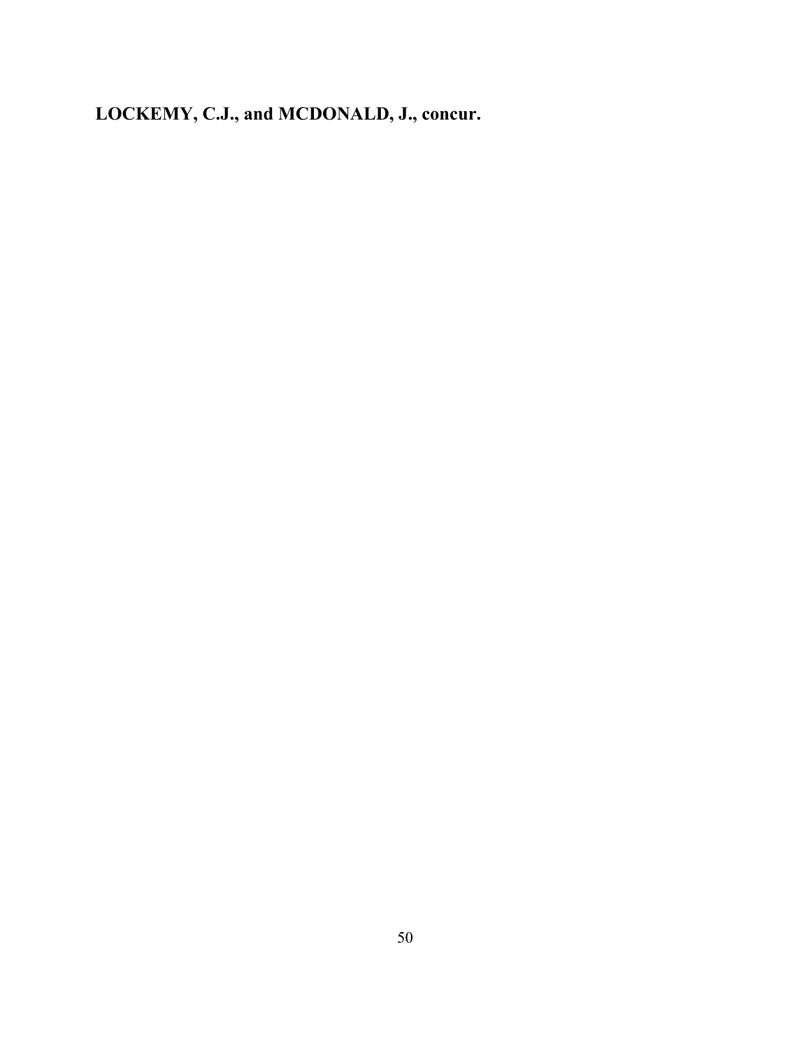**LOCKEMY, C.J., and MCDONALD, J., concur.**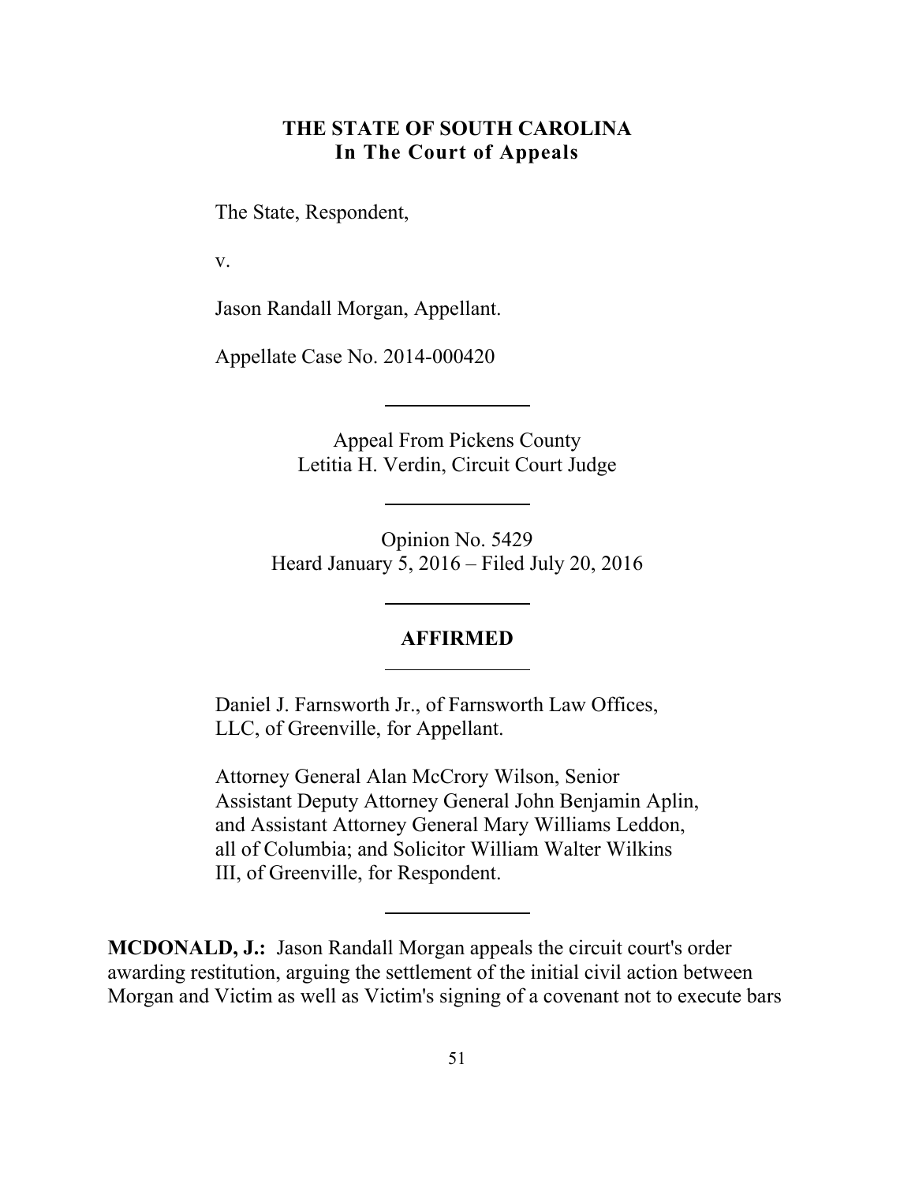**THE STATE OF SOUTH CAROLINA**
**In The Court of Appeals**

The State, Respondent,

v.

Jason Randall Morgan, Appellant.

Appellate Case No. 2014-000420

---

Appeal From Pickens County
Letitia H. Verdin, Circuit Court Judge

---

Opinion No. 5429
Heard January 5, 2016 – Filed July 20, 2016

---

**AFFIRMED**

---

Daniel J. Farnsworth Jr., of Farnsworth Law Offices, LLC, of Greenville, for Appellant.

Attorney General Alan McCrory Wilson, Senior Assistant Deputy Attorney General John Benjamin Aplin, and Assistant Attorney General Mary Williams Leddon, all of Columbia; and Solicitor William Walter Wilkins III, of Greenville, for Respondent.

---

**MCDONALD, J.:** Jason Randall Morgan appeals the circuit court's order awarding restitution, arguing the settlement of the initial civil action between Morgan and Victim as well as Victim's signing of a covenant not to execute bars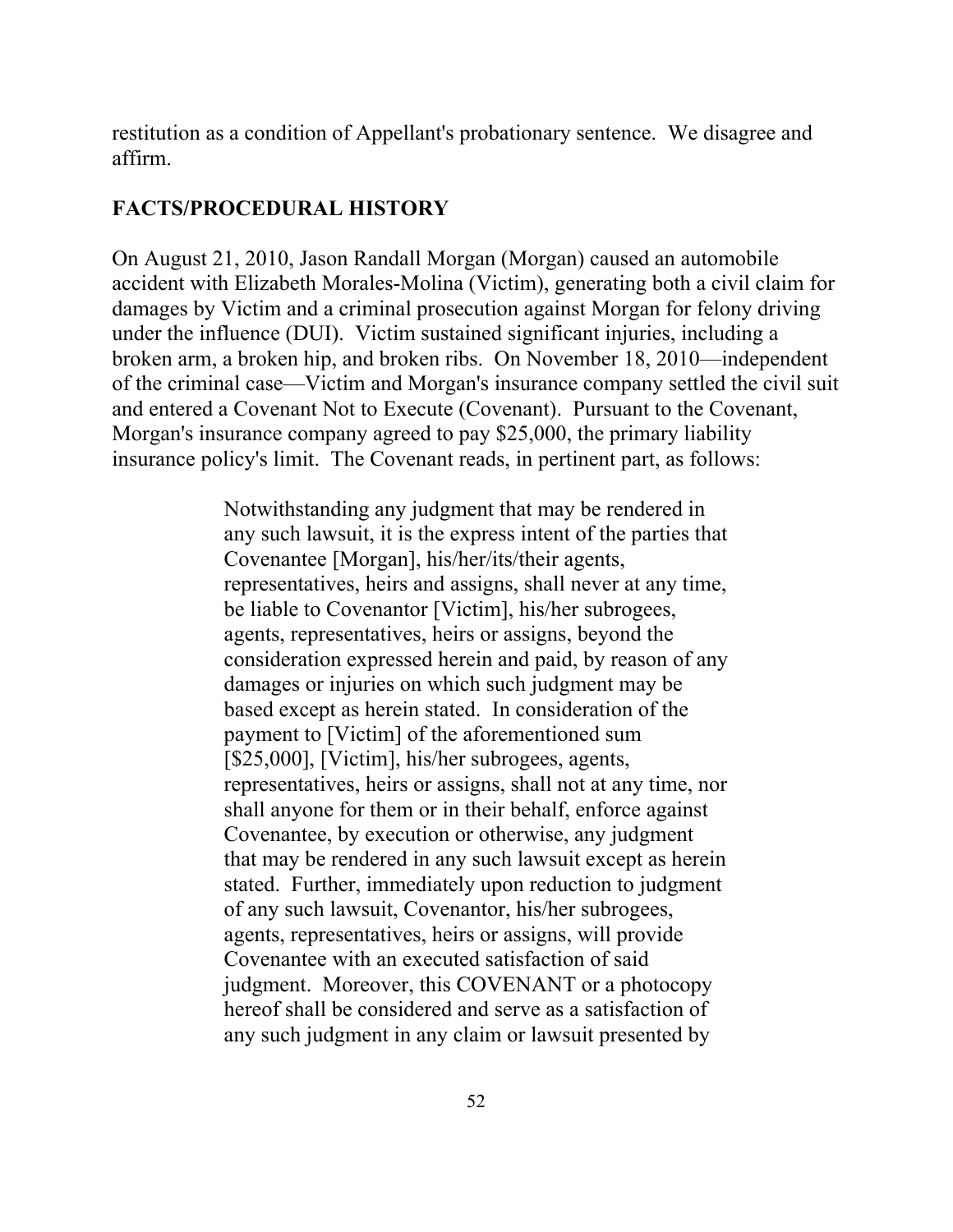restitution as a condition of Appellant's probationary sentence. We disagree and affirm.

## FACTS/PROCEDURAL HISTORY

On August 21, 2010, Jason Randall Morgan (Morgan) caused an automobile accident with Elizabeth Morales-Molina (Victim), generating both a civil claim for damages by Victim and a criminal prosecution against Morgan for felony driving under the influence (DUI). Victim sustained significant injuries, including a broken arm, a broken hip, and broken ribs. On November 18, 2010—independent of the criminal case—Victim and Morgan's insurance company settled the civil suit and entered a Covenant Not to Execute (Covenant). Pursuant to the Covenant, Morgan's insurance company agreed to pay $25,000, the primary liability insurance policy's limit. The Covenant reads, in pertinent part, as follows:

> Notwithstanding any judgment that may be rendered in any such lawsuit, it is the express intent of the parties that Covenantee [Morgan], his/her/its/their agents, representatives, heirs and assigns, shall never at any time, be liable to Covenantor [Victim], his/her subrogees, agents, representatives, heirs or assigns, beyond the consideration expressed herein and paid, by reason of any damages or injuries on which such judgment may be based except as herein stated. In consideration of the payment to [Victim] of the aforementioned sum [$25,000], [Victim], his/her subrogees, agents, representatives, heirs or assigns, shall not at any time, nor shall anyone for them or in their behalf, enforce against Covenantee, by execution or otherwise, any judgment that may be rendered in any such lawsuit except as herein stated. Further, immediately upon reduction to judgment of any such lawsuit, Covenantor, his/her subrogees, agents, representatives, heirs or assigns, will provide Covenantee with an executed satisfaction of said judgment. Moreover, this COVENANT or a photocopy hereof shall be considered and serve as a satisfaction of any such judgment in any claim or lawsuit presented by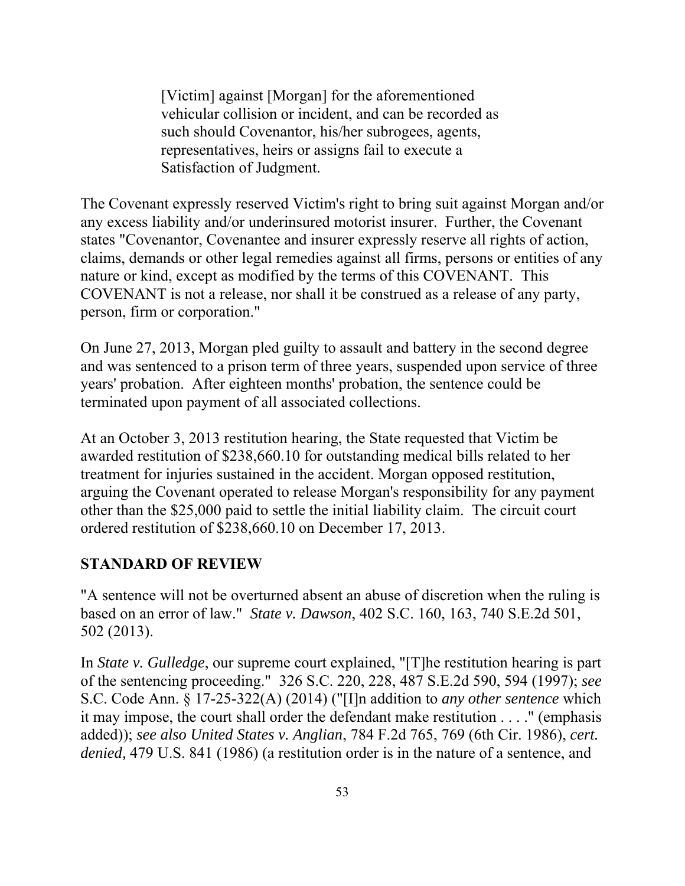> [Victim] against [Morgan] for the aforementioned vehicular collision or incident, and can be recorded as such should Covenantor, his/her subrogees, agents, representatives, heirs or assigns fail to execute a Satisfaction of Judgment.

The Covenant expressly reserved Victim's right to bring suit against Morgan and/or any excess liability and/or underinsured motorist insurer. Further, the Covenant states "Covenantor, Covenantee and insurer expressly reserve all rights of action, claims, demands or other legal remedies against all firms, persons or entities of any nature or kind, except as modified by the terms of this COVENANT. This COVENANT is not a release, nor shall it be construed as a release of any party, person, firm or corporation."

On June 27, 2013, Morgan pled guilty to assault and battery in the second degree and was sentenced to a prison term of three years, suspended upon service of three years' probation. After eighteen months' probation, the sentence could be terminated upon payment of all associated collections.

At an October 3, 2013 restitution hearing, the State requested that Victim be awarded restitution of $238,660.10 for outstanding medical bills related to her treatment for injuries sustained in the accident. Morgan opposed restitution, arguing the Covenant operated to release Morgan's responsibility for any payment other than the $25,000 paid to settle the initial liability claim. The circuit court ordered restitution of $238,660.10 on December 17, 2013.

## STANDARD OF REVIEW

"A sentence will not be overturned absent an abuse of discretion when the ruling is based on an error of law." *State v. Dawson*, 402 S.C. 160, 163, 740 S.E.2d 501, 502 (2013).

In *State v. Gulledge*, our supreme court explained, "[T]he restitution hearing is part of the sentencing proceeding." 326 S.C. 220, 228, 487 S.E.2d 590, 594 (1997); *see* S.C. Code Ann. § 17-25-322(A) (2014) ("[I]n addition to *any other sentence* which it may impose, the court shall order the defendant make restitution . . . ." (emphasis added)); *see also United States v. Anglian*, 784 F.2d 765, 769 (6th Cir. 1986), *cert. denied,* 479 U.S. 841 (1986) (a restitution order is in the nature of a sentence, and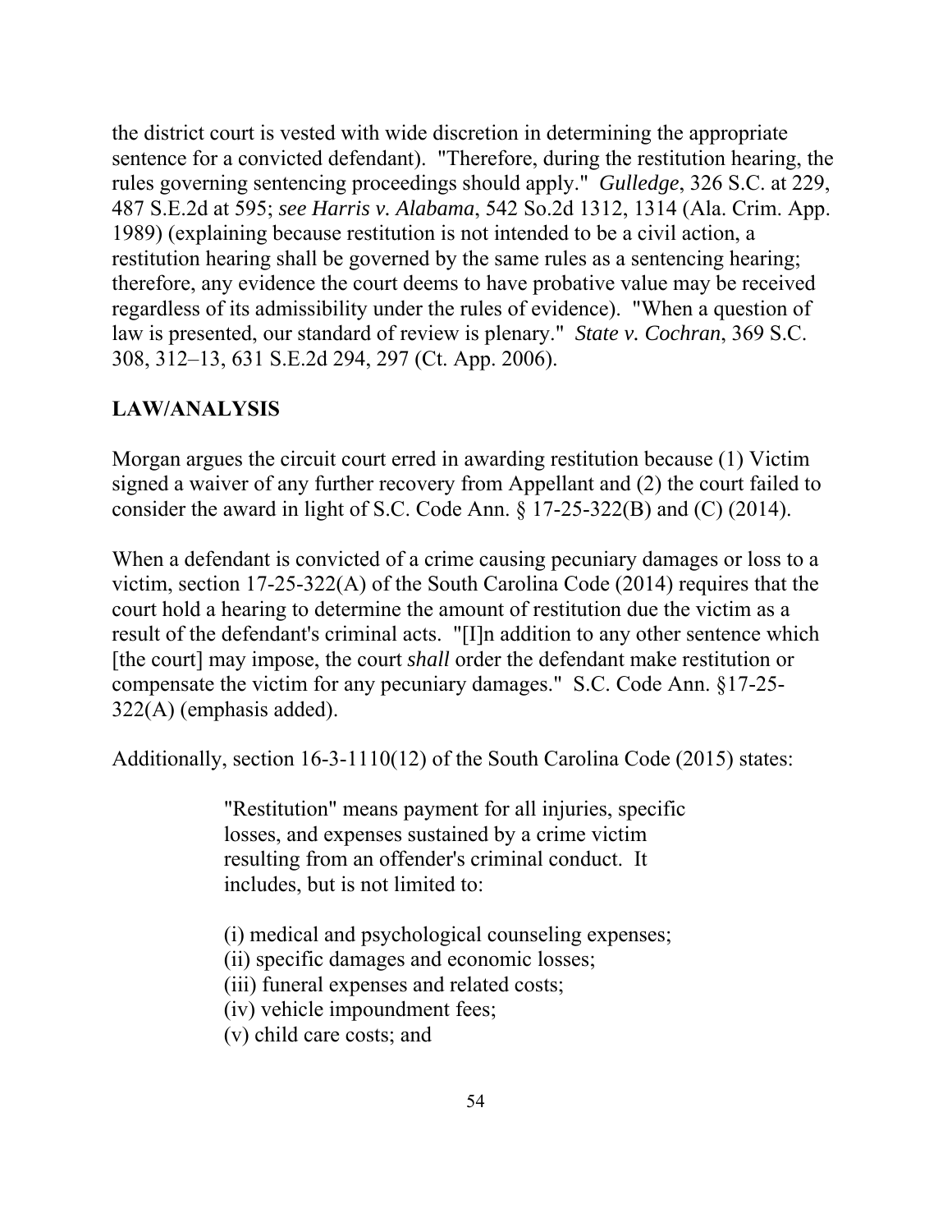the district court is vested with wide discretion in determining the appropriate sentence for a convicted defendant). "Therefore, during the restitution hearing, the rules governing sentencing proceedings should apply." *Gulledge*, 326 S.C. at 229, 487 S.E.2d at 595; *see Harris v. Alabama*, 542 So.2d 1312, 1314 (Ala. Crim. App. 1989) (explaining because restitution is not intended to be a civil action, a restitution hearing shall be governed by the same rules as a sentencing hearing; therefore, any evidence the court deems to have probative value may be received regardless of its admissibility under the rules of evidence). "When a question of law is presented, our standard of review is plenary." *State v. Cochran*, 369 S.C. 308, 312–13, 631 S.E.2d 294, 297 (Ct. App. 2006).

**LAW/ANALYSIS**

Morgan argues the circuit court erred in awarding restitution because (1) Victim signed a waiver of any further recovery from Appellant and (2) the court failed to consider the award in light of S.C. Code Ann. § 17-25-322(B) and (C) (2014).

When a defendant is convicted of a crime causing pecuniary damages or loss to a victim, section 17-25-322(A) of the South Carolina Code (2014) requires that the court hold a hearing to determine the amount of restitution due the victim as a result of the defendant's criminal acts. "[I]n addition to any other sentence which [the court] may impose, the court *shall* order the defendant make restitution or compensate the victim for any pecuniary damages." S.C. Code Ann. §17-25-322(A) (emphasis added).

Additionally, section 16-3-1110(12) of the South Carolina Code (2015) states:

> "Restitution" means payment for all injuries, specific losses, and expenses sustained by a crime victim resulting from an offender's criminal conduct. It includes, but is not limited to:
>
> (i) medical and psychological counseling expenses;
> (ii) specific damages and economic losses;
> (iii) funeral expenses and related costs;
> (iv) vehicle impoundment fees;
> (v) child care costs; and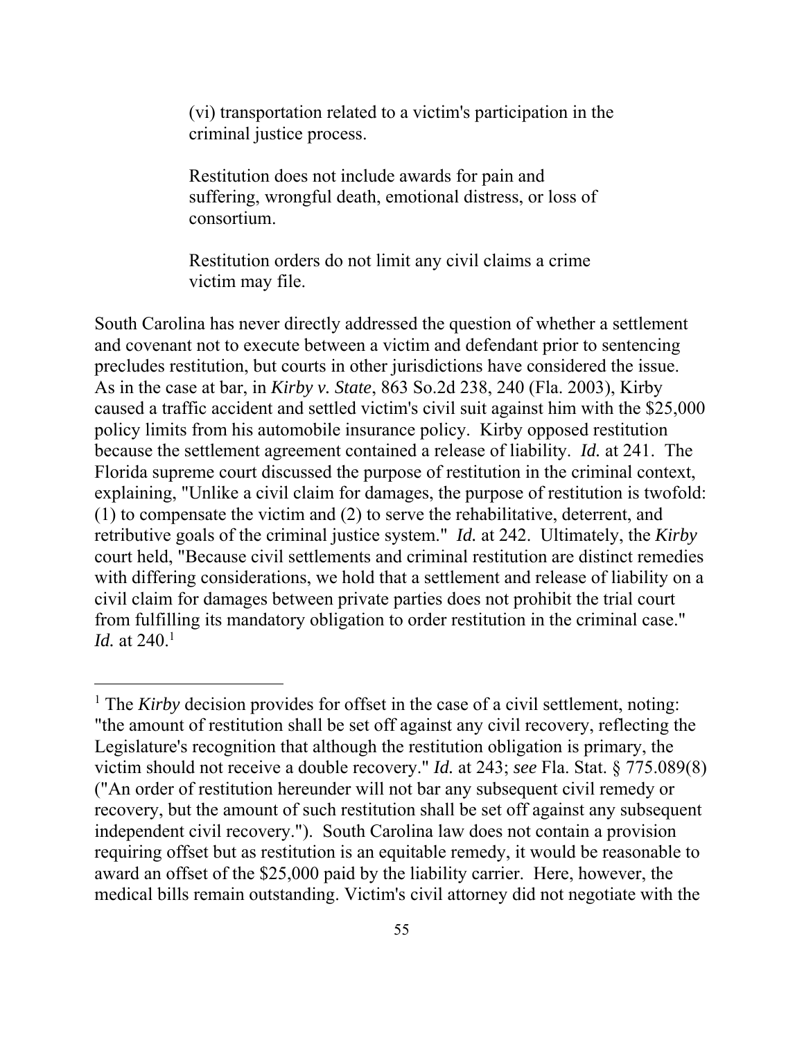> (vi) transportation related to a victim's participation in the criminal justice process.
>
> Restitution does not include awards for pain and suffering, wrongful death, emotional distress, or loss of consortium.
>
> Restitution orders do not limit any civil claims a crime victim may file.

South Carolina has never directly addressed the question of whether a settlement and covenant not to execute between a victim and defendant prior to sentencing precludes restitution, but courts in other jurisdictions have considered the issue. As in the case at bar, in *Kirby v. State*, 863 So.2d 238, 240 (Fla. 2003), Kirby caused a traffic accident and settled victim's civil suit against him with the $25,000 policy limits from his automobile insurance policy. Kirby opposed restitution because the settlement agreement contained a release of liability. *Id.* at 241. The Florida supreme court discussed the purpose of restitution in the criminal context, explaining, "Unlike a civil claim for damages, the purpose of restitution is twofold: (1) to compensate the victim and (2) to serve the rehabilitative, deterrent, and retributive goals of the criminal justice system." *Id.* at 242. Ultimately, the *Kirby* court held, "Because civil settlements and criminal restitution are distinct remedies with differing considerations, we hold that a settlement and release of liability on a civil claim for damages between private parties does not prohibit the trial court from fulfilling its mandatory obligation to order restitution in the criminal case." *Id.* at 240.[1]

---

[1] The *Kirby* decision provides for offset in the case of a civil settlement, noting: "the amount of restitution shall be set off against any civil recovery, reflecting the Legislature's recognition that although the restitution obligation is primary, the victim should not receive a double recovery." *Id.* at 243; *see* Fla. Stat. § 775.089(8) ("An order of restitution hereunder will not bar any subsequent civil remedy or recovery, but the amount of such restitution shall be set off against any subsequent independent civil recovery."). South Carolina law does not contain a provision requiring offset but as restitution is an equitable remedy, it would be reasonable to award an offset of the $25,000 paid by the liability carrier. Here, however, the medical bills remain outstanding. Victim's civil attorney did not negotiate with the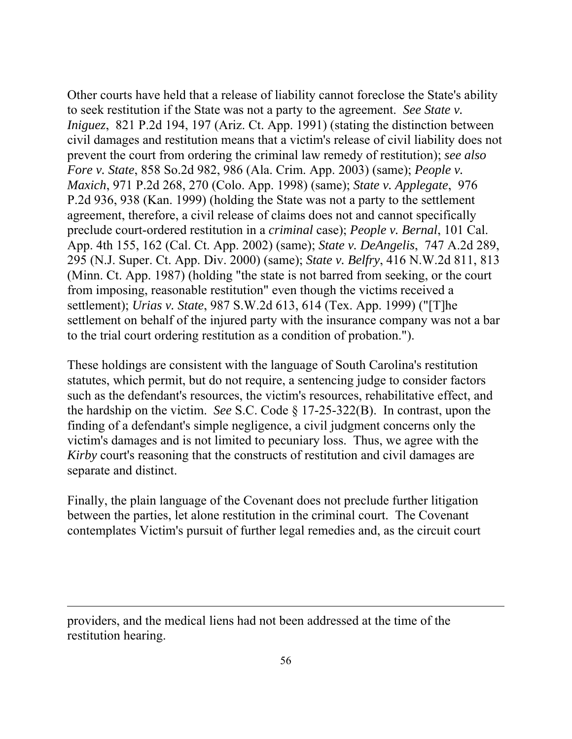Other courts have held that a release of liability cannot foreclose the State's ability to seek restitution if the State was not a party to the agreement. *See State v. Iniguez*, 821 P.2d 194, 197 (Ariz. Ct. App. 1991) (stating the distinction between civil damages and restitution means that a victim's release of civil liability does not prevent the court from ordering the criminal law remedy of restitution); *see also Fore v. State*, 858 So.2d 982, 986 (Ala. Crim. App. 2003) (same); *People v. Maxich*, 971 P.2d 268, 270 (Colo. App. 1998) (same); *State v. Applegate*, 976 P.2d 936, 938 (Kan. 1999) (holding the State was not a party to the settlement agreement, therefore, a civil release of claims does not and cannot specifically preclude court-ordered restitution in a *criminal* case); *People v. Bernal*, 101 Cal. App. 4th 155, 162 (Cal. Ct. App. 2002) (same); *State v. DeAngelis*, 747 A.2d 289, 295 (N.J. Super. Ct. App. Div. 2000) (same); *State v. Belfry*, 416 N.W.2d 811, 813 (Minn. Ct. App. 1987) (holding "the state is not barred from seeking, or the court from imposing, reasonable restitution" even though the victims received a settlement); *Urias v. State*, 987 S.W.2d 613, 614 (Tex. App. 1999) ("[T]he settlement on behalf of the injured party with the insurance company was not a bar to the trial court ordering restitution as a condition of probation.").

These holdings are consistent with the language of South Carolina's restitution statutes, which permit, but do not require, a sentencing judge to consider factors such as the defendant's resources, the victim's resources, rehabilitative effect, and the hardship on the victim. *See* S.C. Code § 17-25-322(B). In contrast, upon the finding of a defendant's simple negligence, a civil judgment concerns only the victim's damages and is not limited to pecuniary loss. Thus, we agree with the *Kirby* court's reasoning that the constructs of restitution and civil damages are separate and distinct.

Finally, the plain language of the Covenant does not preclude further litigation between the parties, let alone restitution in the criminal court. The Covenant contemplates Victim's pursuit of further legal remedies and, as the circuit court

---

providers, and the medical liens had not been addressed at the time of the restitution hearing.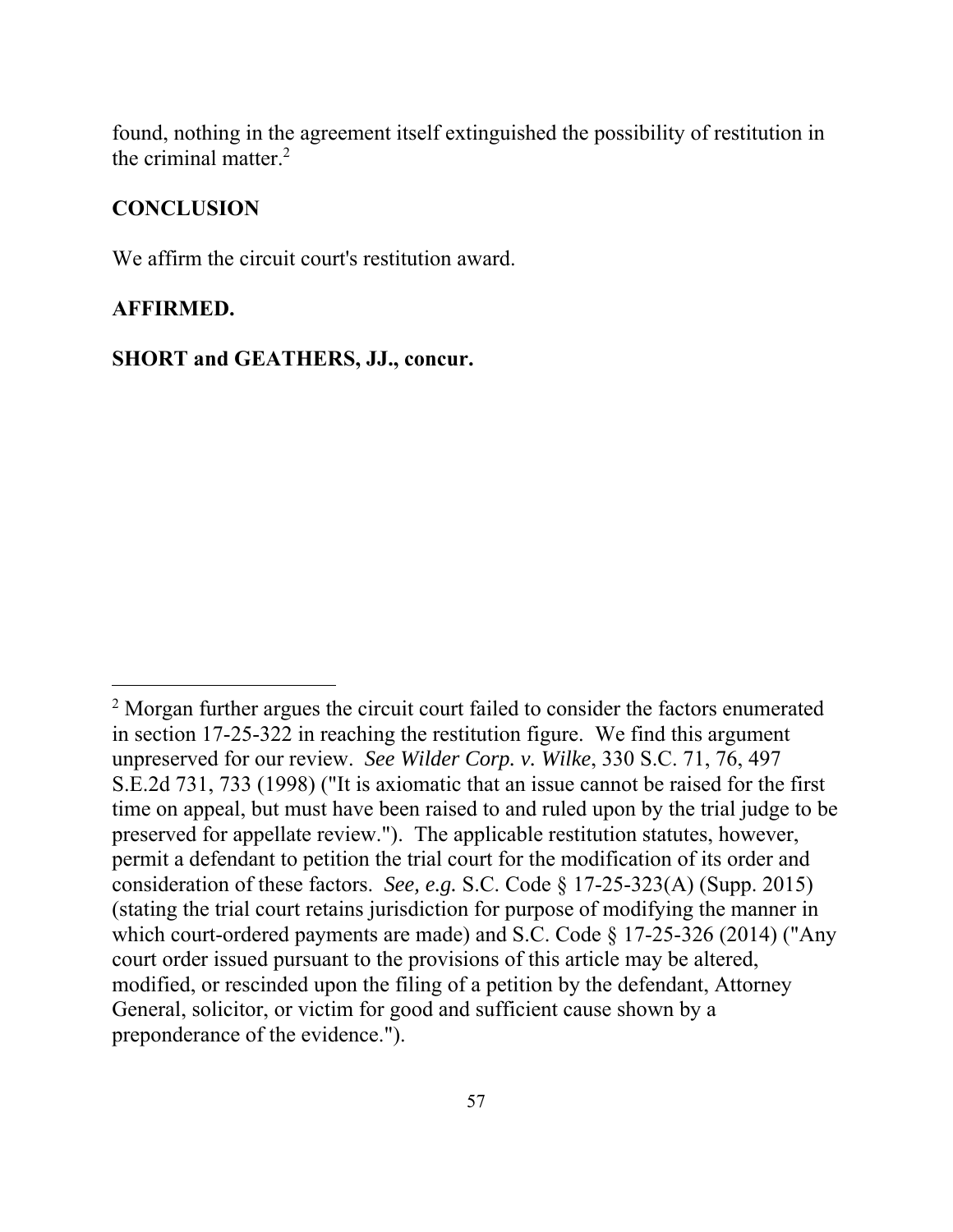found, nothing in the agreement itself extinguished the possibility of restitution in the criminal matter.[2]

## CONCLUSION

We affirm the circuit court's restitution award.

**AFFIRMED.**

**SHORT and GEATHERS, JJ., concur.**

---

[2] Morgan further argues the circuit court failed to consider the factors enumerated in section 17-25-322 in reaching the restitution figure. We find this argument unpreserved for our review. *See Wilder Corp. v. Wilke*, 330 S.C. 71, 76, 497 S.E.2d 731, 733 (1998) ("It is axiomatic that an issue cannot be raised for the first time on appeal, but must have been raised to and ruled upon by the trial judge to be preserved for appellate review."). The applicable restitution statutes, however, permit a defendant to petition the trial court for the modification of its order and consideration of these factors. *See, e.g.* S.C. Code § 17-25-323(A) (Supp. 2015) (stating the trial court retains jurisdiction for purpose of modifying the manner in which court-ordered payments are made) and S.C. Code § 17-25-326 (2014) ("Any court order issued pursuant to the provisions of this article may be altered, modified, or rescinded upon the filing of a petition by the defendant, Attorney General, solicitor, or victim for good and sufficient cause shown by a preponderance of the evidence.").